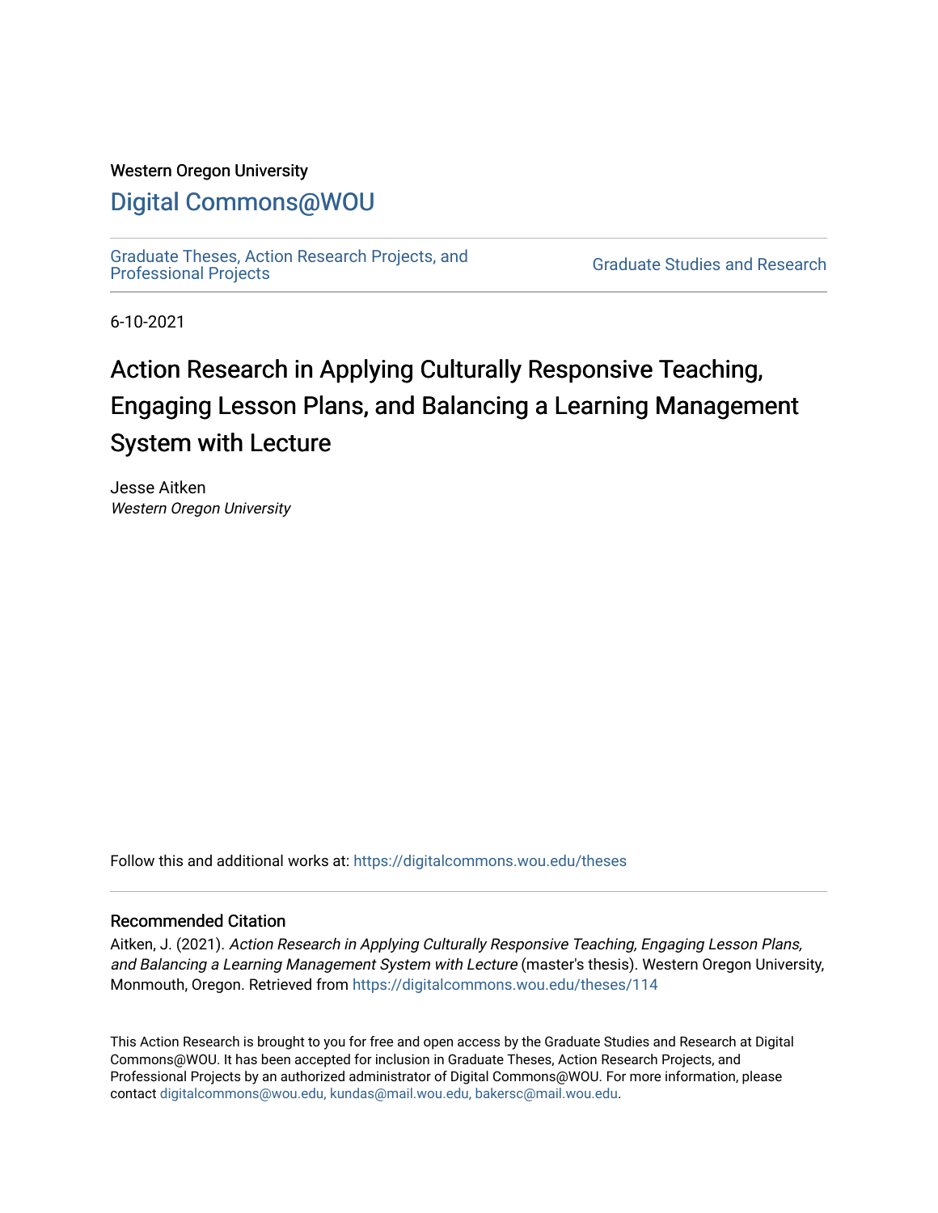Western Oregon University

# Digital Commons@WOU

Graduate Theses, Action Research Projects, and Professional Projects

Graduate Studies and Research

6-10-2021

# Action Research in Applying Culturally Responsive Teaching, Engaging Lesson Plans, and Balancing a Learning Management System with Lecture

Jesse Aitken
*Western Oregon University*

Follow this and additional works at: https://digitalcommons.wou.edu/theses

## Recommended Citation

Aitken, J. (2021). *Action Research in Applying Culturally Responsive Teaching, Engaging Lesson Plans, and Balancing a Learning Management System with Lecture* (master's thesis). Western Oregon University, Monmouth, Oregon. Retrieved from https://digitalcommons.wou.edu/theses/114

This Action Research is brought to you for free and open access by the Graduate Studies and Research at Digital Commons@WOU. It has been accepted for inclusion in Graduate Theses, Action Research Projects, and Professional Projects by an authorized administrator of Digital Commons@WOU. For more information, please contact digitalcommons@wou.edu, kundas@mail.wou.edu, bakersc@mail.wou.edu.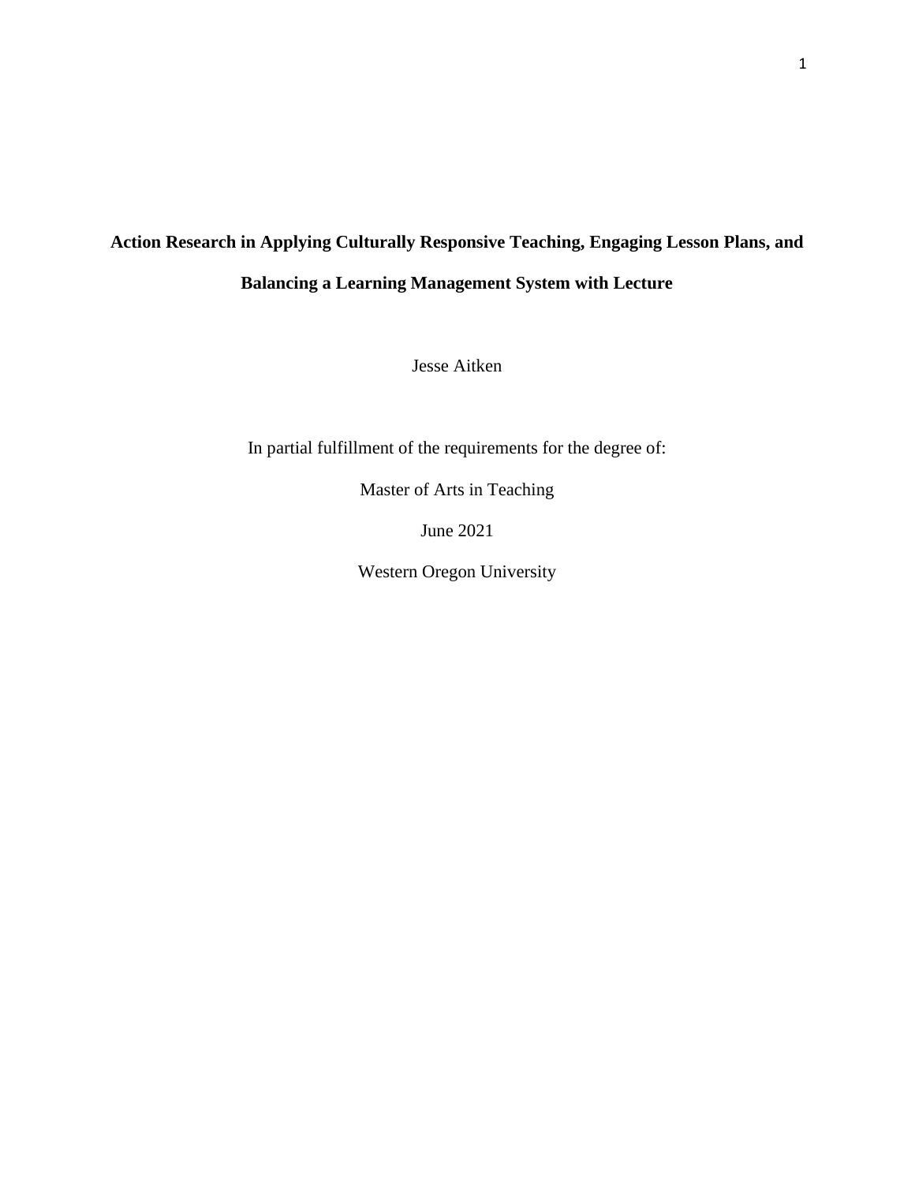# Action Research in Applying Culturally Responsive Teaching, Engaging Lesson Plans, and Balancing a Learning Management System with Lecture

Jesse Aitken

In partial fulfillment of the requirements for the degree of:

Master of Arts in Teaching

June 2021

Western Oregon University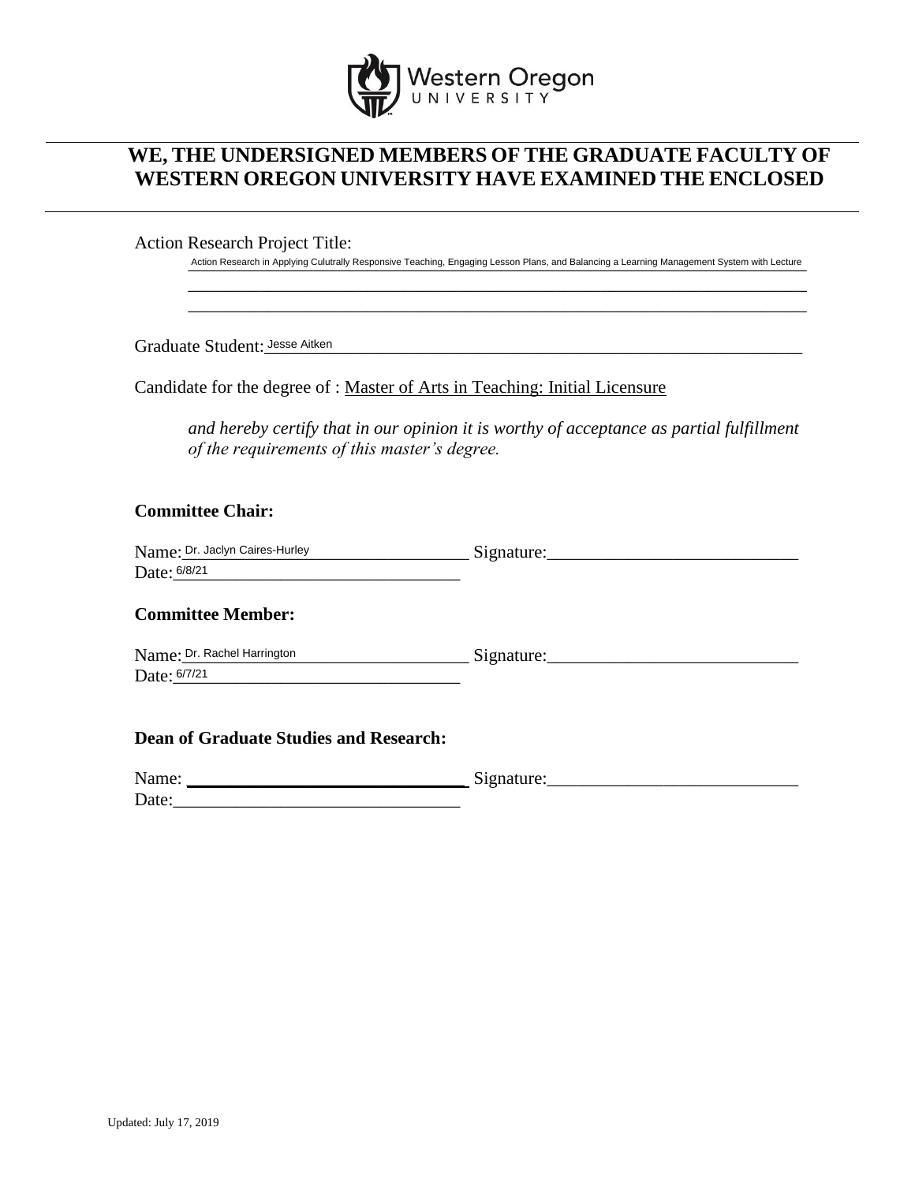Western Oregon UNIVERSITY

# WE, THE UNDERSIGNED MEMBERS OF THE GRADUATE FACULTY OF WESTERN OREGON UNIVERSITY HAVE EXAMINED THE ENCLOSED

Action Research Project Title:

Action Research in Applying Culutrally Responsive Teaching, Engaging Lesson Plans, and Balancing a Learning Management System with Lecture

Graduate Student: Jesse Aitken

Candidate for the degree of : Master of Arts in Teaching: Initial Licensure

*and hereby certify that in our opinion it is worthy of acceptance as partial fulfillment of the requirements of this master's degree.*

**Committee Chair:**

Name: Dr. Jaclyn Caires-Hurley Signature:\_\_\_\_\_\_\_\_\_\_\_\_\_\_\_\_\_\_\_\_\_\_\_\_\_\_\_\_
Date: 6/8/21

**Committee Member:**

Name: Dr. Rachel Harrington Signature:\_\_\_\_\_\_\_\_\_\_\_\_\_\_\_\_\_\_\_\_\_\_\_\_\_\_\_\_
Date: 6/7/21

**Dean of Graduate Studies and Research:**

Name: \_\_\_\_\_\_\_\_\_\_\_\_\_\_\_\_\_\_\_\_\_\_\_\_\_\_\_\_\_\_\_\_ Signature:\_\_\_\_\_\_\_\_\_\_\_\_\_\_\_\_\_\_\_\_\_\_\_\_\_\_\_\_
Date:\_\_\_\_\_\_\_\_\_\_\_\_\_\_\_\_\_\_\_\_\_\_\_\_\_\_\_\_\_\_\_\_

Updated: July 17, 2019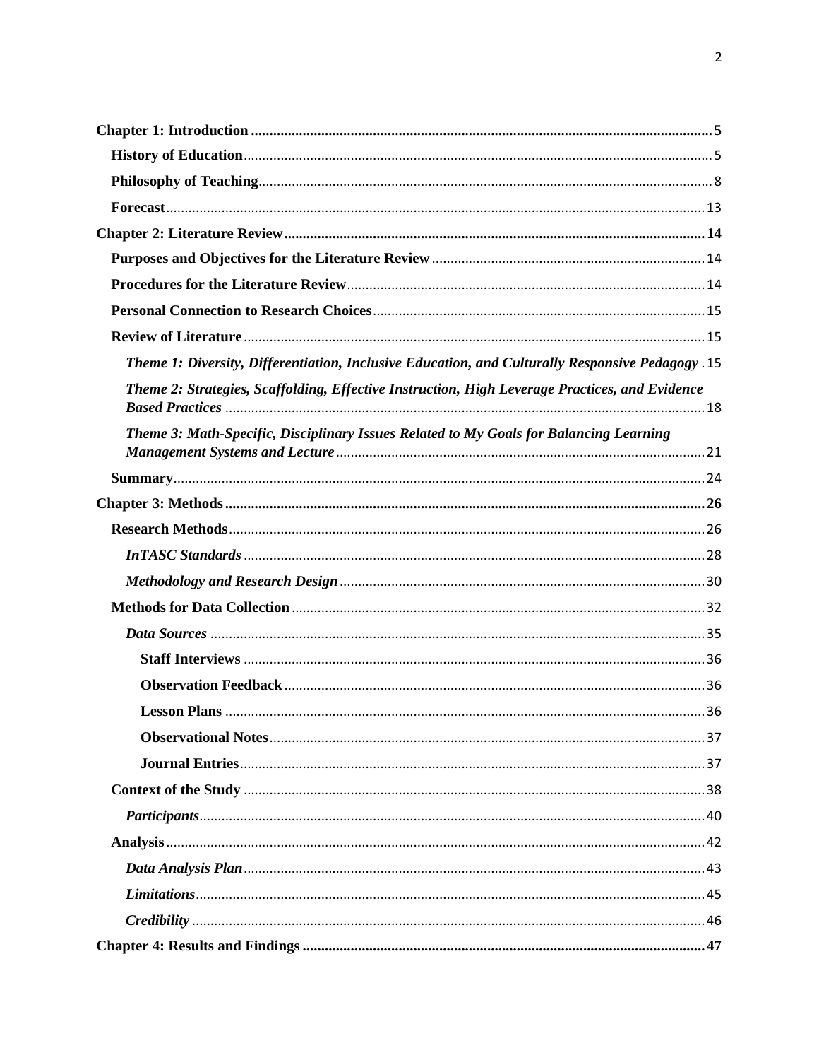**Chapter 1: Introduction** ..... 5

- **History of Education** ..... 5
- **Philosophy of Teaching** ..... 8
- **Forecast** ..... 13

**Chapter 2: Literature Review** ..... 14

- **Purposes and Objectives for the Literature Review** ..... 14
- **Procedures for the Literature Review** ..... 14
- **Personal Connection to Research Choices** ..... 15
- **Review of Literature** ..... 15
  - ***Theme 1: Diversity, Differentiation, Inclusive Education, and Culturally Responsive Pedagogy*** ..... 15
  - ***Theme 2: Strategies, Scaffolding, Effective Instruction, High Leverage Practices, and Evidence Based Practices*** ..... 18
  - ***Theme 3: Math-Specific, Disciplinary Issues Related to My Goals for Balancing Learning Management Systems and Lecture*** ..... 21
- **Summary** ..... 24

**Chapter 3: Methods** ..... 26

- **Research Methods** ..... 26
  - ***InTASC Standards*** ..... 28
  - ***Methodology and Research Design*** ..... 30
- **Methods for Data Collection** ..... 32
  - ***Data Sources*** ..... 35
    - **Staff Interviews** ..... 36
    - **Observation Feedback** ..... 36
    - **Lesson Plans** ..... 36
    - **Observational Notes** ..... 37
    - **Journal Entries** ..... 37
- **Context of the Study** ..... 38
  - ***Participants*** ..... 40
- **Analysis** ..... 42
  - ***Data Analysis Plan*** ..... 43
  - ***Limitations*** ..... 45
  - ***Credibility*** ..... 46

**Chapter 4: Results and Findings** ..... 47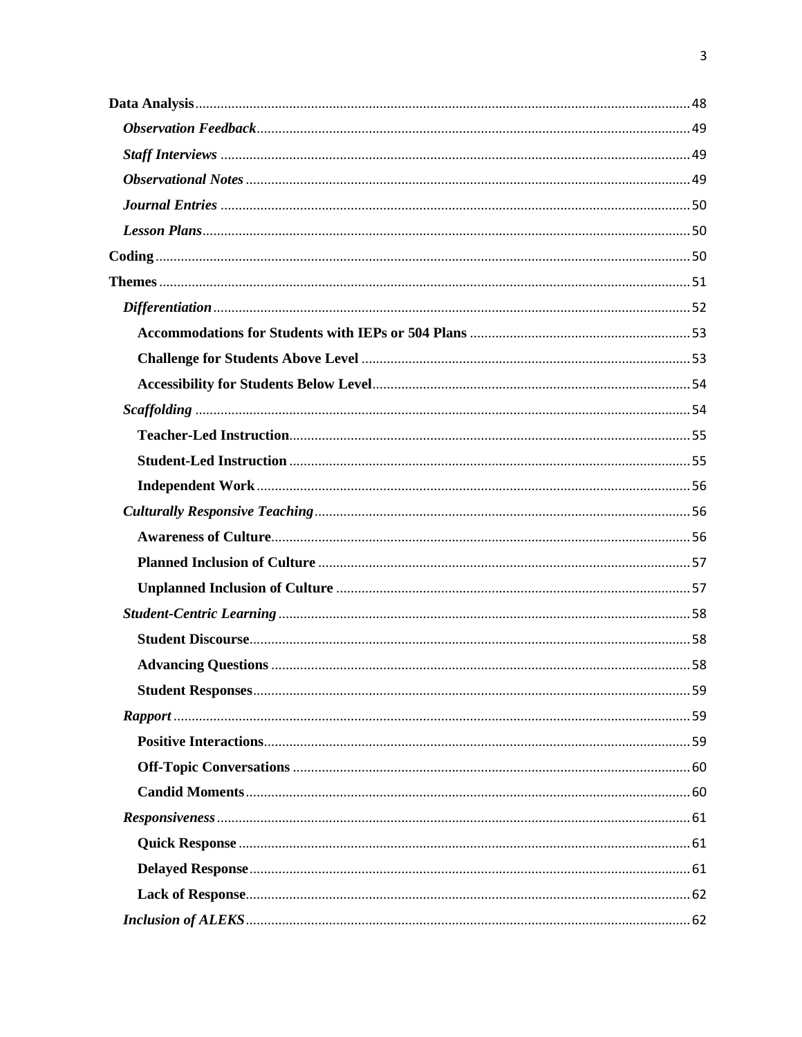**Data Analysis** ........ 48

*Observation Feedback* ........ 49

*Staff Interviews* ........ 49

*Observational Notes* ........ 49

*Journal Entries* ........ 50

*Lesson Plans* ........ 50

**Coding** ........ 50

**Themes** ........ 51

*Differentiation* ........ 52

**Accommodations for Students with IEPs or 504 Plans** ........ 53

**Challenge for Students Above Level** ........ 53

**Accessibility for Students Below Level** ........ 54

*Scaffolding* ........ 54

**Teacher-Led Instruction** ........ 55

**Student-Led Instruction** ........ 55

**Independent Work** ........ 56

*Culturally Responsive Teaching* ........ 56

**Awareness of Culture** ........ 56

**Planned Inclusion of Culture** ........ 57

**Unplanned Inclusion of Culture** ........ 57

*Student-Centric Learning* ........ 58

**Student Discourse** ........ 58

**Advancing Questions** ........ 58

**Student Responses** ........ 59

*Rapport* ........ 59

**Positive Interactions** ........ 59

**Off-Topic Conversations** ........ 60

**Candid Moments** ........ 60

*Responsiveness* ........ 61

**Quick Response** ........ 61

**Delayed Response** ........ 61

**Lack of Response** ........ 62

*Inclusion of ALEKS* ........ 62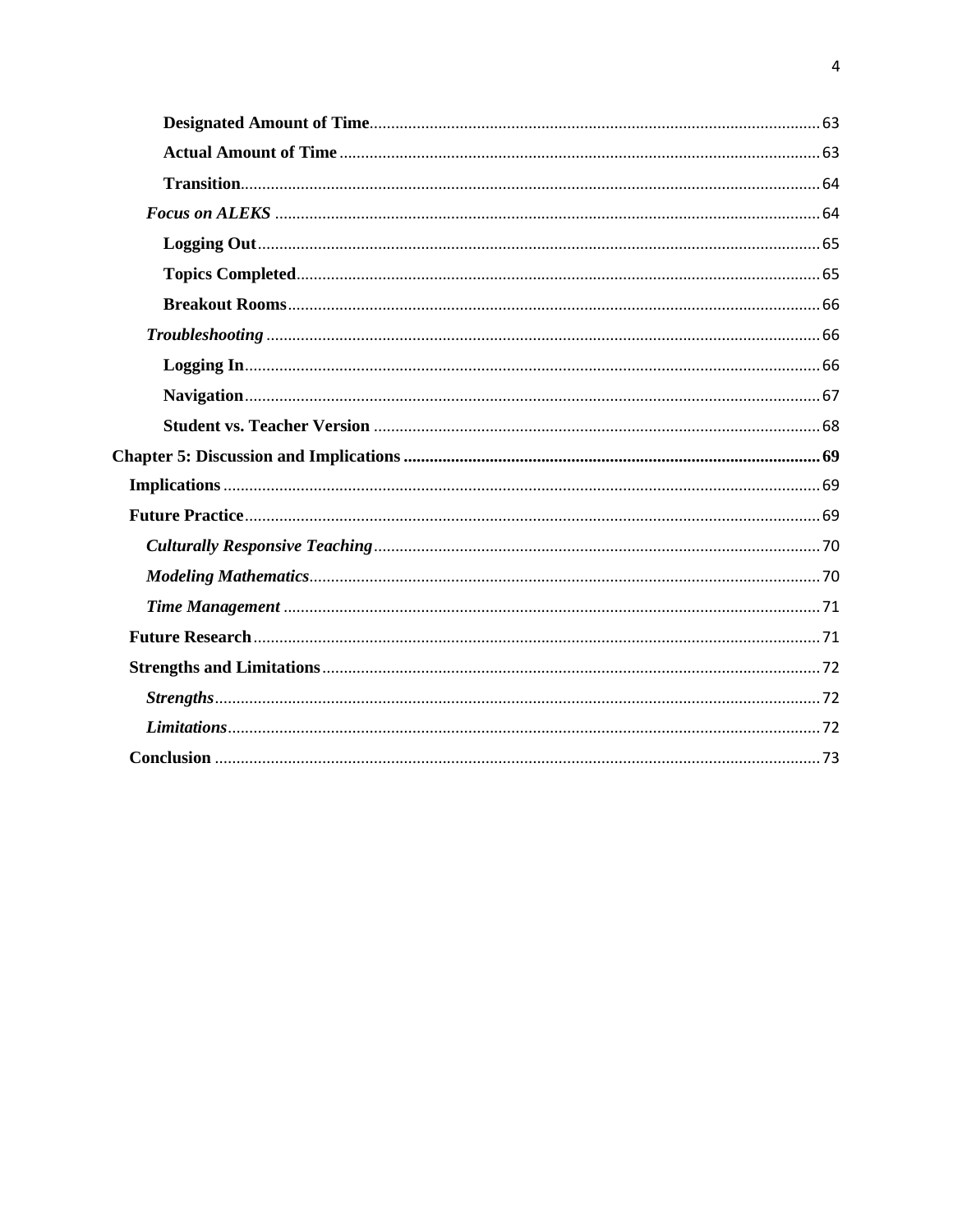**Designated Amount of Time** ........................................................................................................ 63

**Actual Amount of Time** ............................................................................................................... 63

**Transition** ...................................................................................................................................... 64

***Focus on ALEKS*** ................................................................................................................................. 64

**Logging Out** .................................................................................................................................. 65

**Topics Completed** ......................................................................................................................... 65

**Breakout Rooms** ........................................................................................................................... 66

***Troubleshooting*** ............................................................................................................................... 66

**Logging In** ..................................................................................................................................... 66

**Navigation** ..................................................................................................................................... 67

**Student vs. Teacher Version** ....................................................................................................... 68

**Chapter 5: Discussion and Implications** ................................................................................................ 69

**Implications** ........................................................................................................................................ 69

**Future Practice** .................................................................................................................................... 69

***Culturally Responsive Teaching*** ....................................................................................................... 70

***Modeling Mathematics*** ...................................................................................................................... 70

***Time Management*** ............................................................................................................................ 71

**Future Research** ................................................................................................................................... 71

**Strengths and Limitations** .................................................................................................................. 72

***Strengths*** ........................................................................................................................................... 72

***Limitations*** ........................................................................................................................................ 72

**Conclusion** ........................................................................................................................................... 73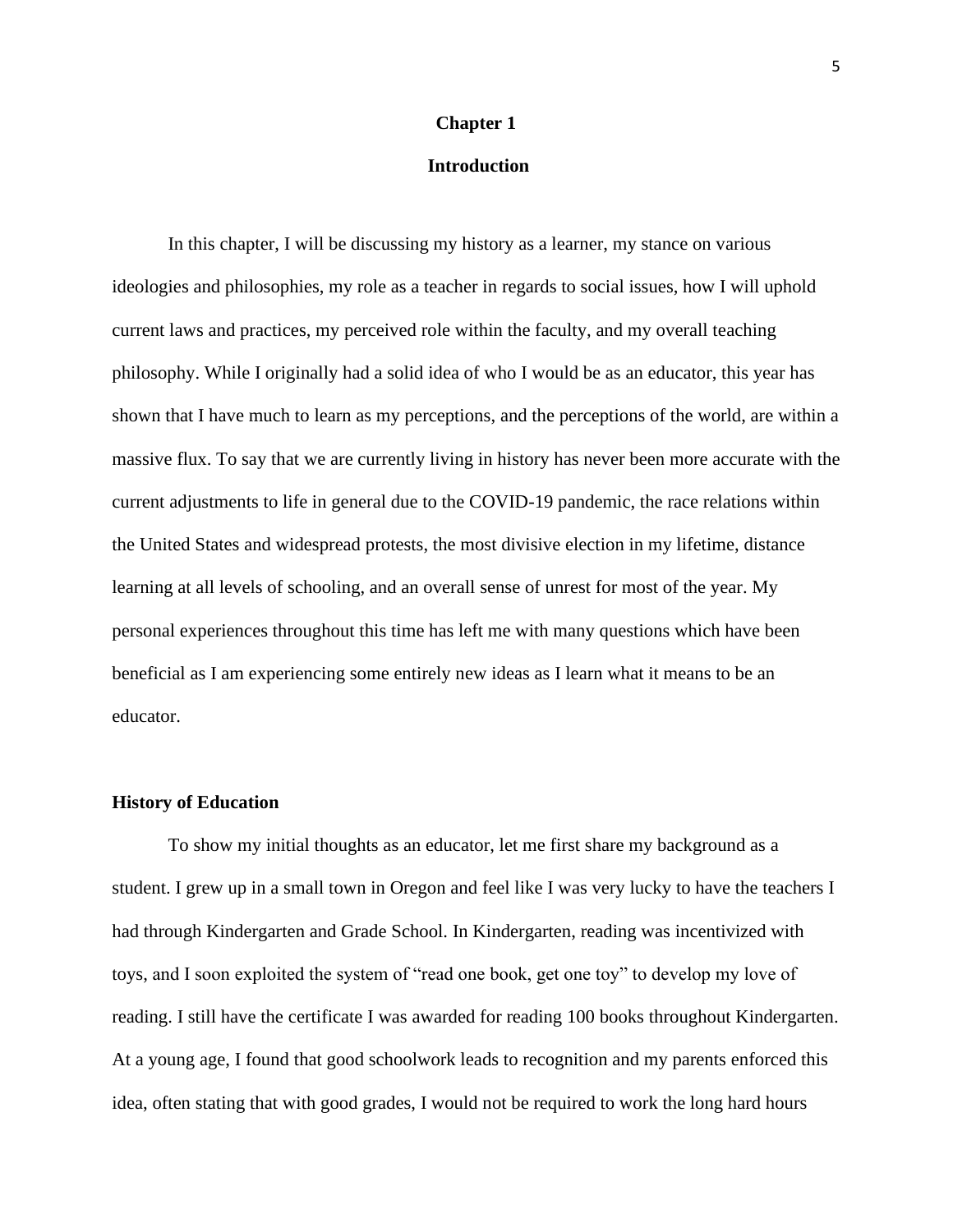# Chapter 1

# Introduction

In this chapter, I will be discussing my history as a learner, my stance on various ideologies and philosophies, my role as a teacher in regards to social issues, how I will uphold current laws and practices, my perceived role within the faculty, and my overall teaching philosophy. While I originally had a solid idea of who I would be as an educator, this year has shown that I have much to learn as my perceptions, and the perceptions of the world, are within a massive flux. To say that we are currently living in history has never been more accurate with the current adjustments to life in general due to the COVID-19 pandemic, the race relations within the United States and widespread protests, the most divisive election in my lifetime, distance learning at all levels of schooling, and an overall sense of unrest for most of the year. My personal experiences throughout this time has left me with many questions which have been beneficial as I am experiencing some entirely new ideas as I learn what it means to be an educator.

## History of Education

To show my initial thoughts as an educator, let me first share my background as a student. I grew up in a small town in Oregon and feel like I was very lucky to have the teachers I had through Kindergarten and Grade School. In Kindergarten, reading was incentivized with toys, and I soon exploited the system of "read one book, get one toy" to develop my love of reading. I still have the certificate I was awarded for reading 100 books throughout Kindergarten. At a young age, I found that good schoolwork leads to recognition and my parents enforced this idea, often stating that with good grades, I would not be required to work the long hard hours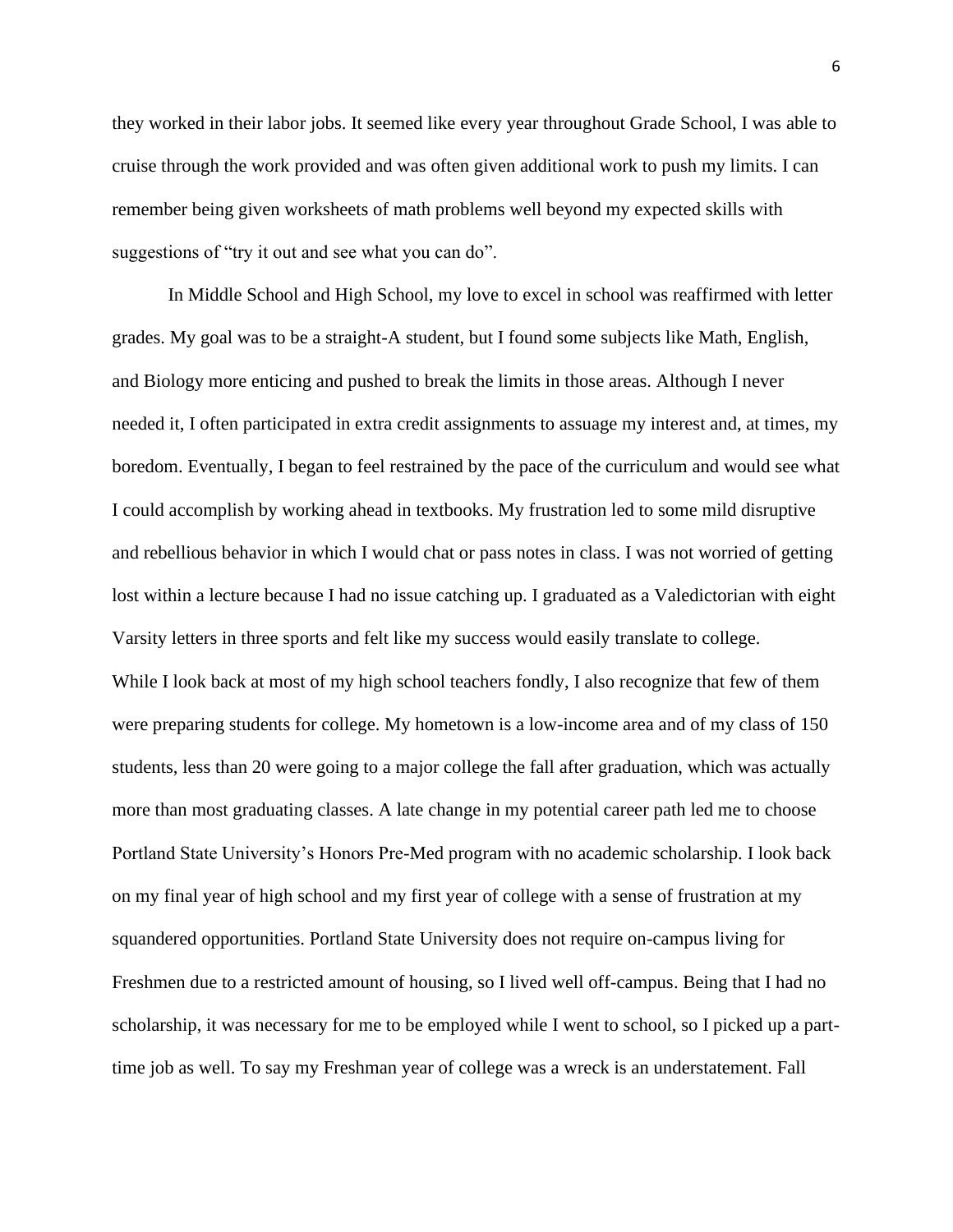they worked in their labor jobs. It seemed like every year throughout Grade School, I was able to cruise through the work provided and was often given additional work to push my limits. I can remember being given worksheets of math problems well beyond my expected skills with suggestions of "try it out and see what you can do".

In Middle School and High School, my love to excel in school was reaffirmed with letter grades. My goal was to be a straight-A student, but I found some subjects like Math, English, and Biology more enticing and pushed to break the limits in those areas. Although I never needed it, I often participated in extra credit assignments to assuage my interest and, at times, my boredom. Eventually, I began to feel restrained by the pace of the curriculum and would see what I could accomplish by working ahead in textbooks. My frustration led to some mild disruptive and rebellious behavior in which I would chat or pass notes in class. I was not worried of getting lost within a lecture because I had no issue catching up. I graduated as a Valedictorian with eight Varsity letters in three sports and felt like my success would easily translate to college.

While I look back at most of my high school teachers fondly, I also recognize that few of them were preparing students for college. My hometown is a low-income area and of my class of 150 students, less than 20 were going to a major college the fall after graduation, which was actually more than most graduating classes. A late change in my potential career path led me to choose Portland State University's Honors Pre-Med program with no academic scholarship. I look back on my final year of high school and my first year of college with a sense of frustration at my squandered opportunities. Portland State University does not require on-campus living for Freshmen due to a restricted amount of housing, so I lived well off-campus. Being that I had no scholarship, it was necessary for me to be employed while I went to school, so I picked up a part-time job as well. To say my Freshman year of college was a wreck is an understatement. Fall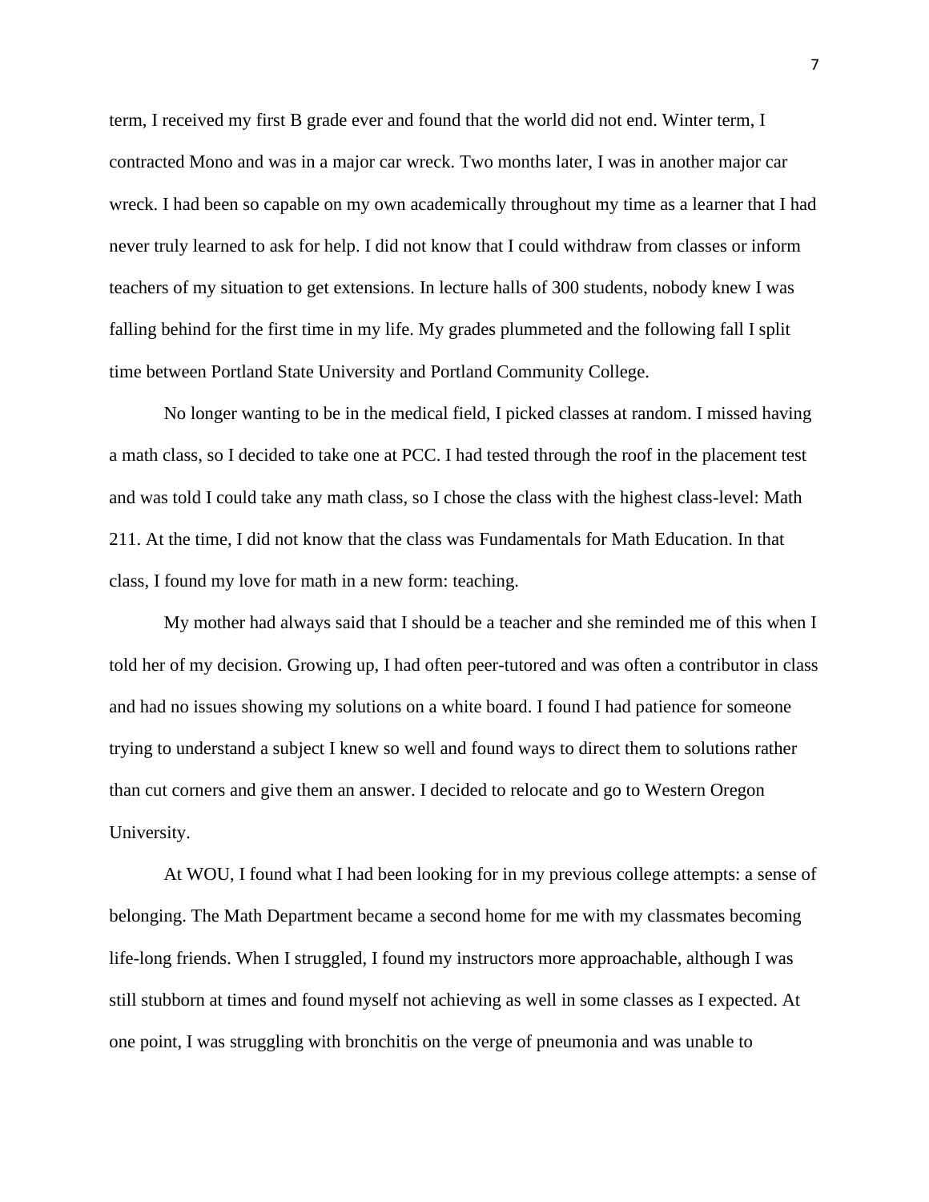term, I received my first B grade ever and found that the world did not end. Winter term, I contracted Mono and was in a major car wreck. Two months later, I was in another major car wreck. I had been so capable on my own academically throughout my time as a learner that I had never truly learned to ask for help. I did not know that I could withdraw from classes or inform teachers of my situation to get extensions. In lecture halls of 300 students, nobody knew I was falling behind for the first time in my life. My grades plummeted and the following fall I split time between Portland State University and Portland Community College.

No longer wanting to be in the medical field, I picked classes at random. I missed having a math class, so I decided to take one at PCC. I had tested through the roof in the placement test and was told I could take any math class, so I chose the class with the highest class-level: Math 211. At the time, I did not know that the class was Fundamentals for Math Education. In that class, I found my love for math in a new form: teaching.

My mother had always said that I should be a teacher and she reminded me of this when I told her of my decision. Growing up, I had often peer-tutored and was often a contributor in class and had no issues showing my solutions on a white board. I found I had patience for someone trying to understand a subject I knew so well and found ways to direct them to solutions rather than cut corners and give them an answer. I decided to relocate and go to Western Oregon University.

At WOU, I found what I had been looking for in my previous college attempts: a sense of belonging. The Math Department became a second home for me with my classmates becoming life-long friends. When I struggled, I found my instructors more approachable, although I was still stubborn at times and found myself not achieving as well in some classes as I expected. At one point, I was struggling with bronchitis on the verge of pneumonia and was unable to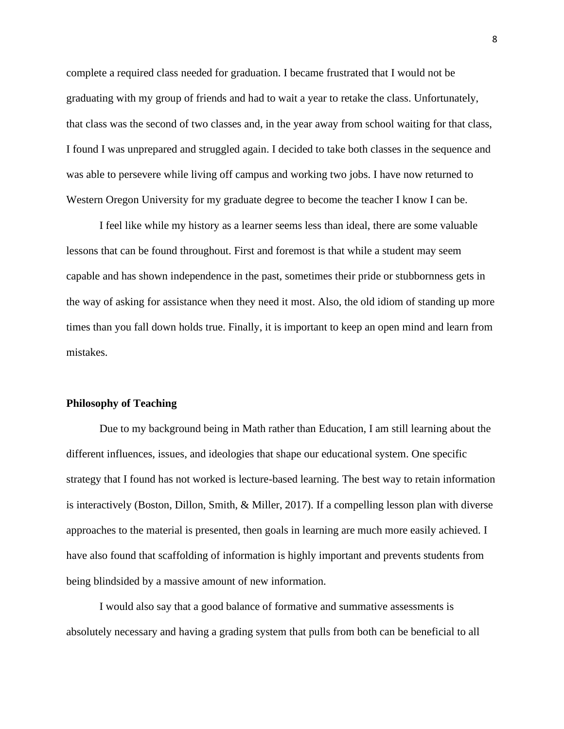complete a required class needed for graduation. I became frustrated that I would not be graduating with my group of friends and had to wait a year to retake the class. Unfortunately, that class was the second of two classes and, in the year away from school waiting for that class, I found I was unprepared and struggled again. I decided to take both classes in the sequence and was able to persevere while living off campus and working two jobs. I have now returned to Western Oregon University for my graduate degree to become the teacher I know I can be.

I feel like while my history as a learner seems less than ideal, there are some valuable lessons that can be found throughout. First and foremost is that while a student may seem capable and has shown independence in the past, sometimes their pride or stubbornness gets in the way of asking for assistance when they need it most. Also, the old idiom of standing up more times than you fall down holds true. Finally, it is important to keep an open mind and learn from mistakes.

## Philosophy of Teaching

Due to my background being in Math rather than Education, I am still learning about the different influences, issues, and ideologies that shape our educational system. One specific strategy that I found has not worked is lecture-based learning. The best way to retain information is interactively (Boston, Dillon, Smith, & Miller, 2017). If a compelling lesson plan with diverse approaches to the material is presented, then goals in learning are much more easily achieved. I have also found that scaffolding of information is highly important and prevents students from being blindsided by a massive amount of new information.

I would also say that a good balance of formative and summative assessments is absolutely necessary and having a grading system that pulls from both can be beneficial to all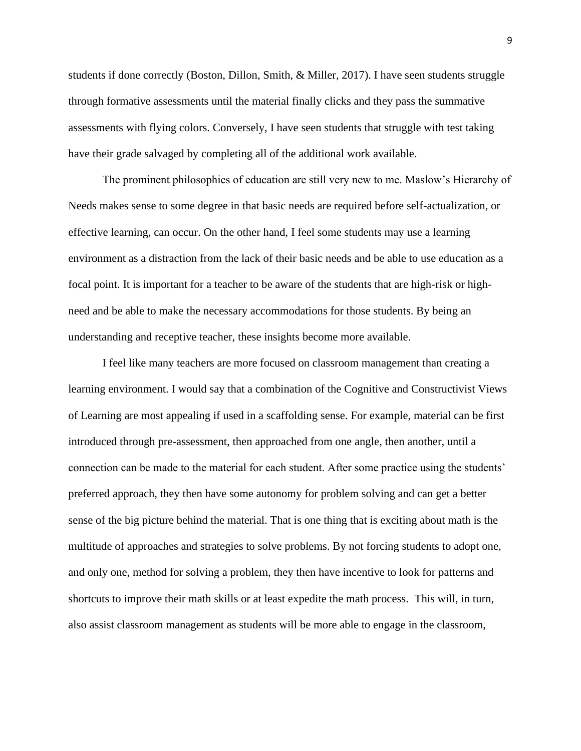students if done correctly (Boston, Dillon, Smith, & Miller, 2017). I have seen students struggle through formative assessments until the material finally clicks and they pass the summative assessments with flying colors. Conversely, I have seen students that struggle with test taking have their grade salvaged by completing all of the additional work available.

The prominent philosophies of education are still very new to me. Maslow's Hierarchy of Needs makes sense to some degree in that basic needs are required before self-actualization, or effective learning, can occur. On the other hand, I feel some students may use a learning environment as a distraction from the lack of their basic needs and be able to use education as a focal point. It is important for a teacher to be aware of the students that are high-risk or high-need and be able to make the necessary accommodations for those students. By being an understanding and receptive teacher, these insights become more available.

I feel like many teachers are more focused on classroom management than creating a learning environment. I would say that a combination of the Cognitive and Constructivist Views of Learning are most appealing if used in a scaffolding sense. For example, material can be first introduced through pre-assessment, then approached from one angle, then another, until a connection can be made to the material for each student. After some practice using the students' preferred approach, they then have some autonomy for problem solving and can get a better sense of the big picture behind the material. That is one thing that is exciting about math is the multitude of approaches and strategies to solve problems. By not forcing students to adopt one, and only one, method for solving a problem, they then have incentive to look for patterns and shortcuts to improve their math skills or at least expedite the math process. This will, in turn, also assist classroom management as students will be more able to engage in the classroom,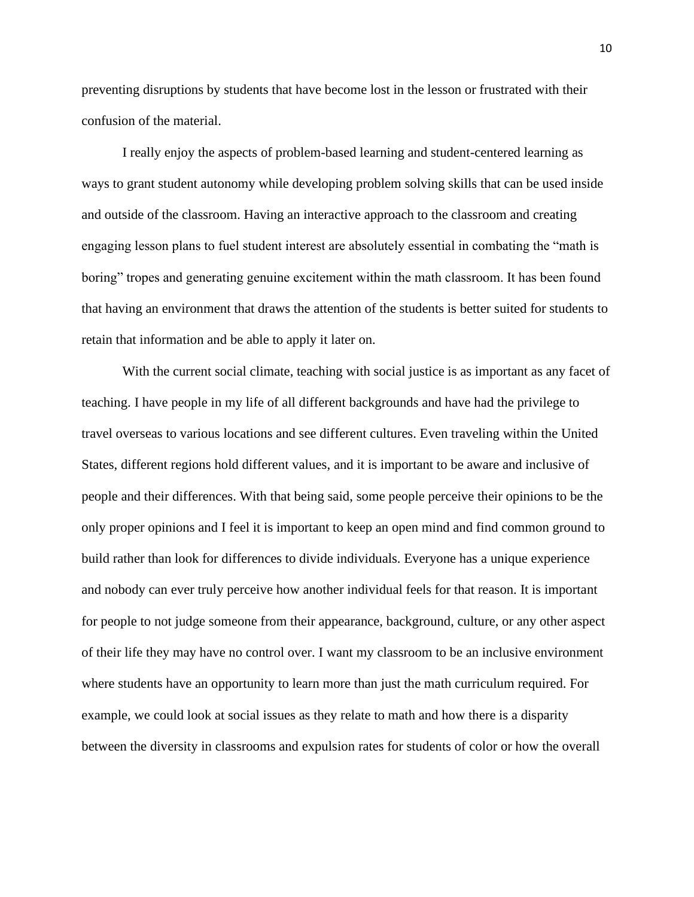preventing disruptions by students that have become lost in the lesson or frustrated with their confusion of the material.

I really enjoy the aspects of problem-based learning and student-centered learning as ways to grant student autonomy while developing problem solving skills that can be used inside and outside of the classroom. Having an interactive approach to the classroom and creating engaging lesson plans to fuel student interest are absolutely essential in combating the "math is boring" tropes and generating genuine excitement within the math classroom. It has been found that having an environment that draws the attention of the students is better suited for students to retain that information and be able to apply it later on.

With the current social climate, teaching with social justice is as important as any facet of teaching. I have people in my life of all different backgrounds and have had the privilege to travel overseas to various locations and see different cultures. Even traveling within the United States, different regions hold different values, and it is important to be aware and inclusive of people and their differences. With that being said, some people perceive their opinions to be the only proper opinions and I feel it is important to keep an open mind and find common ground to build rather than look for differences to divide individuals. Everyone has a unique experience and nobody can ever truly perceive how another individual feels for that reason. It is important for people to not judge someone from their appearance, background, culture, or any other aspect of their life they may have no control over. I want my classroom to be an inclusive environment where students have an opportunity to learn more than just the math curriculum required. For example, we could look at social issues as they relate to math and how there is a disparity between the diversity in classrooms and expulsion rates for students of color or how the overall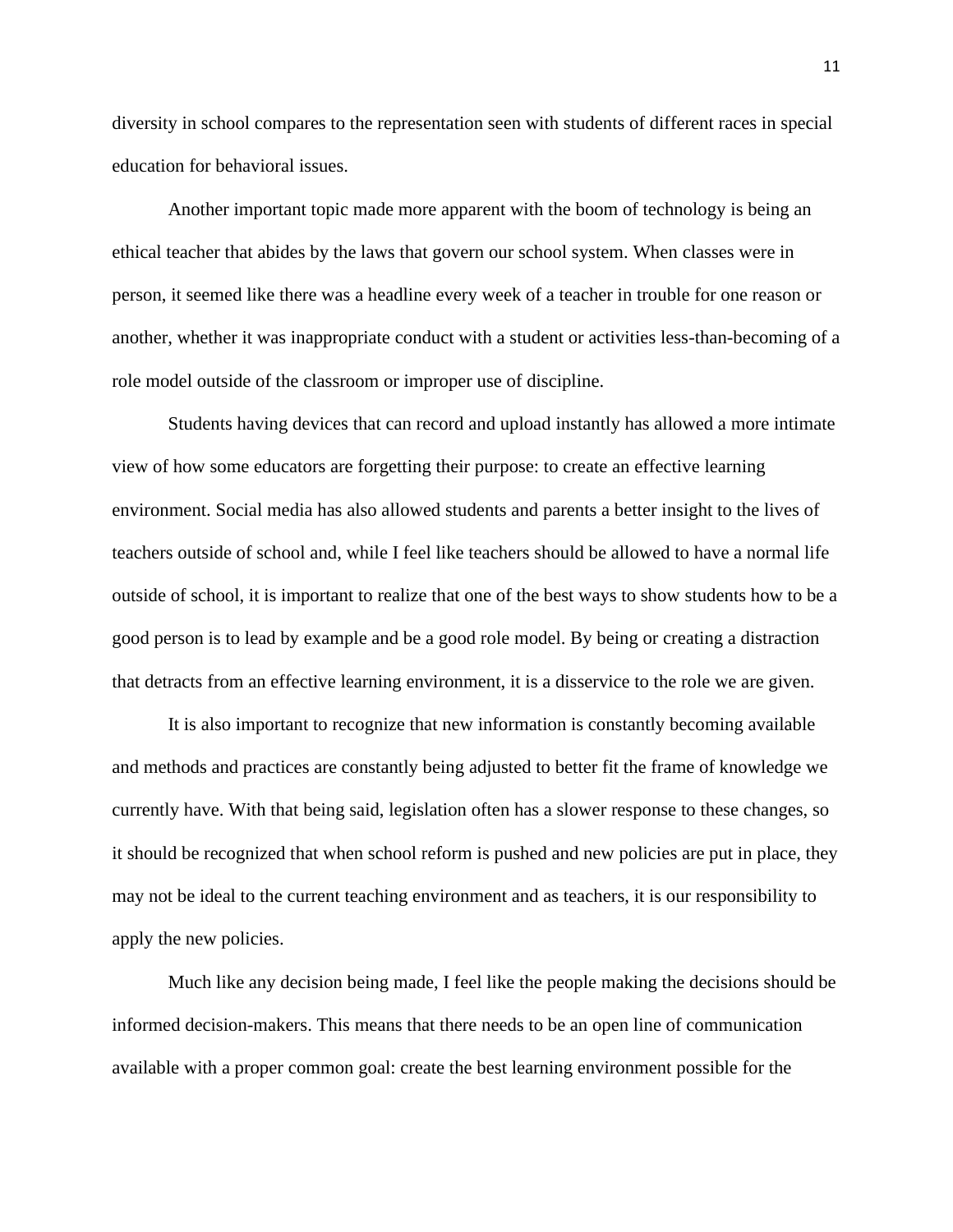diversity in school compares to the representation seen with students of different races in special education for behavioral issues.

Another important topic made more apparent with the boom of technology is being an ethical teacher that abides by the laws that govern our school system. When classes were in person, it seemed like there was a headline every week of a teacher in trouble for one reason or another, whether it was inappropriate conduct with a student or activities less-than-becoming of a role model outside of the classroom or improper use of discipline.

Students having devices that can record and upload instantly has allowed a more intimate view of how some educators are forgetting their purpose: to create an effective learning environment. Social media has also allowed students and parents a better insight to the lives of teachers outside of school and, while I feel like teachers should be allowed to have a normal life outside of school, it is important to realize that one of the best ways to show students how to be a good person is to lead by example and be a good role model. By being or creating a distraction that detracts from an effective learning environment, it is a disservice to the role we are given.

It is also important to recognize that new information is constantly becoming available and methods and practices are constantly being adjusted to better fit the frame of knowledge we currently have. With that being said, legislation often has a slower response to these changes, so it should be recognized that when school reform is pushed and new policies are put in place, they may not be ideal to the current teaching environment and as teachers, it is our responsibility to apply the new policies.

Much like any decision being made, I feel like the people making the decisions should be informed decision-makers. This means that there needs to be an open line of communication available with a proper common goal: create the best learning environment possible for the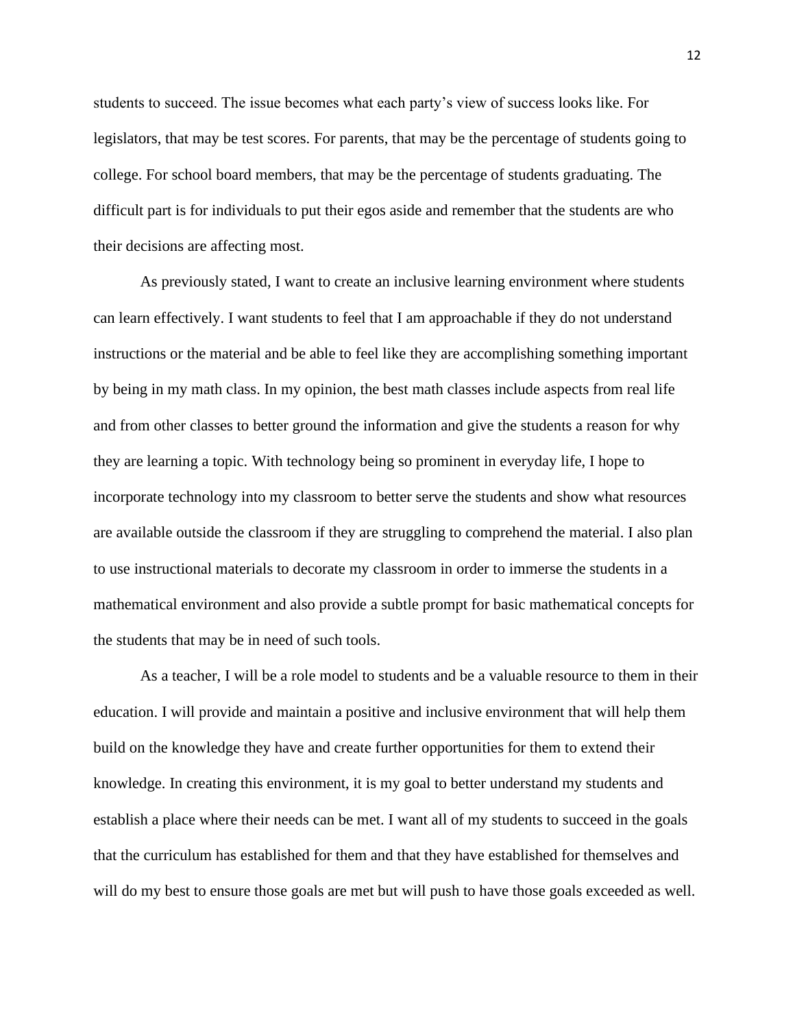students to succeed. The issue becomes what each party's view of success looks like. For legislators, that may be test scores. For parents, that may be the percentage of students going to college. For school board members, that may be the percentage of students graduating. The difficult part is for individuals to put their egos aside and remember that the students are who their decisions are affecting most.

As previously stated, I want to create an inclusive learning environment where students can learn effectively. I want students to feel that I am approachable if they do not understand instructions or the material and be able to feel like they are accomplishing something important by being in my math class. In my opinion, the best math classes include aspects from real life and from other classes to better ground the information and give the students a reason for why they are learning a topic. With technology being so prominent in everyday life, I hope to incorporate technology into my classroom to better serve the students and show what resources are available outside the classroom if they are struggling to comprehend the material. I also plan to use instructional materials to decorate my classroom in order to immerse the students in a mathematical environment and also provide a subtle prompt for basic mathematical concepts for the students that may be in need of such tools.

As a teacher, I will be a role model to students and be a valuable resource to them in their education. I will provide and maintain a positive and inclusive environment that will help them build on the knowledge they have and create further opportunities for them to extend their knowledge. In creating this environment, it is my goal to better understand my students and establish a place where their needs can be met. I want all of my students to succeed in the goals that the curriculum has established for them and that they have established for themselves and will do my best to ensure those goals are met but will push to have those goals exceeded as well.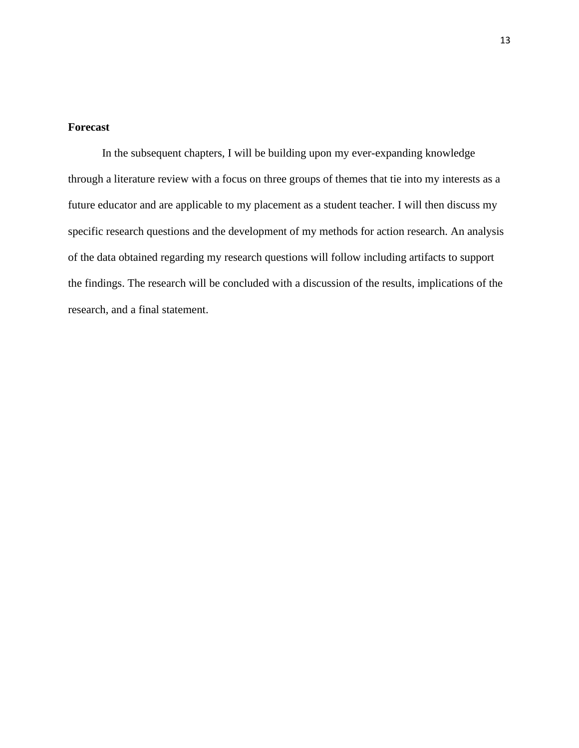**Forecast**

In the subsequent chapters, I will be building upon my ever-expanding knowledge through a literature review with a focus on three groups of themes that tie into my interests as a future educator and are applicable to my placement as a student teacher. I will then discuss my specific research questions and the development of my methods for action research. An analysis of the data obtained regarding my research questions will follow including artifacts to support the findings. The research will be concluded with a discussion of the results, implications of the research, and a final statement.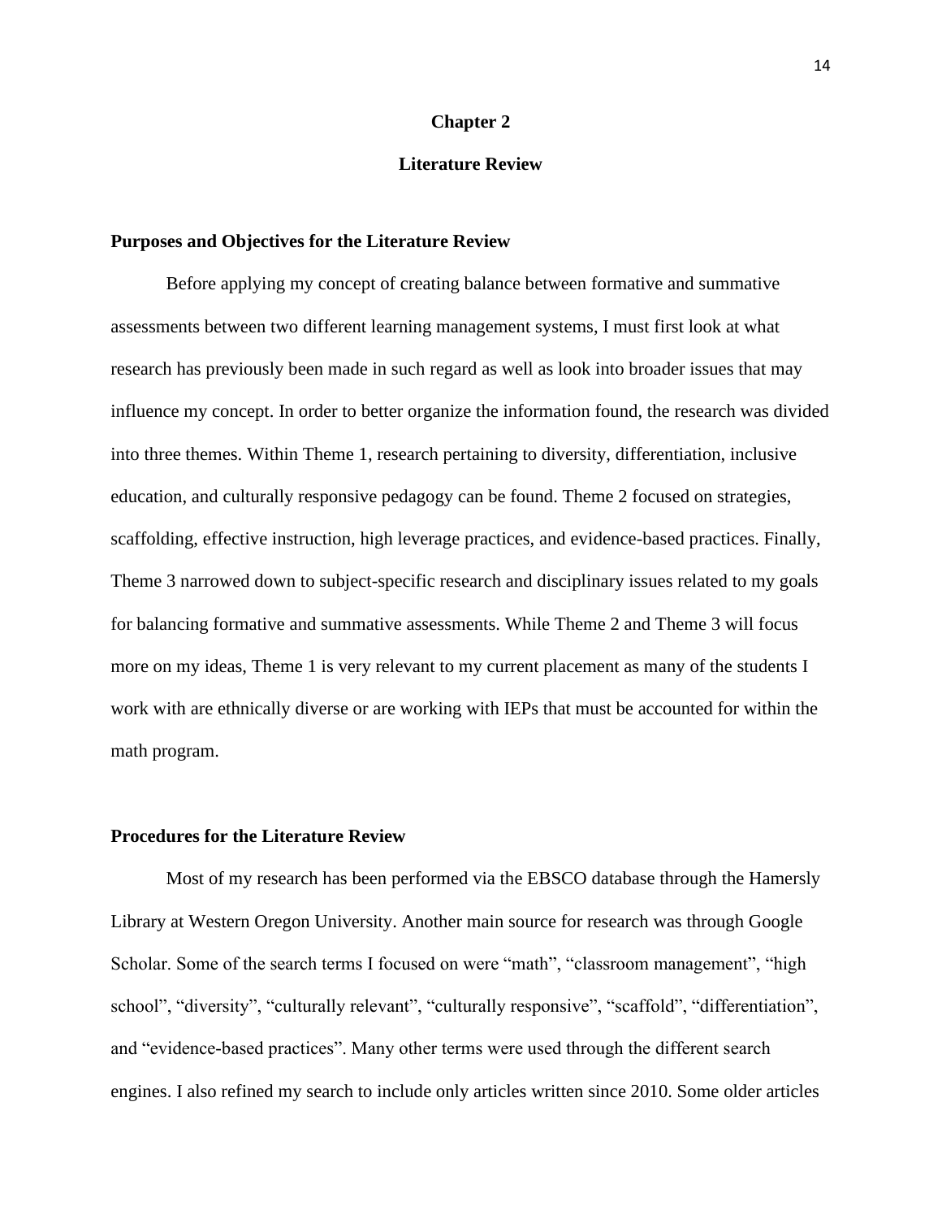# Chapter 2

# Literature Review

## Purposes and Objectives for the Literature Review

Before applying my concept of creating balance between formative and summative assessments between two different learning management systems, I must first look at what research has previously been made in such regard as well as look into broader issues that may influence my concept. In order to better organize the information found, the research was divided into three themes. Within Theme 1, research pertaining to diversity, differentiation, inclusive education, and culturally responsive pedagogy can be found. Theme 2 focused on strategies, scaffolding, effective instruction, high leverage practices, and evidence-based practices. Finally, Theme 3 narrowed down to subject-specific research and disciplinary issues related to my goals for balancing formative and summative assessments. While Theme 2 and Theme 3 will focus more on my ideas, Theme 1 is very relevant to my current placement as many of the students I work with are ethnically diverse or are working with IEPs that must be accounted for within the math program.

## Procedures for the Literature Review

Most of my research has been performed via the EBSCO database through the Hamersly Library at Western Oregon University. Another main source for research was through Google Scholar. Some of the search terms I focused on were "math", "classroom management", "high school", "diversity", "culturally relevant", "culturally responsive", "scaffold", "differentiation", and "evidence-based practices". Many other terms were used through the different search engines. I also refined my search to include only articles written since 2010. Some older articles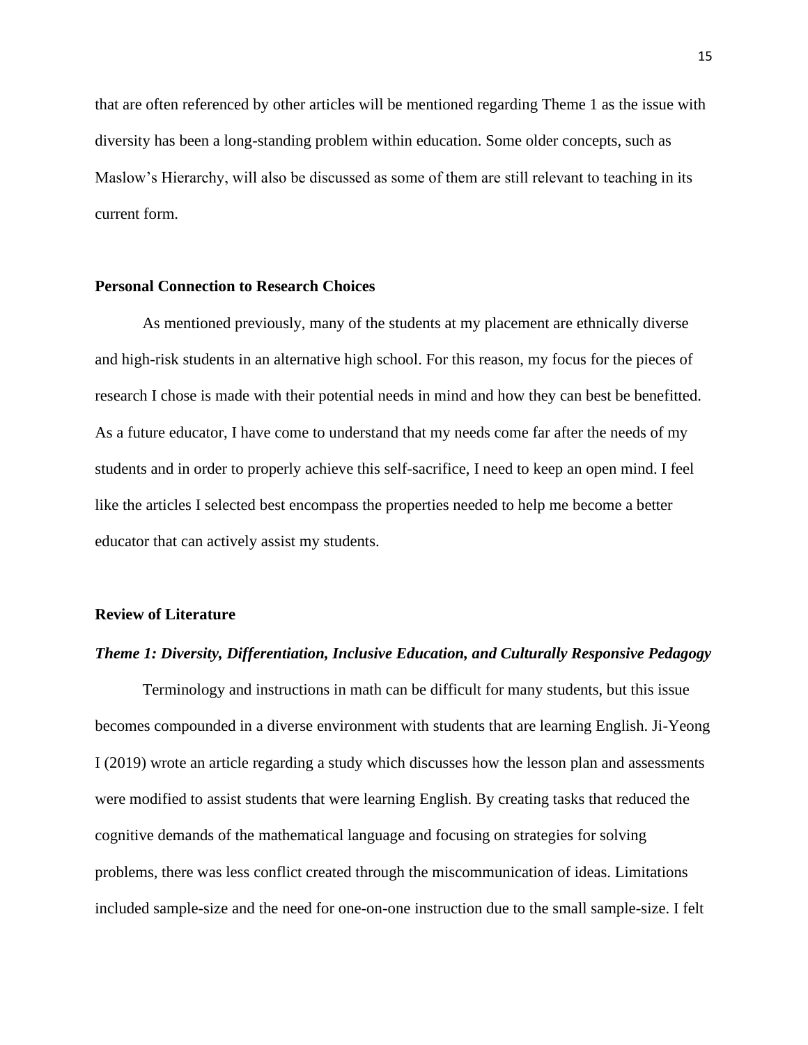that are often referenced by other articles will be mentioned regarding Theme 1 as the issue with diversity has been a long-standing problem within education. Some older concepts, such as Maslow's Hierarchy, will also be discussed as some of them are still relevant to teaching in its current form.

## Personal Connection to Research Choices

As mentioned previously, many of the students at my placement are ethnically diverse and high-risk students in an alternative high school. For this reason, my focus for the pieces of research I chose is made with their potential needs in mind and how they can best be benefitted. As a future educator, I have come to understand that my needs come far after the needs of my students and in order to properly achieve this self-sacrifice, I need to keep an open mind. I feel like the articles I selected best encompass the properties needed to help me become a better educator that can actively assist my students.

## Review of Literature

### *Theme 1: Diversity, Differentiation, Inclusive Education, and Culturally Responsive Pedagogy*

Terminology and instructions in math can be difficult for many students, but this issue becomes compounded in a diverse environment with students that are learning English. Ji-Yeong I (2019) wrote an article regarding a study which discusses how the lesson plan and assessments were modified to assist students that were learning English. By creating tasks that reduced the cognitive demands of the mathematical language and focusing on strategies for solving problems, there was less conflict created through the miscommunication of ideas. Limitations included sample-size and the need for one-on-one instruction due to the small sample-size. I felt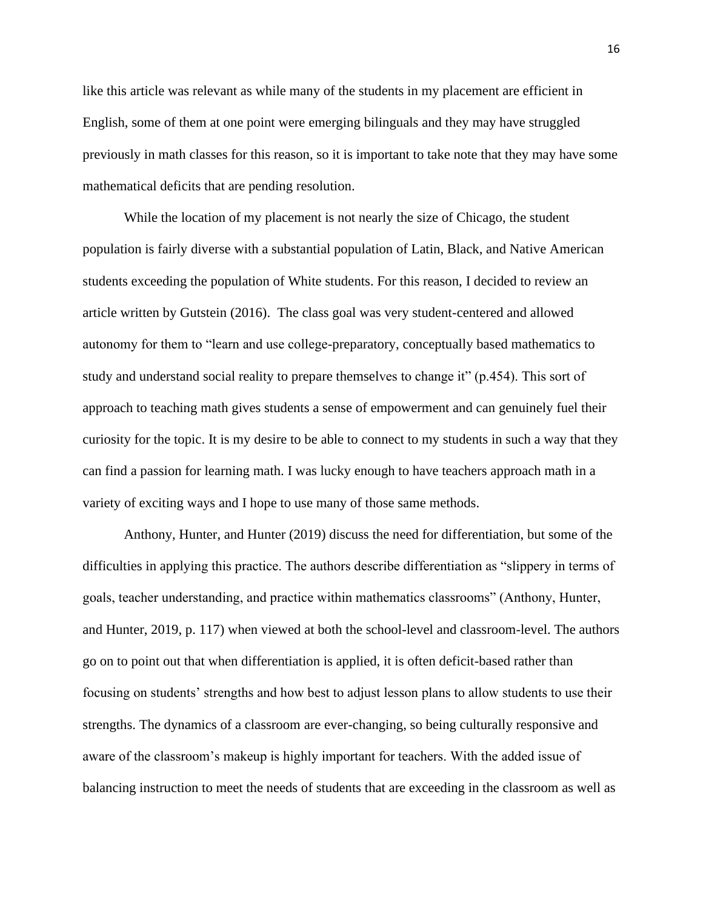like this article was relevant as while many of the students in my placement are efficient in English, some of them at one point were emerging bilinguals and they may have struggled previously in math classes for this reason, so it is important to take note that they may have some mathematical deficits that are pending resolution.

While the location of my placement is not nearly the size of Chicago, the student population is fairly diverse with a substantial population of Latin, Black, and Native American students exceeding the population of White students. For this reason, I decided to review an article written by Gutstein (2016). The class goal was very student-centered and allowed autonomy for them to "learn and use college-preparatory, conceptually based mathematics to study and understand social reality to prepare themselves to change it" (p.454). This sort of approach to teaching math gives students a sense of empowerment and can genuinely fuel their curiosity for the topic. It is my desire to be able to connect to my students in such a way that they can find a passion for learning math. I was lucky enough to have teachers approach math in a variety of exciting ways and I hope to use many of those same methods.

Anthony, Hunter, and Hunter (2019) discuss the need for differentiation, but some of the difficulties in applying this practice. The authors describe differentiation as "slippery in terms of goals, teacher understanding, and practice within mathematics classrooms" (Anthony, Hunter, and Hunter, 2019, p. 117) when viewed at both the school-level and classroom-level. The authors go on to point out that when differentiation is applied, it is often deficit-based rather than focusing on students' strengths and how best to adjust lesson plans to allow students to use their strengths. The dynamics of a classroom are ever-changing, so being culturally responsive and aware of the classroom's makeup is highly important for teachers. With the added issue of balancing instruction to meet the needs of students that are exceeding in the classroom as well as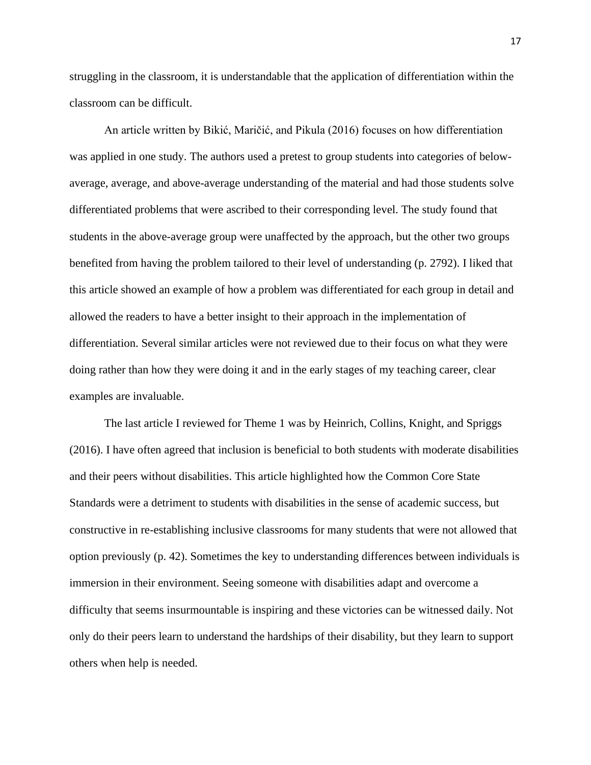struggling in the classroom, it is understandable that the application of differentiation within the classroom can be difficult.

An article written by Bikić, Maričić, and Pikula (2016) focuses on how differentiation was applied in one study. The authors used a pretest to group students into categories of below-average, average, and above-average understanding of the material and had those students solve differentiated problems that were ascribed to their corresponding level. The study found that students in the above-average group were unaffected by the approach, but the other two groups benefited from having the problem tailored to their level of understanding (p. 2792). I liked that this article showed an example of how a problem was differentiated for each group in detail and allowed the readers to have a better insight to their approach in the implementation of differentiation. Several similar articles were not reviewed due to their focus on what they were doing rather than how they were doing it and in the early stages of my teaching career, clear examples are invaluable.

The last article I reviewed for Theme 1 was by Heinrich, Collins, Knight, and Spriggs (2016). I have often agreed that inclusion is beneficial to both students with moderate disabilities and their peers without disabilities. This article highlighted how the Common Core State Standards were a detriment to students with disabilities in the sense of academic success, but constructive in re-establishing inclusive classrooms for many students that were not allowed that option previously (p. 42). Sometimes the key to understanding differences between individuals is immersion in their environment. Seeing someone with disabilities adapt and overcome a difficulty that seems insurmountable is inspiring and these victories can be witnessed daily. Not only do their peers learn to understand the hardships of their disability, but they learn to support others when help is needed.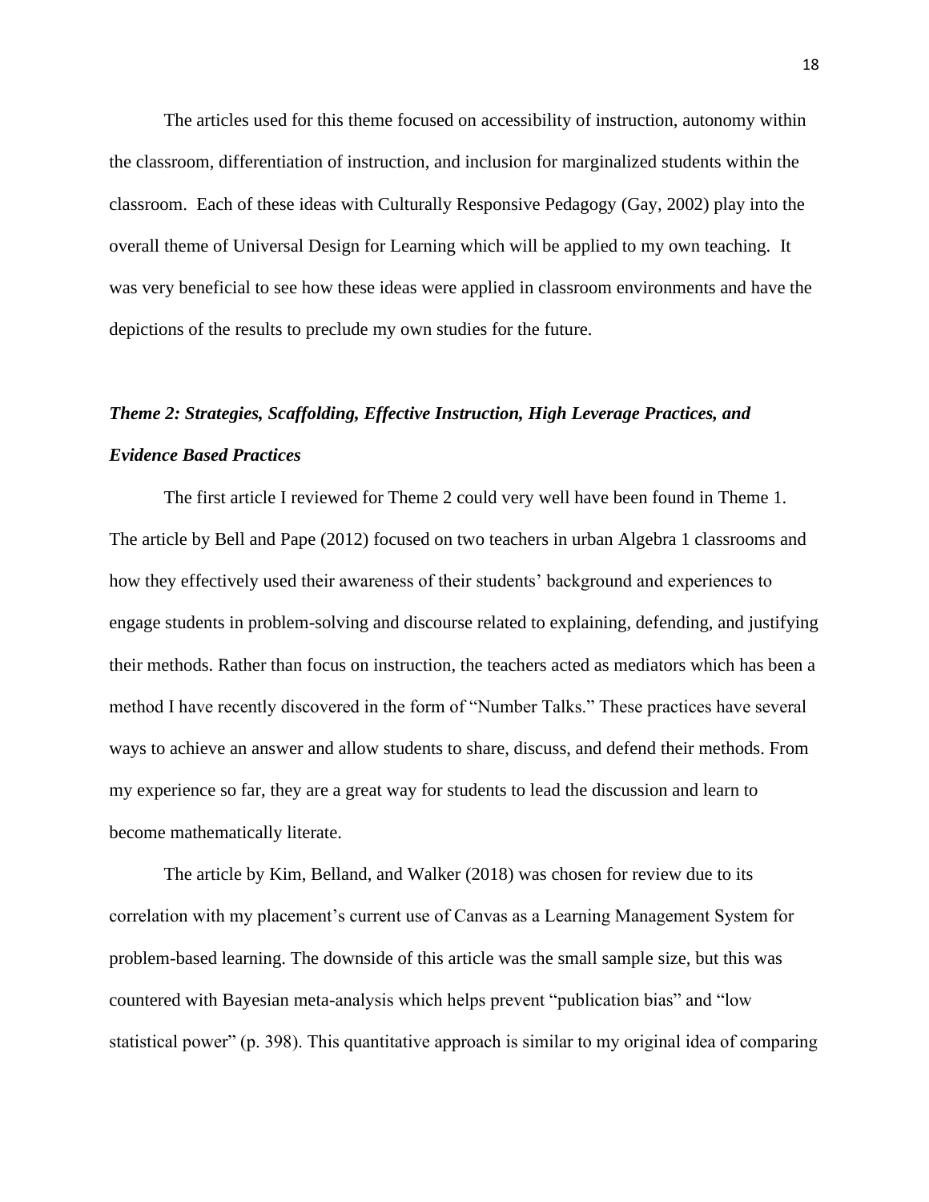The articles used for this theme focused on accessibility of instruction, autonomy within the classroom, differentiation of instruction, and inclusion for marginalized students within the classroom. Each of these ideas with Culturally Responsive Pedagogy (Gay, 2002) play into the overall theme of Universal Design for Learning which will be applied to my own teaching. It was very beneficial to see how these ideas were applied in classroom environments and have the depictions of the results to preclude my own studies for the future.

### *Theme 2: Strategies, Scaffolding, Effective Instruction, High Leverage Practices, and Evidence Based Practices*

The first article I reviewed for Theme 2 could very well have been found in Theme 1. The article by Bell and Pape (2012) focused on two teachers in urban Algebra 1 classrooms and how they effectively used their awareness of their students' background and experiences to engage students in problem-solving and discourse related to explaining, defending, and justifying their methods. Rather than focus on instruction, the teachers acted as mediators which has been a method I have recently discovered in the form of "Number Talks." These practices have several ways to achieve an answer and allow students to share, discuss, and defend their methods. From my experience so far, they are a great way for students to lead the discussion and learn to become mathematically literate.

The article by Kim, Belland, and Walker (2018) was chosen for review due to its correlation with my placement's current use of Canvas as a Learning Management System for problem-based learning. The downside of this article was the small sample size, but this was countered with Bayesian meta-analysis which helps prevent "publication bias" and "low statistical power" (p. 398). This quantitative approach is similar to my original idea of comparing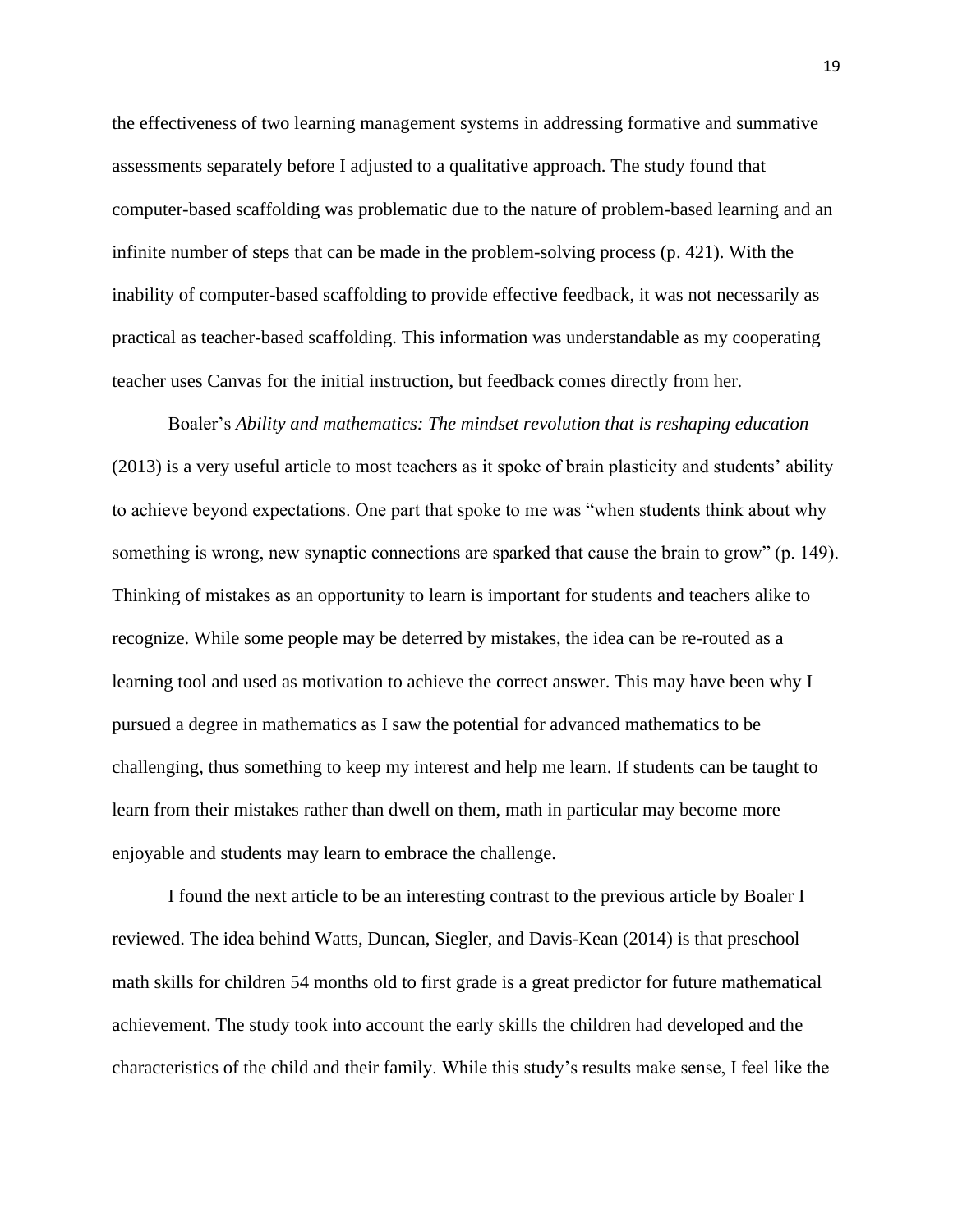the effectiveness of two learning management systems in addressing formative and summative assessments separately before I adjusted to a qualitative approach. The study found that computer-based scaffolding was problematic due to the nature of problem-based learning and an infinite number of steps that can be made in the problem-solving process (p. 421). With the inability of computer-based scaffolding to provide effective feedback, it was not necessarily as practical as teacher-based scaffolding. This information was understandable as my cooperating teacher uses Canvas for the initial instruction, but feedback comes directly from her.

Boaler's *Ability and mathematics: The mindset revolution that is reshaping education* (2013) is a very useful article to most teachers as it spoke of brain plasticity and students' ability to achieve beyond expectations. One part that spoke to me was "when students think about why something is wrong, new synaptic connections are sparked that cause the brain to grow" (p. 149). Thinking of mistakes as an opportunity to learn is important for students and teachers alike to recognize. While some people may be deterred by mistakes, the idea can be re-routed as a learning tool and used as motivation to achieve the correct answer. This may have been why I pursued a degree in mathematics as I saw the potential for advanced mathematics to be challenging, thus something to keep my interest and help me learn. If students can be taught to learn from their mistakes rather than dwell on them, math in particular may become more enjoyable and students may learn to embrace the challenge.

I found the next article to be an interesting contrast to the previous article by Boaler I reviewed. The idea behind Watts, Duncan, Siegler, and Davis-Kean (2014) is that preschool math skills for children 54 months old to first grade is a great predictor for future mathematical achievement. The study took into account the early skills the children had developed and the characteristics of the child and their family. While this study's results make sense, I feel like the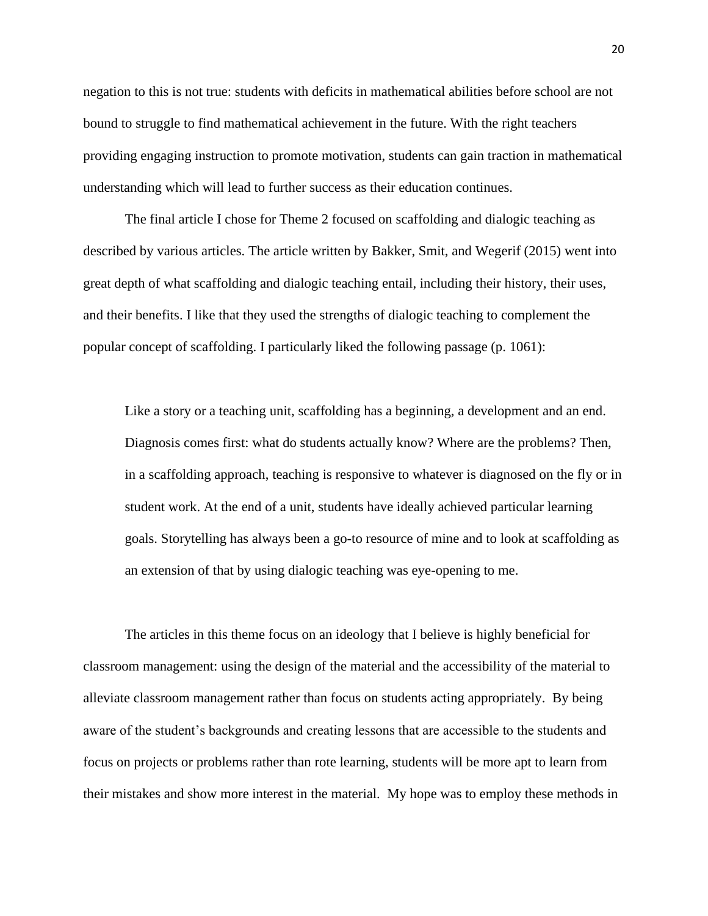negation to this is not true: students with deficits in mathematical abilities before school are not bound to struggle to find mathematical achievement in the future. With the right teachers providing engaging instruction to promote motivation, students can gain traction in mathematical understanding which will lead to further success as their education continues.

The final article I chose for Theme 2 focused on scaffolding and dialogic teaching as described by various articles. The article written by Bakker, Smit, and Wegerif (2015) went into great depth of what scaffolding and dialogic teaching entail, including their history, their uses, and their benefits. I like that they used the strengths of dialogic teaching to complement the popular concept of scaffolding. I particularly liked the following passage (p. 1061):

> Like a story or a teaching unit, scaffolding has a beginning, a development and an end. Diagnosis comes first: what do students actually know? Where are the problems? Then, in a scaffolding approach, teaching is responsive to whatever is diagnosed on the fly or in student work. At the end of a unit, students have ideally achieved particular learning goals. Storytelling has always been a go-to resource of mine and to look at scaffolding as an extension of that by using dialogic teaching was eye-opening to me.

The articles in this theme focus on an ideology that I believe is highly beneficial for classroom management: using the design of the material and the accessibility of the material to alleviate classroom management rather than focus on students acting appropriately. By being aware of the student's backgrounds and creating lessons that are accessible to the students and focus on projects or problems rather than rote learning, students will be more apt to learn from their mistakes and show more interest in the material. My hope was to employ these methods in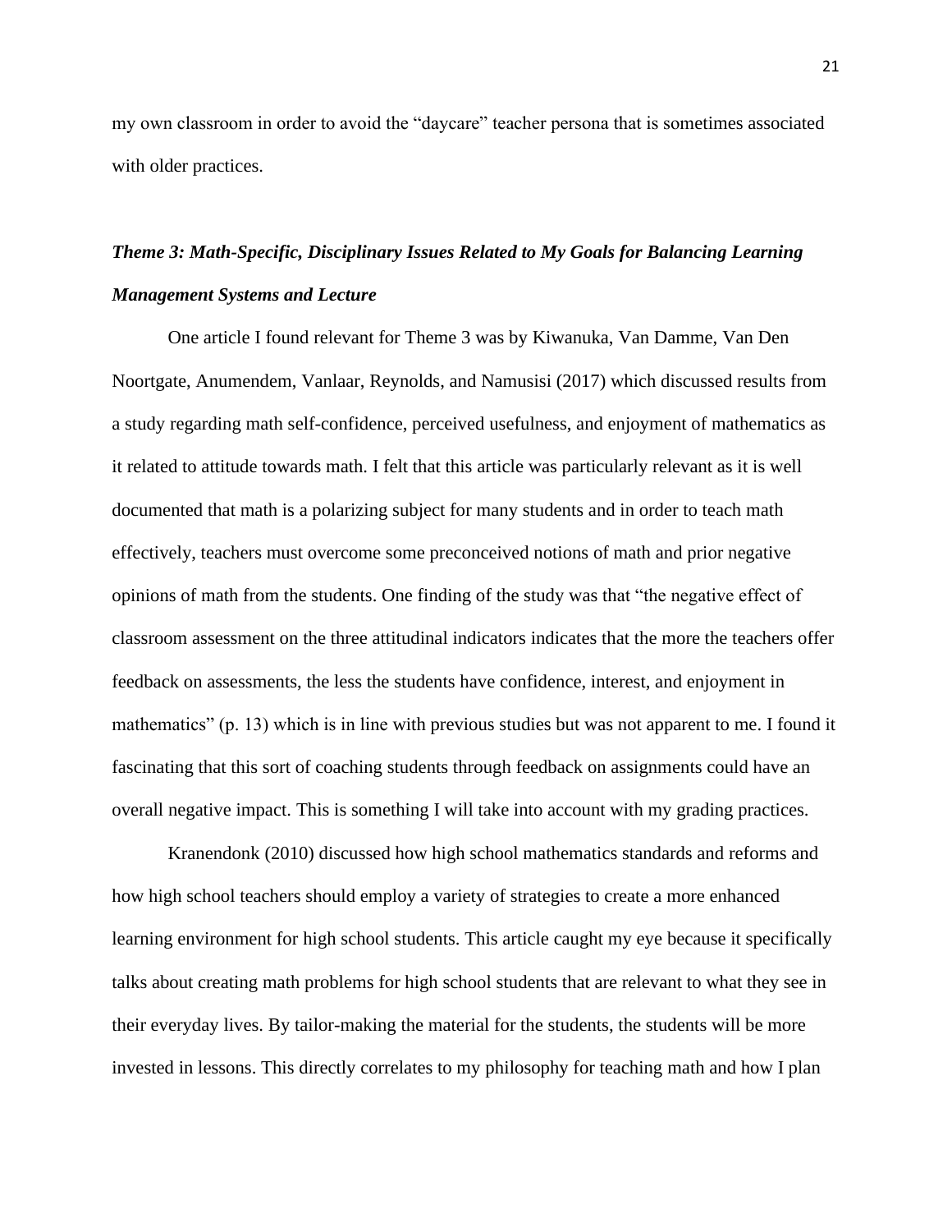my own classroom in order to avoid the “daycare” teacher persona that is sometimes associated with older practices.

### *Theme 3: Math-Specific, Disciplinary Issues Related to My Goals for Balancing Learning Management Systems and Lecture*

One article I found relevant for Theme 3 was by Kiwanuka, Van Damme, Van Den Noortgate, Anumendem, Vanlaar, Reynolds, and Namusisi (2017) which discussed results from a study regarding math self-confidence, perceived usefulness, and enjoyment of mathematics as it related to attitude towards math. I felt that this article was particularly relevant as it is well documented that math is a polarizing subject for many students and in order to teach math effectively, teachers must overcome some preconceived notions of math and prior negative opinions of math from the students. One finding of the study was that “the negative effect of classroom assessment on the three attitudinal indicators indicates that the more the teachers offer feedback on assessments, the less the students have confidence, interest, and enjoyment in mathematics” (p. 13) which is in line with previous studies but was not apparent to me. I found it fascinating that this sort of coaching students through feedback on assignments could have an overall negative impact. This is something I will take into account with my grading practices.

Kranendonk (2010) discussed how high school mathematics standards and reforms and how high school teachers should employ a variety of strategies to create a more enhanced learning environment for high school students. This article caught my eye because it specifically talks about creating math problems for high school students that are relevant to what they see in their everyday lives. By tailor-making the material for the students, the students will be more invested in lessons. This directly correlates to my philosophy for teaching math and how I plan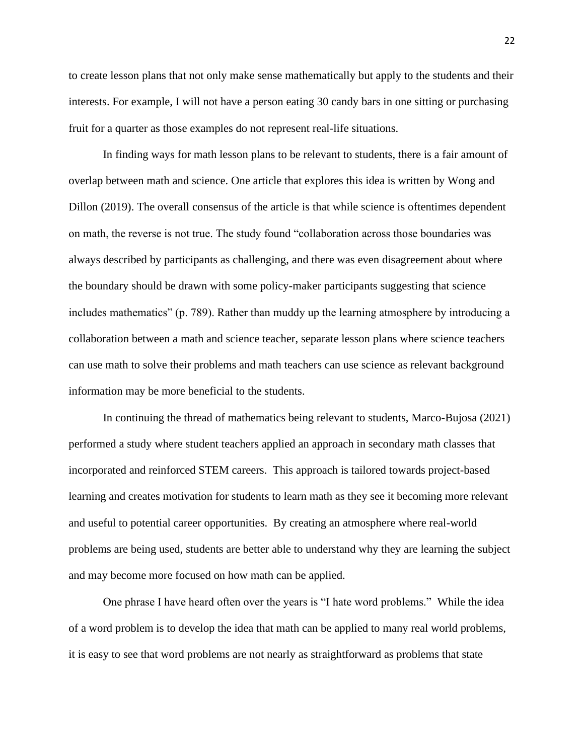to create lesson plans that not only make sense mathematically but apply to the students and their interests. For example, I will not have a person eating 30 candy bars in one sitting or purchasing fruit for a quarter as those examples do not represent real-life situations.

In finding ways for math lesson plans to be relevant to students, there is a fair amount of overlap between math and science. One article that explores this idea is written by Wong and Dillon (2019). The overall consensus of the article is that while science is oftentimes dependent on math, the reverse is not true. The study found "collaboration across those boundaries was always described by participants as challenging, and there was even disagreement about where the boundary should be drawn with some policy-maker participants suggesting that science includes mathematics" (p. 789). Rather than muddy up the learning atmosphere by introducing a collaboration between a math and science teacher, separate lesson plans where science teachers can use math to solve their problems and math teachers can use science as relevant background information may be more beneficial to the students.

In continuing the thread of mathematics being relevant to students, Marco-Bujosa (2021) performed a study where student teachers applied an approach in secondary math classes that incorporated and reinforced STEM careers. This approach is tailored towards project-based learning and creates motivation for students to learn math as they see it becoming more relevant and useful to potential career opportunities. By creating an atmosphere where real-world problems are being used, students are better able to understand why they are learning the subject and may become more focused on how math can be applied.

One phrase I have heard often over the years is "I hate word problems." While the idea of a word problem is to develop the idea that math can be applied to many real world problems, it is easy to see that word problems are not nearly as straightforward as problems that state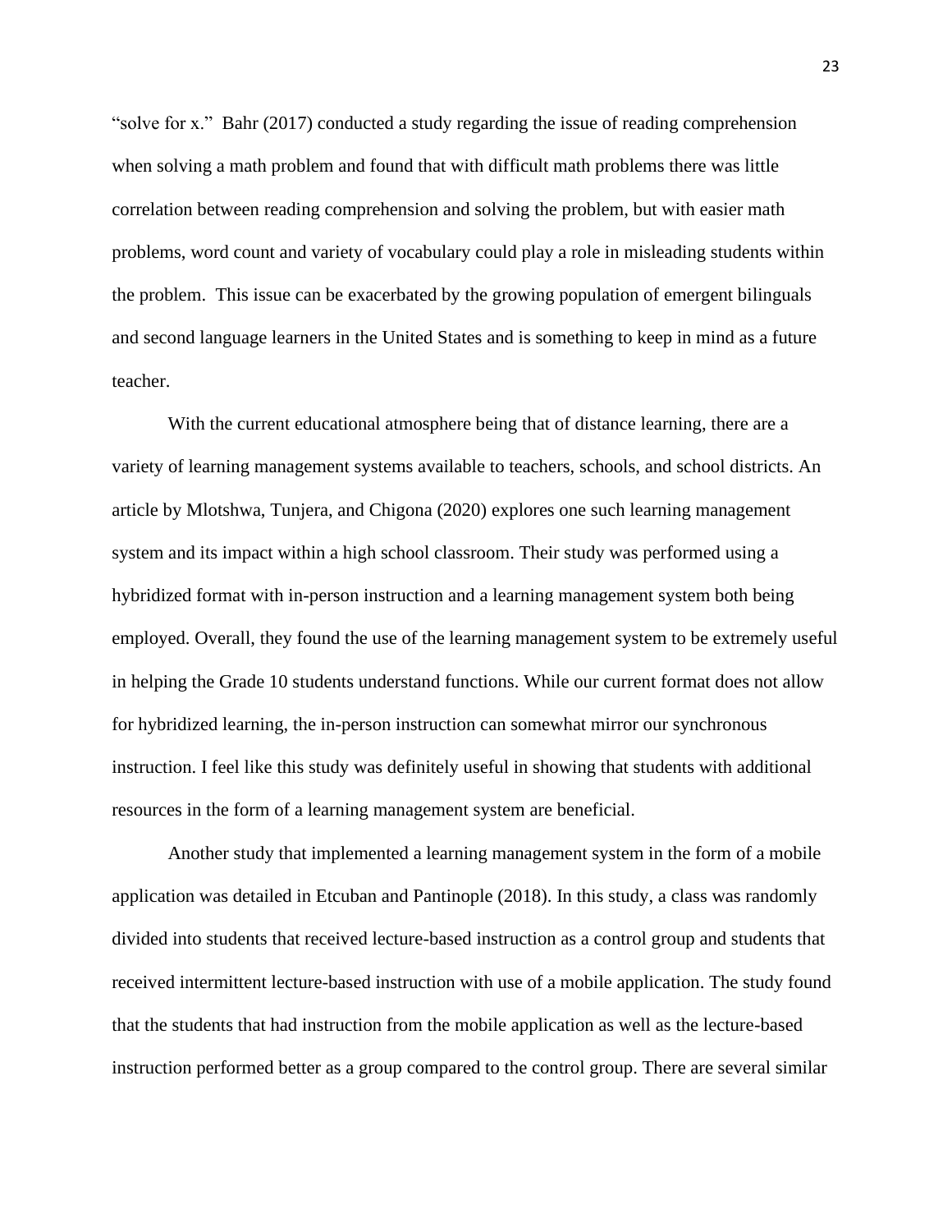"solve for x." Bahr (2017) conducted a study regarding the issue of reading comprehension when solving a math problem and found that with difficult math problems there was little correlation between reading comprehension and solving the problem, but with easier math problems, word count and variety of vocabulary could play a role in misleading students within the problem. This issue can be exacerbated by the growing population of emergent bilinguals and second language learners in the United States and is something to keep in mind as a future teacher.

With the current educational atmosphere being that of distance learning, there are a variety of learning management systems available to teachers, schools, and school districts. An article by Mlotshwa, Tunjera, and Chigona (2020) explores one such learning management system and its impact within a high school classroom. Their study was performed using a hybridized format with in-person instruction and a learning management system both being employed. Overall, they found the use of the learning management system to be extremely useful in helping the Grade 10 students understand functions. While our current format does not allow for hybridized learning, the in-person instruction can somewhat mirror our synchronous instruction. I feel like this study was definitely useful in showing that students with additional resources in the form of a learning management system are beneficial.

Another study that implemented a learning management system in the form of a mobile application was detailed in Etcuban and Pantinople (2018). In this study, a class was randomly divided into students that received lecture-based instruction as a control group and students that received intermittent lecture-based instruction with use of a mobile application. The study found that the students that had instruction from the mobile application as well as the lecture-based instruction performed better as a group compared to the control group. There are several similar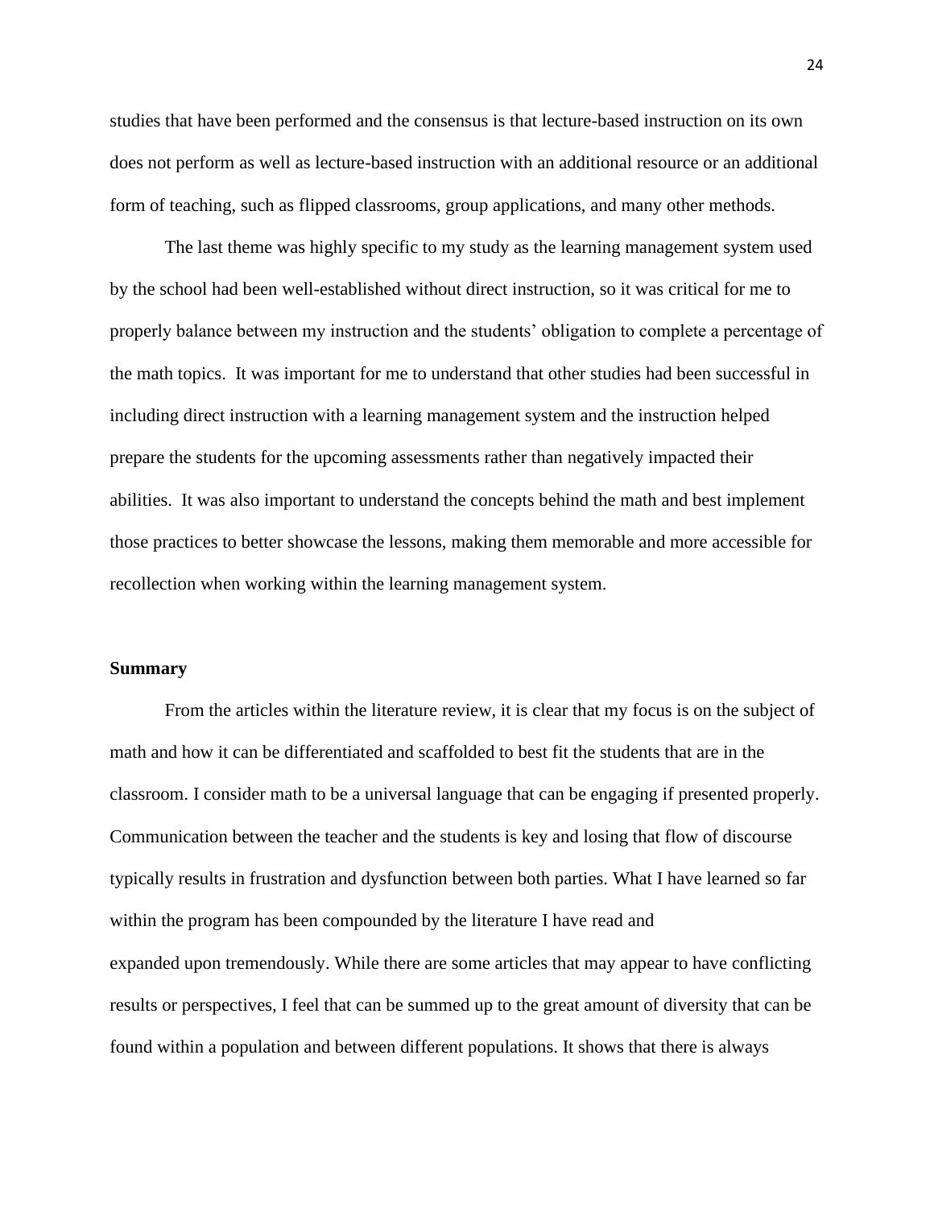studies that have been performed and the consensus is that lecture-based instruction on its own does not perform as well as lecture-based instruction with an additional resource or an additional form of teaching, such as flipped classrooms, group applications, and many other methods.

The last theme was highly specific to my study as the learning management system used by the school had been well-established without direct instruction, so it was critical for me to properly balance between my instruction and the students' obligation to complete a percentage of the math topics. It was important for me to understand that other studies had been successful in including direct instruction with a learning management system and the instruction helped prepare the students for the upcoming assessments rather than negatively impacted their abilities. It was also important to understand the concepts behind the math and best implement those practices to better showcase the lessons, making them memorable and more accessible for recollection when working within the learning management system.

**Summary**

From the articles within the literature review, it is clear that my focus is on the subject of math and how it can be differentiated and scaffolded to best fit the students that are in the classroom. I consider math to be a universal language that can be engaging if presented properly. Communication between the teacher and the students is key and losing that flow of discourse typically results in frustration and dysfunction between both parties. What I have learned so far within the program has been compounded by the literature I have read and expanded upon tremendously. While there are some articles that may appear to have conflicting results or perspectives, I feel that can be summed up to the great amount of diversity that can be found within a population and between different populations. It shows that there is always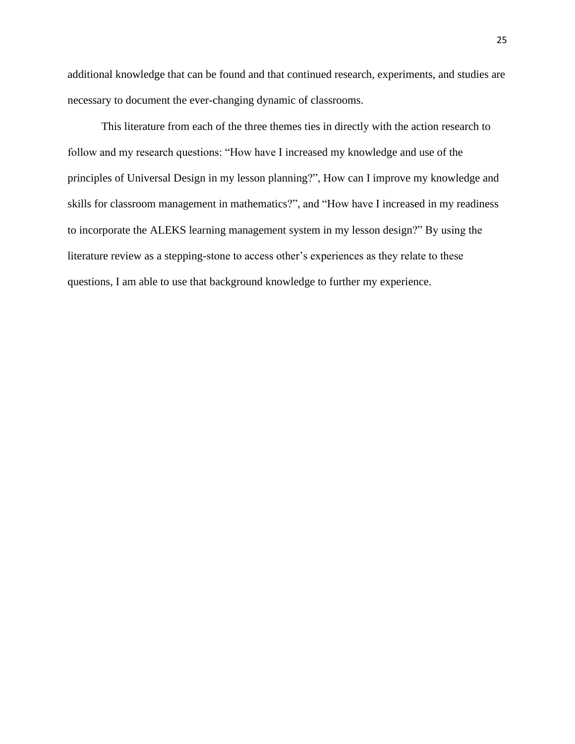additional knowledge that can be found and that continued research, experiments, and studies are necessary to document the ever-changing dynamic of classrooms.

This literature from each of the three themes ties in directly with the action research to follow and my research questions: “How have I increased my knowledge and use of the principles of Universal Design in my lesson planning?”, How can I improve my knowledge and skills for classroom management in mathematics?”, and “How have I increased in my readiness to incorporate the ALEKS learning management system in my lesson design?” By using the literature review as a stepping-stone to access other’s experiences as they relate to these questions, I am able to use that background knowledge to further my experience.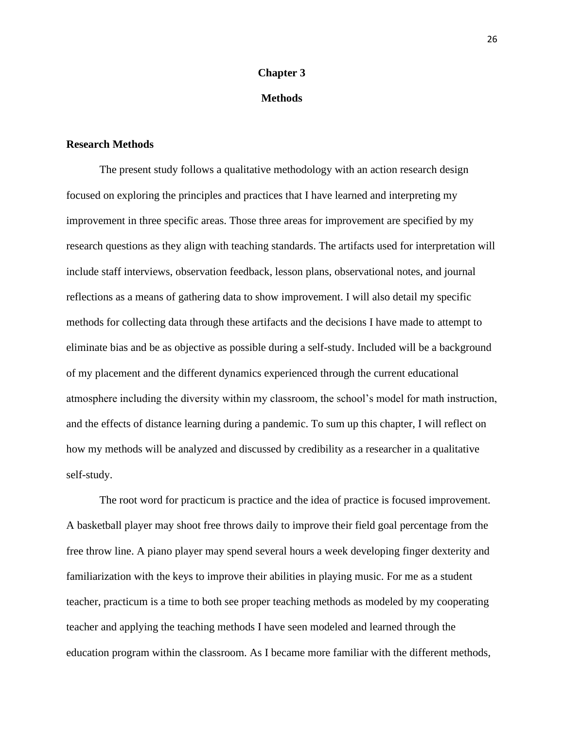# Chapter 3

# Methods

## Research Methods

The present study follows a qualitative methodology with an action research design focused on exploring the principles and practices that I have learned and interpreting my improvement in three specific areas. Those three areas for improvement are specified by my research questions as they align with teaching standards. The artifacts used for interpretation will include staff interviews, observation feedback, lesson plans, observational notes, and journal reflections as a means of gathering data to show improvement. I will also detail my specific methods for collecting data through these artifacts and the decisions I have made to attempt to eliminate bias and be as objective as possible during a self-study. Included will be a background of my placement and the different dynamics experienced through the current educational atmosphere including the diversity within my classroom, the school's model for math instruction, and the effects of distance learning during a pandemic. To sum up this chapter, I will reflect on how my methods will be analyzed and discussed by credibility as a researcher in a qualitative self-study.

The root word for practicum is practice and the idea of practice is focused improvement. A basketball player may shoot free throws daily to improve their field goal percentage from the free throw line. A piano player may spend several hours a week developing finger dexterity and familiarization with the keys to improve their abilities in playing music. For me as a student teacher, practicum is a time to both see proper teaching methods as modeled by my cooperating teacher and applying the teaching methods I have seen modeled and learned through the education program within the classroom. As I became more familiar with the different methods,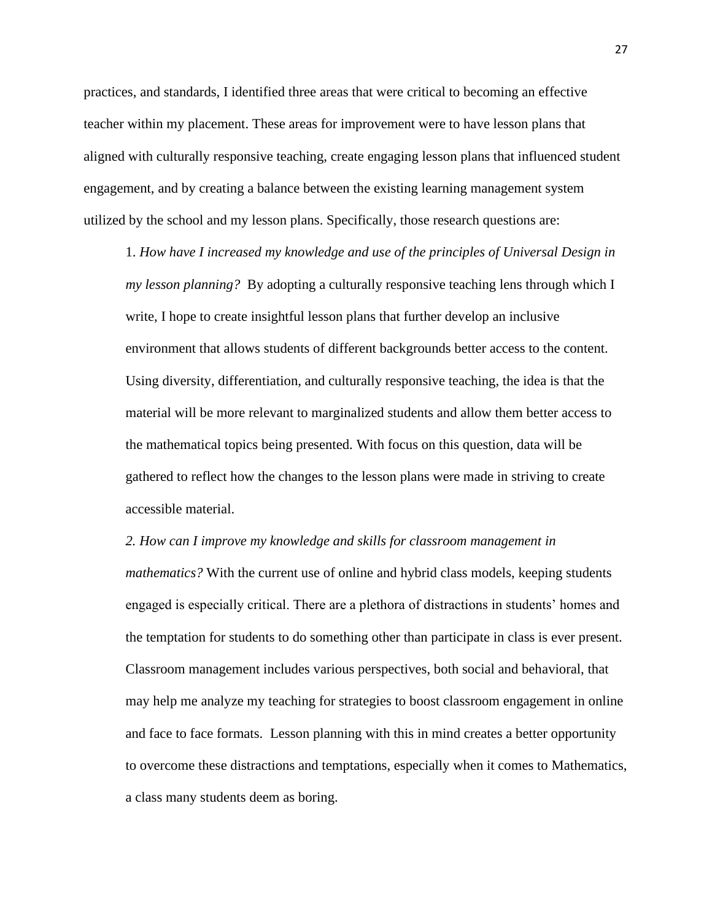practices, and standards, I identified three areas that were critical to becoming an effective teacher within my placement. These areas for improvement were to have lesson plans that aligned with culturally responsive teaching, create engaging lesson plans that influenced student engagement, and by creating a balance between the existing learning management system utilized by the school and my lesson plans. Specifically, those research questions are:

1. *How have I increased my knowledge and use of the principles of Universal Design in my lesson planning?* By adopting a culturally responsive teaching lens through which I write, I hope to create insightful lesson plans that further develop an inclusive environment that allows students of different backgrounds better access to the content. Using diversity, differentiation, and culturally responsive teaching, the idea is that the material will be more relevant to marginalized students and allow them better access to the mathematical topics being presented. With focus on this question, data will be gathered to reflect how the changes to the lesson plans were made in striving to create accessible material.

2. *How can I improve my knowledge and skills for classroom management in mathematics?* With the current use of online and hybrid class models, keeping students engaged is especially critical. There are a plethora of distractions in students' homes and the temptation for students to do something other than participate in class is ever present. Classroom management includes various perspectives, both social and behavioral, that may help me analyze my teaching for strategies to boost classroom engagement in online and face to face formats. Lesson planning with this in mind creates a better opportunity to overcome these distractions and temptations, especially when it comes to Mathematics, a class many students deem as boring.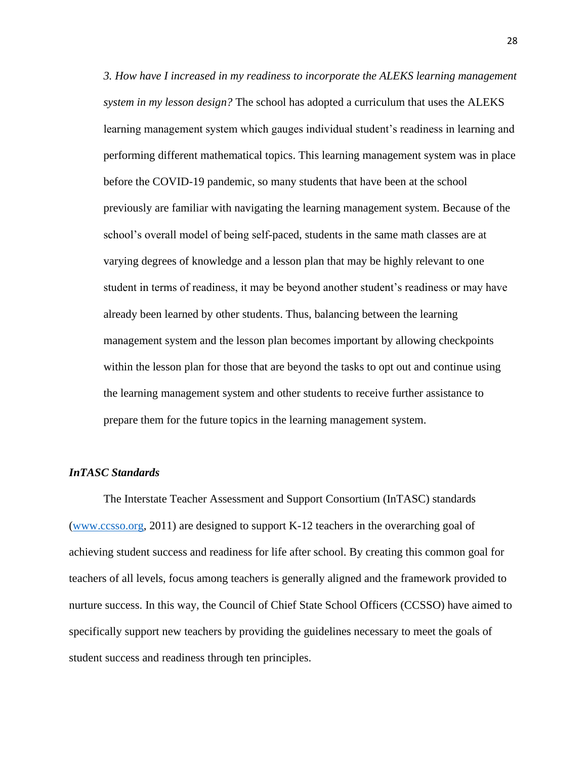*3. How have I increased in my readiness to incorporate the ALEKS learning management system in my lesson design?* The school has adopted a curriculum that uses the ALEKS learning management system which gauges individual student's readiness in learning and performing different mathematical topics. This learning management system was in place before the COVID-19 pandemic, so many students that have been at the school previously are familiar with navigating the learning management system. Because of the school's overall model of being self-paced, students in the same math classes are at varying degrees of knowledge and a lesson plan that may be highly relevant to one student in terms of readiness, it may be beyond another student's readiness or may have already been learned by other students. Thus, balancing between the learning management system and the lesson plan becomes important by allowing checkpoints within the lesson plan for those that are beyond the tasks to opt out and continue using the learning management system and other students to receive further assistance to prepare them for the future topics in the learning management system.

### *InTASC Standards*

The Interstate Teacher Assessment and Support Consortium (InTASC) standards (www.ccsso.org, 2011) are designed to support K-12 teachers in the overarching goal of achieving student success and readiness for life after school. By creating this common goal for teachers of all levels, focus among teachers is generally aligned and the framework provided to nurture success. In this way, the Council of Chief State School Officers (CCSSO) have aimed to specifically support new teachers by providing the guidelines necessary to meet the goals of student success and readiness through ten principles.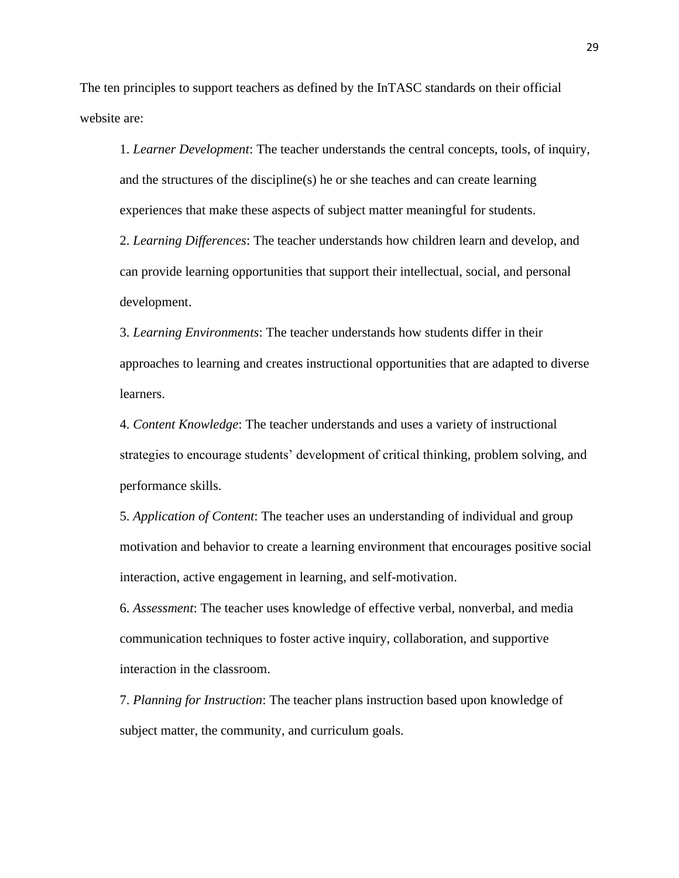The ten principles to support teachers as defined by the InTASC standards on their official website are:

1. *Learner Development*: The teacher understands the central concepts, tools, of inquiry, and the structures of the discipline(s) he or she teaches and can create learning experiences that make these aspects of subject matter meaningful for students.

2. *Learning Differences*: The teacher understands how children learn and develop, and can provide learning opportunities that support their intellectual, social, and personal development.

3. *Learning Environments*: The teacher understands how students differ in their approaches to learning and creates instructional opportunities that are adapted to diverse learners.

4. *Content Knowledge*: The teacher understands and uses a variety of instructional strategies to encourage students' development of critical thinking, problem solving, and performance skills.

5. *Application of Content*: The teacher uses an understanding of individual and group motivation and behavior to create a learning environment that encourages positive social interaction, active engagement in learning, and self-motivation.

6. *Assessment*: The teacher uses knowledge of effective verbal, nonverbal, and media communication techniques to foster active inquiry, collaboration, and supportive interaction in the classroom.

7. *Planning for Instruction*: The teacher plans instruction based upon knowledge of subject matter, the community, and curriculum goals.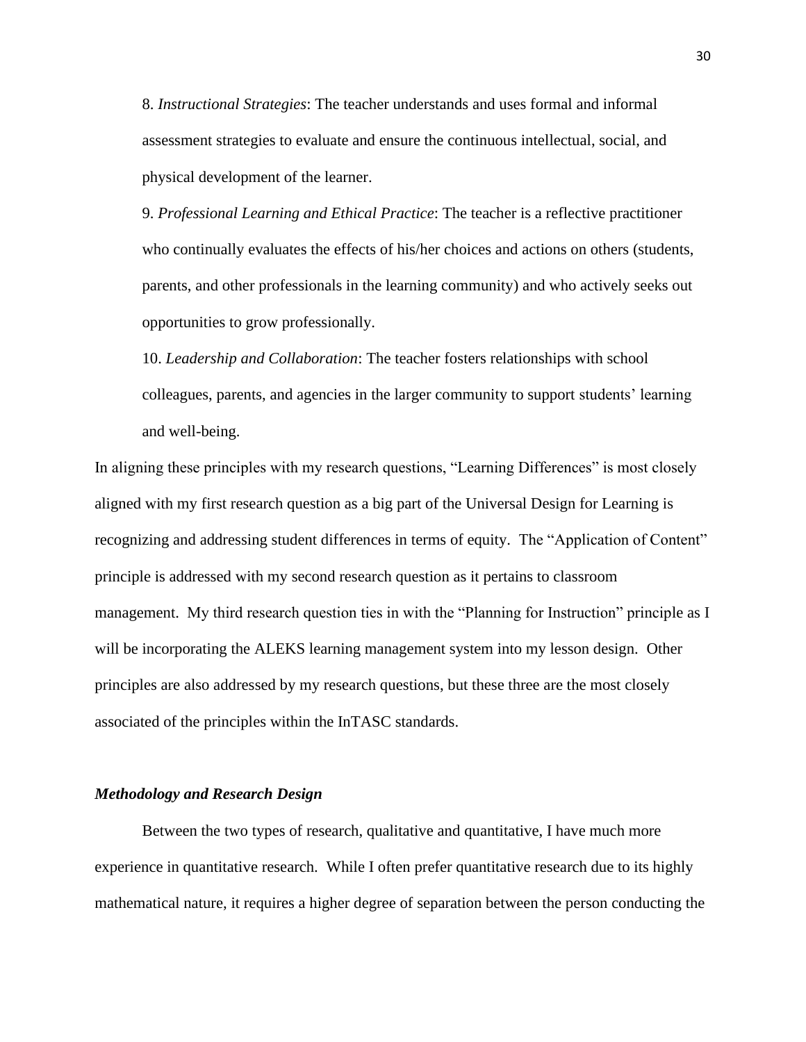8. *Instructional Strategies*: The teacher understands and uses formal and informal assessment strategies to evaluate and ensure the continuous intellectual, social, and physical development of the learner.

9. *Professional Learning and Ethical Practice*: The teacher is a reflective practitioner who continually evaluates the effects of his/her choices and actions on others (students, parents, and other professionals in the learning community) and who actively seeks out opportunities to grow professionally.

10. *Leadership and Collaboration*: The teacher fosters relationships with school colleagues, parents, and agencies in the larger community to support students' learning and well-being.

In aligning these principles with my research questions, "Learning Differences" is most closely aligned with my first research question as a big part of the Universal Design for Learning is recognizing and addressing student differences in terms of equity. The "Application of Content" principle is addressed with my second research question as it pertains to classroom management. My third research question ties in with the "Planning for Instruction" principle as I will be incorporating the ALEKS learning management system into my lesson design. Other principles are also addressed by my research questions, but these three are the most closely associated of the principles within the InTASC standards.

### *Methodology and Research Design*

Between the two types of research, qualitative and quantitative, I have much more experience in quantitative research. While I often prefer quantitative research due to its highly mathematical nature, it requires a higher degree of separation between the person conducting the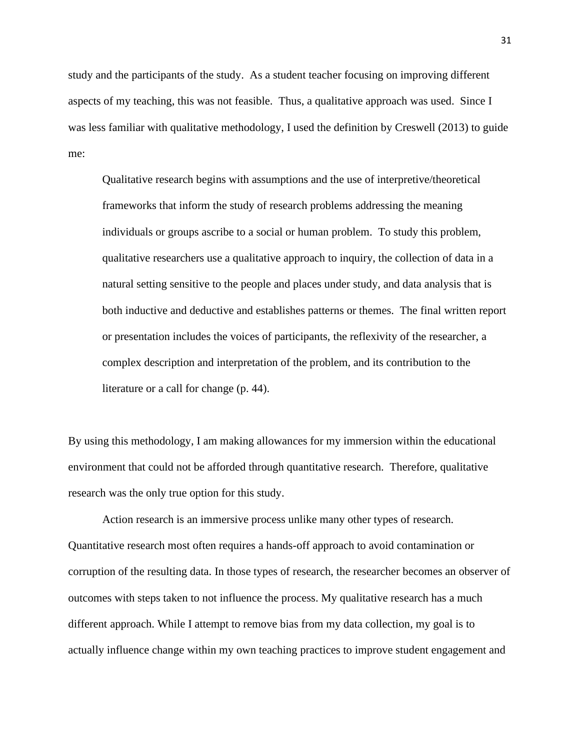study and the participants of the study. As a student teacher focusing on improving different aspects of my teaching, this was not feasible. Thus, a qualitative approach was used. Since I was less familiar with qualitative methodology, I used the definition by Creswell (2013) to guide me:

> Qualitative research begins with assumptions and the use of interpretive/theoretical frameworks that inform the study of research problems addressing the meaning individuals or groups ascribe to a social or human problem. To study this problem, qualitative researchers use a qualitative approach to inquiry, the collection of data in a natural setting sensitive to the people and places under study, and data analysis that is both inductive and deductive and establishes patterns or themes. The final written report or presentation includes the voices of participants, the reflexivity of the researcher, a complex description and interpretation of the problem, and its contribution to the literature or a call for change (p. 44).

By using this methodology, I am making allowances for my immersion within the educational environment that could not be afforded through quantitative research. Therefore, qualitative research was the only true option for this study.

Action research is an immersive process unlike many other types of research. Quantitative research most often requires a hands-off approach to avoid contamination or corruption of the resulting data. In those types of research, the researcher becomes an observer of outcomes with steps taken to not influence the process. My qualitative research has a much different approach. While I attempt to remove bias from my data collection, my goal is to actually influence change within my own teaching practices to improve student engagement and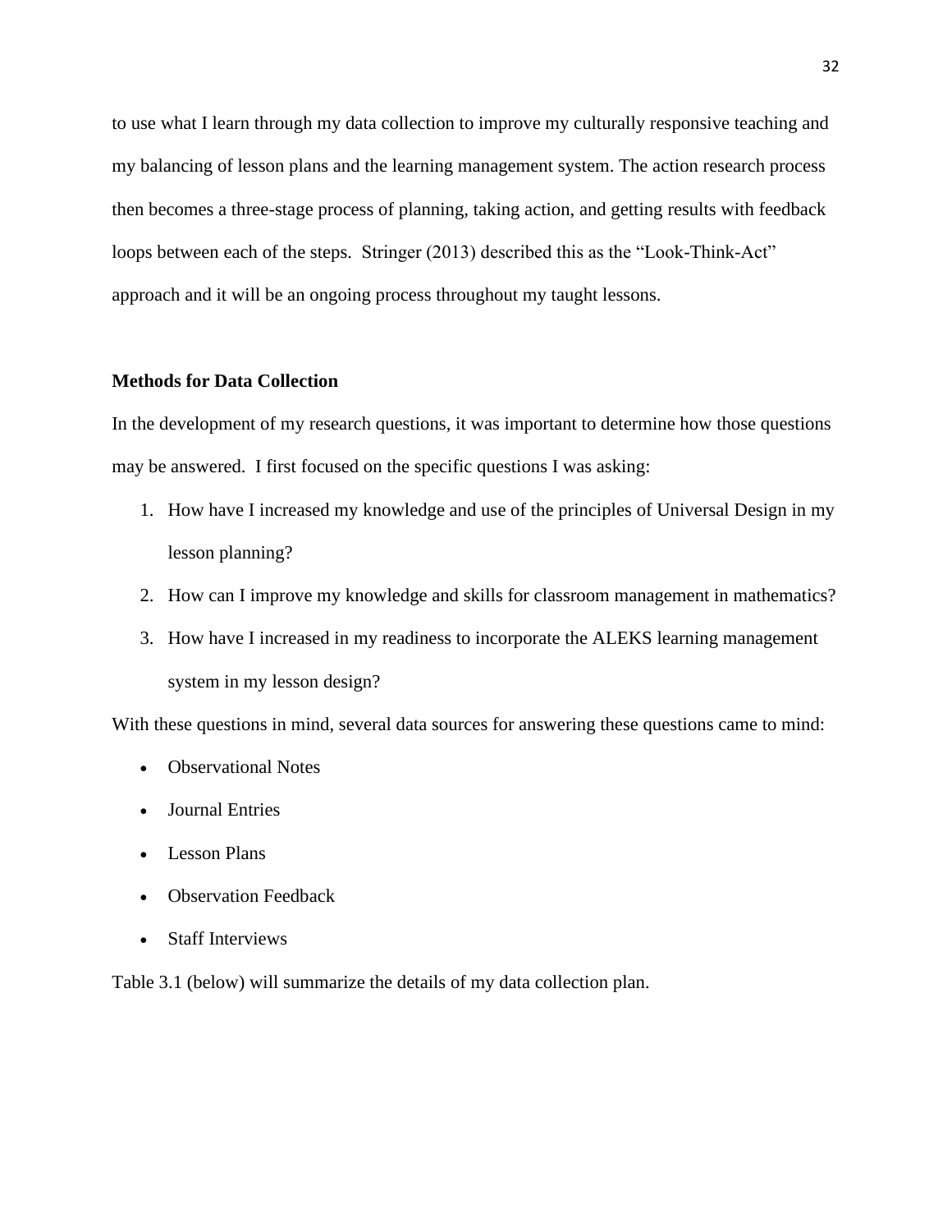to use what I learn through my data collection to improve my culturally responsive teaching and my balancing of lesson plans and the learning management system. The action research process then becomes a three-stage process of planning, taking action, and getting results with feedback loops between each of the steps. Stringer (2013) described this as the "Look-Think-Act" approach and it will be an ongoing process throughout my taught lessons.

**Methods for Data Collection**

In the development of my research questions, it was important to determine how those questions may be answered. I first focused on the specific questions I was asking:

1. How have I increased my knowledge and use of the principles of Universal Design in my lesson planning?
2. How can I improve my knowledge and skills for classroom management in mathematics?
3. How have I increased in my readiness to incorporate the ALEKS learning management system in my lesson design?

With these questions in mind, several data sources for answering these questions came to mind:

- Observational Notes
- Journal Entries
- Lesson Plans
- Observation Feedback
- Staff Interviews

Table 3.1 (below) will summarize the details of my data collection plan.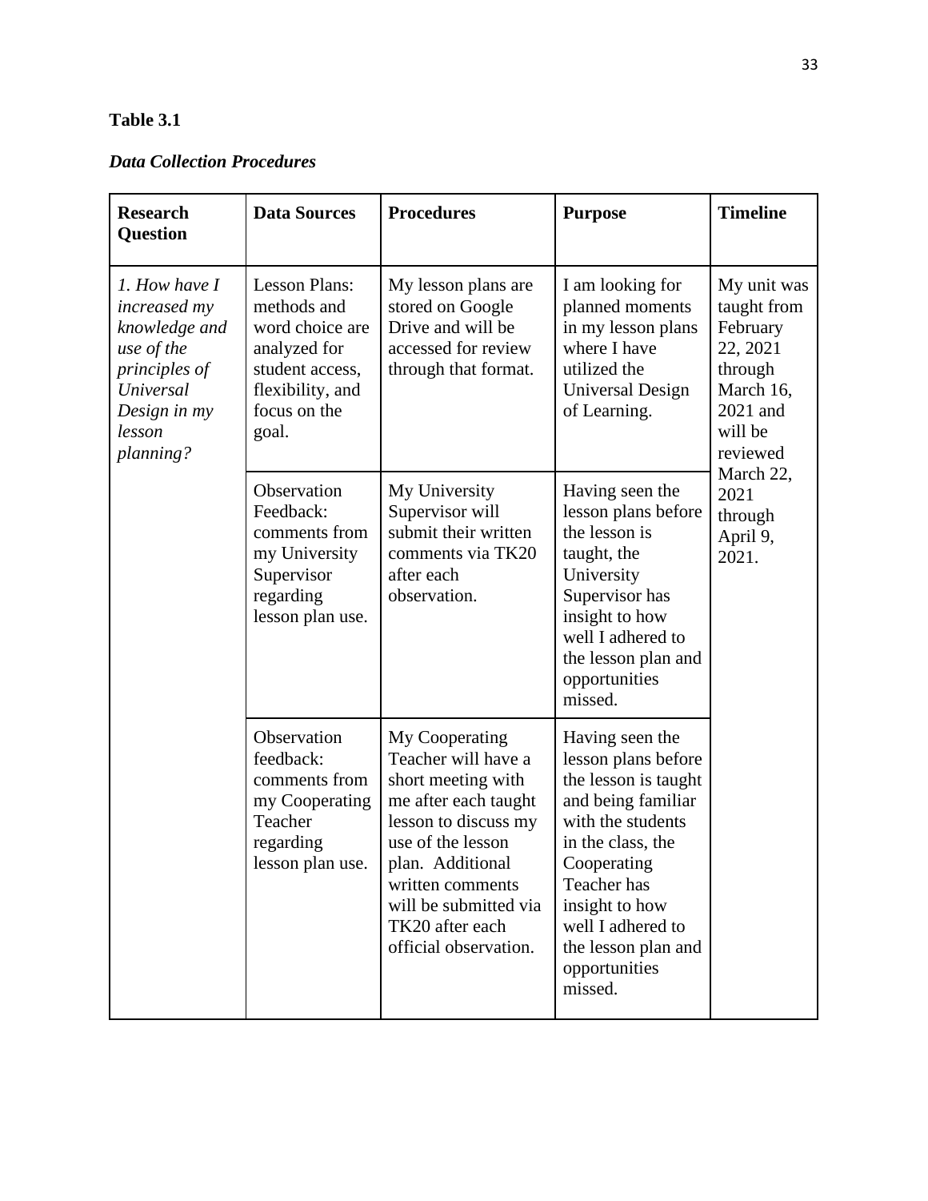**Table 3.1**

***Data Collection Procedures***

| **Research Question** | **Data Sources** | **Procedures** | **Purpose** | **Timeline** |
|---|---|---|---|---|
| *1. How have I increased my knowledge and use of the principles of Universal Design in my lesson planning?* | Lesson Plans: methods and word choice are analyzed for student access, flexibility, and focus on the goal. | My lesson plans are stored on Google Drive and will be accessed for review through that format. | I am looking for planned moments in my lesson plans where I have utilized the Universal Design of Learning. | My unit was taught from February 22, 2021 through March 16, 2021 and will be reviewed March 22, 2021 through April 9, 2021. |
| | Observation Feedback: comments from my University Supervisor regarding lesson plan use. | My University Supervisor will submit their written comments via TK20 after each observation. | Having seen the lesson plans before the lesson is taught, the University Supervisor has insight to how well I adhered to the lesson plan and opportunities missed. | |
| | Observation feedback: comments from my Cooperating Teacher regarding lesson plan use. | My Cooperating Teacher will have a short meeting with me after each taught lesson to discuss my use of the lesson plan. Additional written comments will be submitted via TK20 after each official observation. | Having seen the lesson plans before the lesson is taught and being familiar with the students in the class, the Cooperating Teacher has insight to how well I adhered to the lesson plan and opportunities missed. | |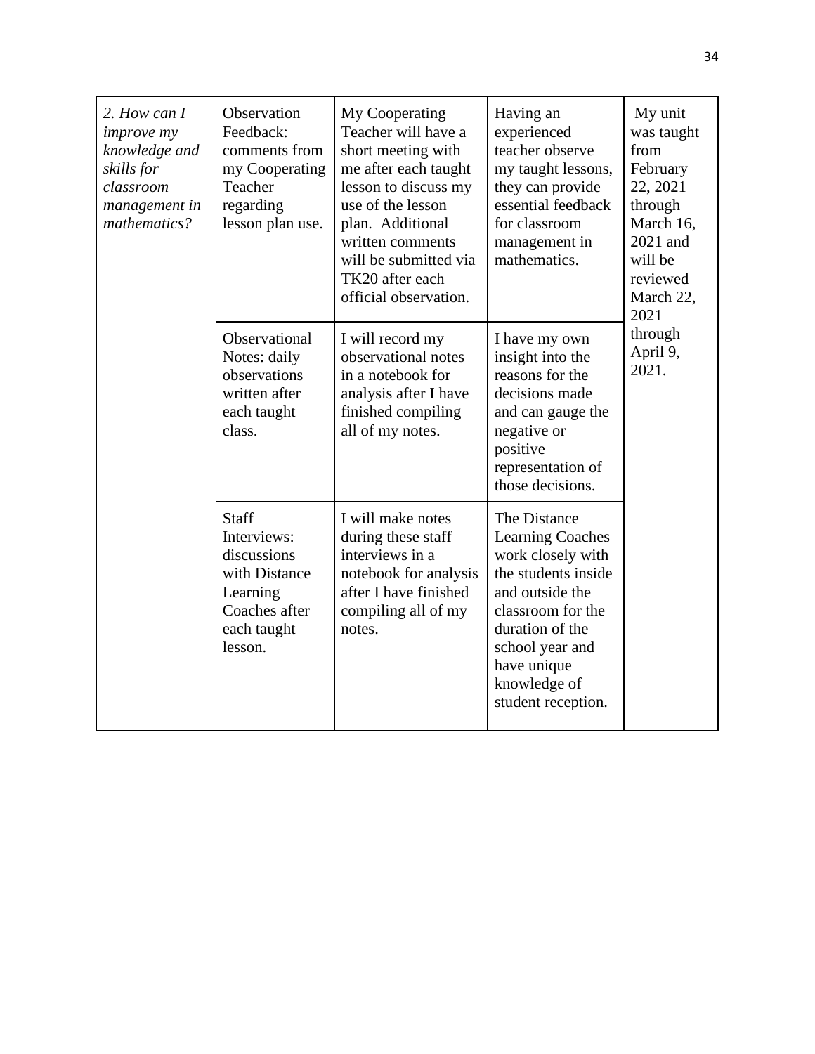| | | | | |
|---|---|---|---|---|
| *2. How can I improve my knowledge and skills for classroom management in mathematics?* | Observation Feedback: comments from my Cooperating Teacher regarding lesson plan use. | My Cooperating Teacher will have a short meeting with me after each taught lesson to discuss my use of the lesson plan. Additional written comments will be submitted via TK20 after each official observation. | Having an experienced teacher observe my taught lessons, they can provide essential feedback for classroom management in mathematics. | My unit was taught from February 22, 2021 through March 16, 2021 and will be reviewed March 22, 2021 through April 9, 2021. |
| | Observational Notes: daily observations written after each taught class. | I will record my observational notes in a notebook for analysis after I have finished compiling all of my notes. | I have my own insight into the reasons for the decisions made and can gauge the negative or positive representation of those decisions. | |
| | Staff Interviews: discussions with Distance Learning Coaches after each taught lesson. | I will make notes during these staff interviews in a notebook for analysis after I have finished compiling all of my notes. | The Distance Learning Coaches work closely with the students inside and outside the classroom for the duration of the school year and have unique knowledge of student reception. | |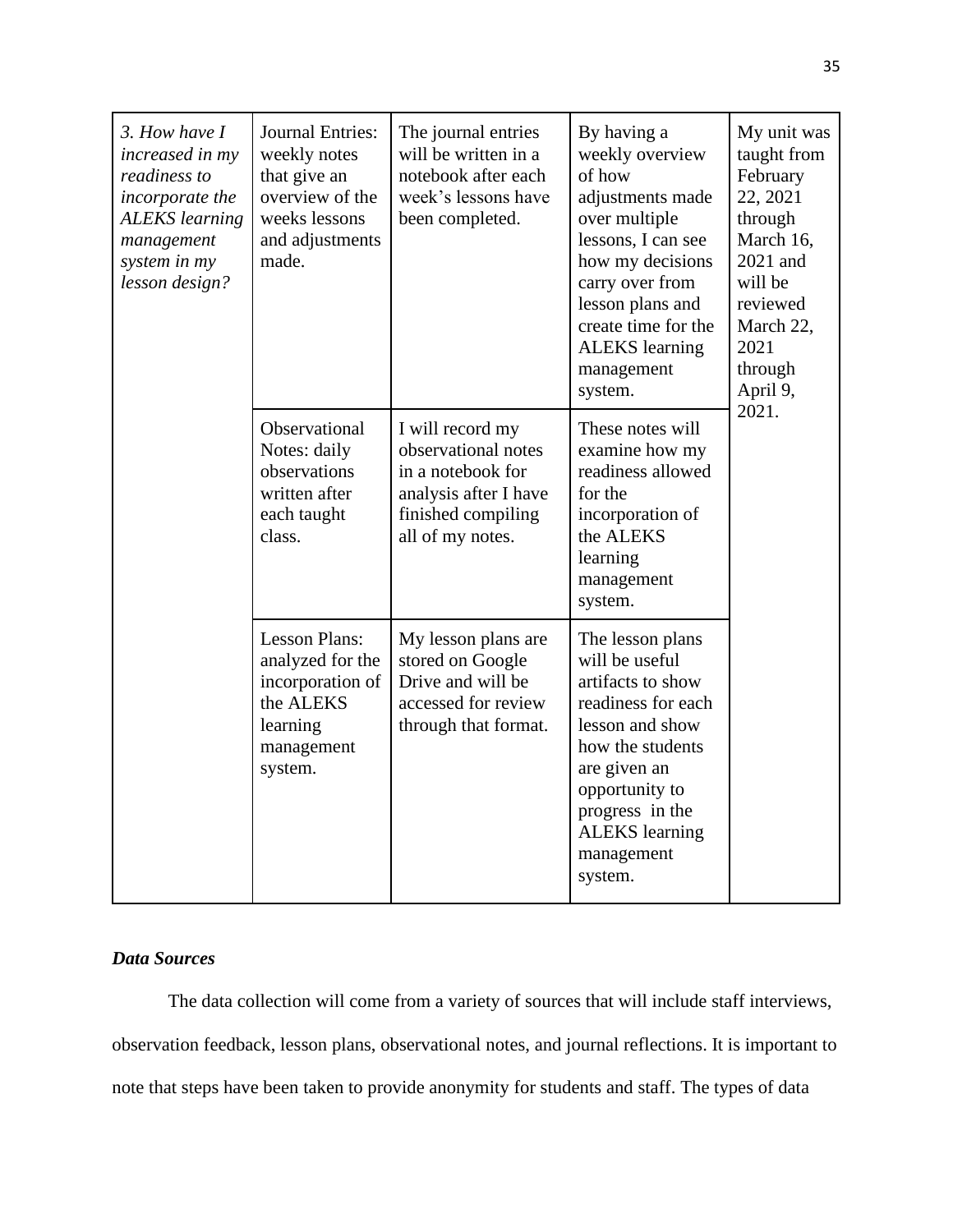| *3. How have I increased in my readiness to incorporate the ALEKS learning management system in my lesson design?* | Journal Entries: weekly notes that give an overview of the weeks lessons and adjustments made. | The journal entries will be written in a notebook after each week's lessons have been completed. | By having a weekly overview of how adjustments made over multiple lessons, I can see how my decisions carry over from lesson plans and create time for the ALEKS learning management system. | My unit was taught from February 22, 2021 through March 16, 2021 and will be reviewed March 22, 2021 through April 9, 2021. |
|---|---|---|---|---|
| | Observational Notes: daily observations written after each taught class. | I will record my observational notes in a notebook for analysis after I have finished compiling all of my notes. | These notes will examine how my readiness allowed for the incorporation of the ALEKS learning management system. | |
| | Lesson Plans: analyzed for the incorporation of the ALEKS learning management system. | My lesson plans are stored on Google Drive and will be accessed for review through that format. | The lesson plans will be useful artifacts to show readiness for each lesson and show how the students are given an opportunity to progress in the ALEKS learning management system. | |

### *Data Sources*

The data collection will come from a variety of sources that will include staff interviews, observation feedback, lesson plans, observational notes, and journal reflections. It is important to note that steps have been taken to provide anonymity for students and staff. The types of data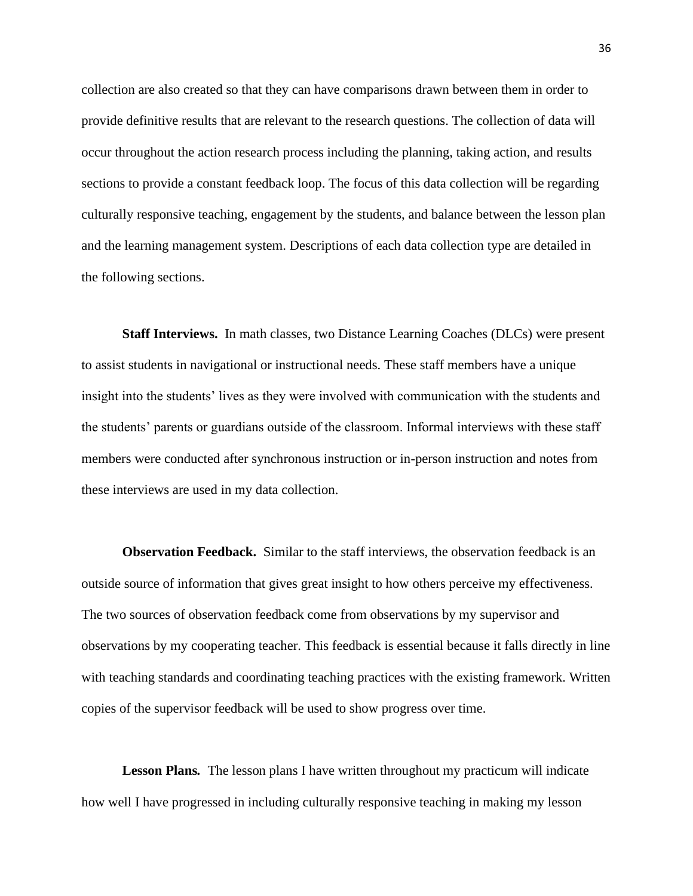collection are also created so that they can have comparisons drawn between them in order to provide definitive results that are relevant to the research questions. The collection of data will occur throughout the action research process including the planning, taking action, and results sections to provide a constant feedback loop. The focus of this data collection will be regarding culturally responsive teaching, engagement by the students, and balance between the lesson plan and the learning management system. Descriptions of each data collection type are detailed in the following sections.

**Staff Interviews.** In math classes, two Distance Learning Coaches (DLCs) were present to assist students in navigational or instructional needs. These staff members have a unique insight into the students' lives as they were involved with communication with the students and the students' parents or guardians outside of the classroom. Informal interviews with these staff members were conducted after synchronous instruction or in-person instruction and notes from these interviews are used in my data collection.

**Observation Feedback.** Similar to the staff interviews, the observation feedback is an outside source of information that gives great insight to how others perceive my effectiveness. The two sources of observation feedback come from observations by my supervisor and observations by my cooperating teacher. This feedback is essential because it falls directly in line with teaching standards and coordinating teaching practices with the existing framework. Written copies of the supervisor feedback will be used to show progress over time.

**Lesson Plans.** The lesson plans I have written throughout my practicum will indicate how well I have progressed in including culturally responsive teaching in making my lesson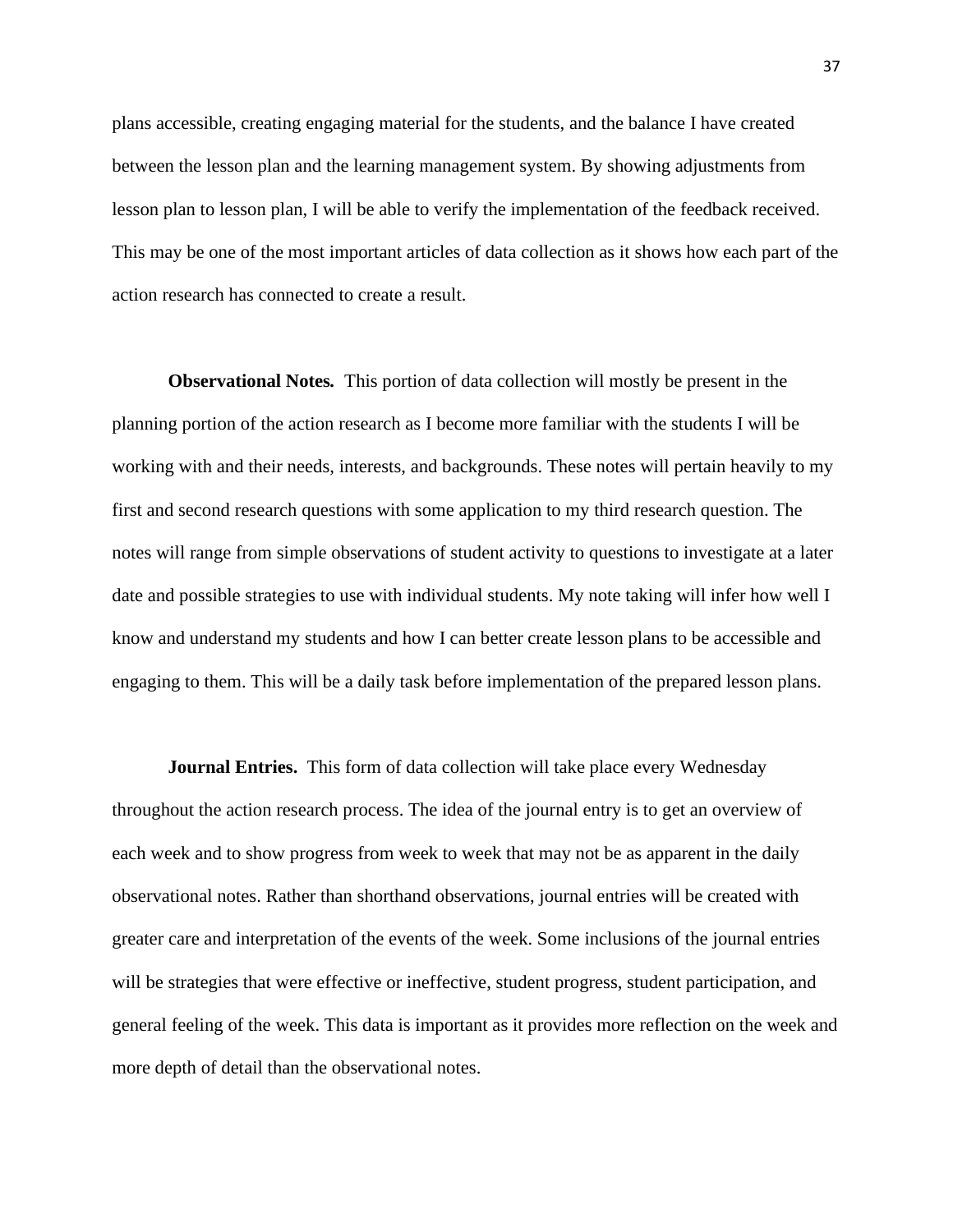plans accessible, creating engaging material for the students, and the balance I have created between the lesson plan and the learning management system. By showing adjustments from lesson plan to lesson plan, I will be able to verify the implementation of the feedback received. This may be one of the most important articles of data collection as it shows how each part of the action research has connected to create a result.

**Observational Notes.** This portion of data collection will mostly be present in the planning portion of the action research as I become more familiar with the students I will be working with and their needs, interests, and backgrounds. These notes will pertain heavily to my first and second research questions with some application to my third research question. The notes will range from simple observations of student activity to questions to investigate at a later date and possible strategies to use with individual students. My note taking will infer how well I know and understand my students and how I can better create lesson plans to be accessible and engaging to them. This will be a daily task before implementation of the prepared lesson plans.

**Journal Entries.** This form of data collection will take place every Wednesday throughout the action research process. The idea of the journal entry is to get an overview of each week and to show progress from week to week that may not be as apparent in the daily observational notes. Rather than shorthand observations, journal entries will be created with greater care and interpretation of the events of the week. Some inclusions of the journal entries will be strategies that were effective or ineffective, student progress, student participation, and general feeling of the week. This data is important as it provides more reflection on the week and more depth of detail than the observational notes.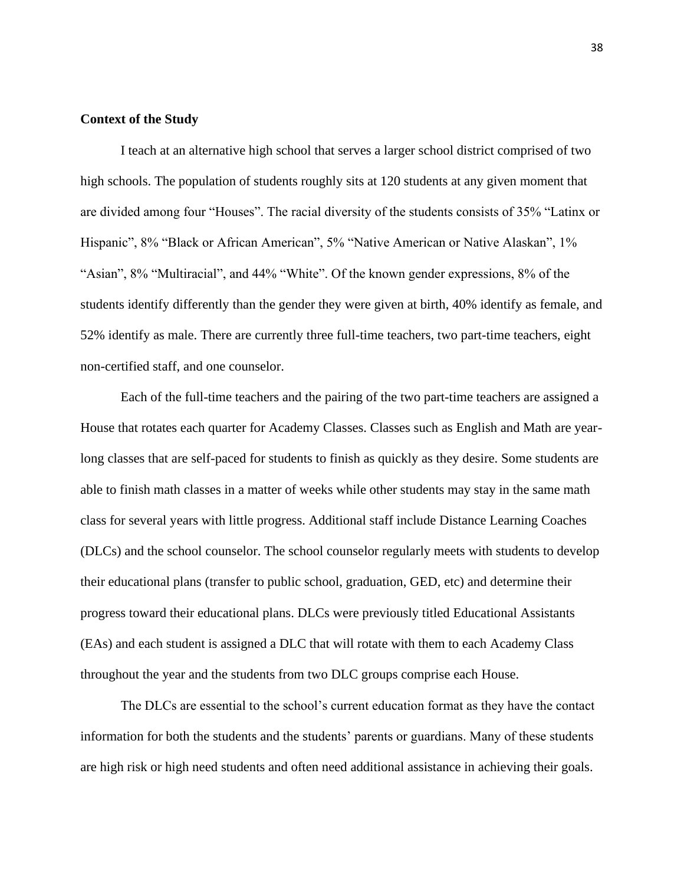**Context of the Study**

I teach at an alternative high school that serves a larger school district comprised of two high schools. The population of students roughly sits at 120 students at any given moment that are divided among four "Houses". The racial diversity of the students consists of 35% "Latinx or Hispanic", 8% "Black or African American", 5% "Native American or Native Alaskan", 1% "Asian", 8% "Multiracial", and 44% "White". Of the known gender expressions, 8% of the students identify differently than the gender they were given at birth, 40% identify as female, and 52% identify as male. There are currently three full-time teachers, two part-time teachers, eight non-certified staff, and one counselor.

Each of the full-time teachers and the pairing of the two part-time teachers are assigned a House that rotates each quarter for Academy Classes. Classes such as English and Math are year-long classes that are self-paced for students to finish as quickly as they desire. Some students are able to finish math classes in a matter of weeks while other students may stay in the same math class for several years with little progress. Additional staff include Distance Learning Coaches (DLCs) and the school counselor. The school counselor regularly meets with students to develop their educational plans (transfer to public school, graduation, GED, etc) and determine their progress toward their educational plans. DLCs were previously titled Educational Assistants (EAs) and each student is assigned a DLC that will rotate with them to each Academy Class throughout the year and the students from two DLC groups comprise each House.

The DLCs are essential to the school's current education format as they have the contact information for both the students and the students' parents or guardians. Many of these students are high risk or high need students and often need additional assistance in achieving their goals.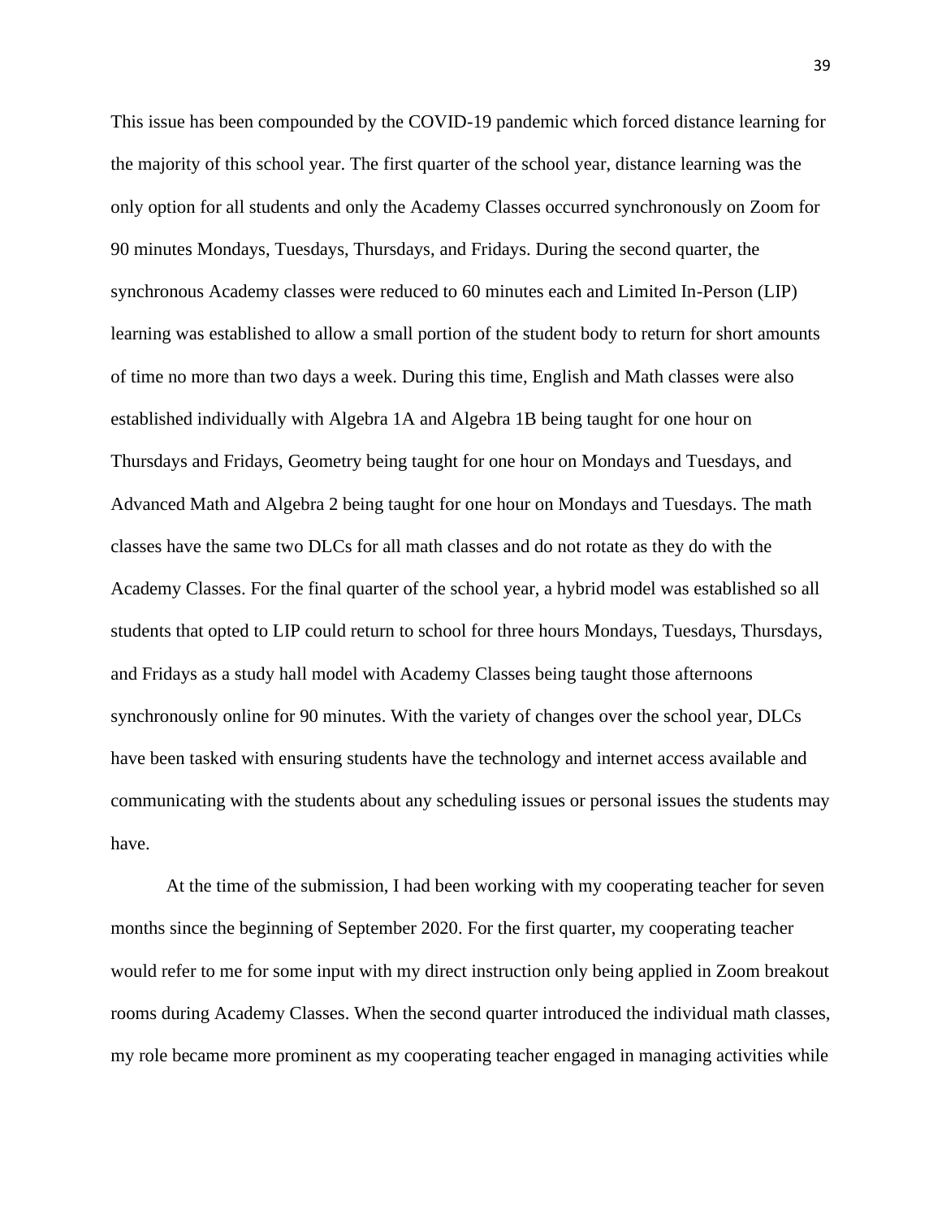This issue has been compounded by the COVID-19 pandemic which forced distance learning for the majority of this school year. The first quarter of the school year, distance learning was the only option for all students and only the Academy Classes occurred synchronously on Zoom for 90 minutes Mondays, Tuesdays, Thursdays, and Fridays. During the second quarter, the synchronous Academy classes were reduced to 60 minutes each and Limited In-Person (LIP) learning was established to allow a small portion of the student body to return for short amounts of time no more than two days a week. During this time, English and Math classes were also established individually with Algebra 1A and Algebra 1B being taught for one hour on Thursdays and Fridays, Geometry being taught for one hour on Mondays and Tuesdays, and Advanced Math and Algebra 2 being taught for one hour on Mondays and Tuesdays. The math classes have the same two DLCs for all math classes and do not rotate as they do with the Academy Classes. For the final quarter of the school year, a hybrid model was established so all students that opted to LIP could return to school for three hours Mondays, Tuesdays, Thursdays, and Fridays as a study hall model with Academy Classes being taught those afternoons synchronously online for 90 minutes. With the variety of changes over the school year, DLCs have been tasked with ensuring students have the technology and internet access available and communicating with the students about any scheduling issues or personal issues the students may have.

At the time of the submission, I had been working with my cooperating teacher for seven months since the beginning of September 2020. For the first quarter, my cooperating teacher would refer to me for some input with my direct instruction only being applied in Zoom breakout rooms during Academy Classes. When the second quarter introduced the individual math classes, my role became more prominent as my cooperating teacher engaged in managing activities while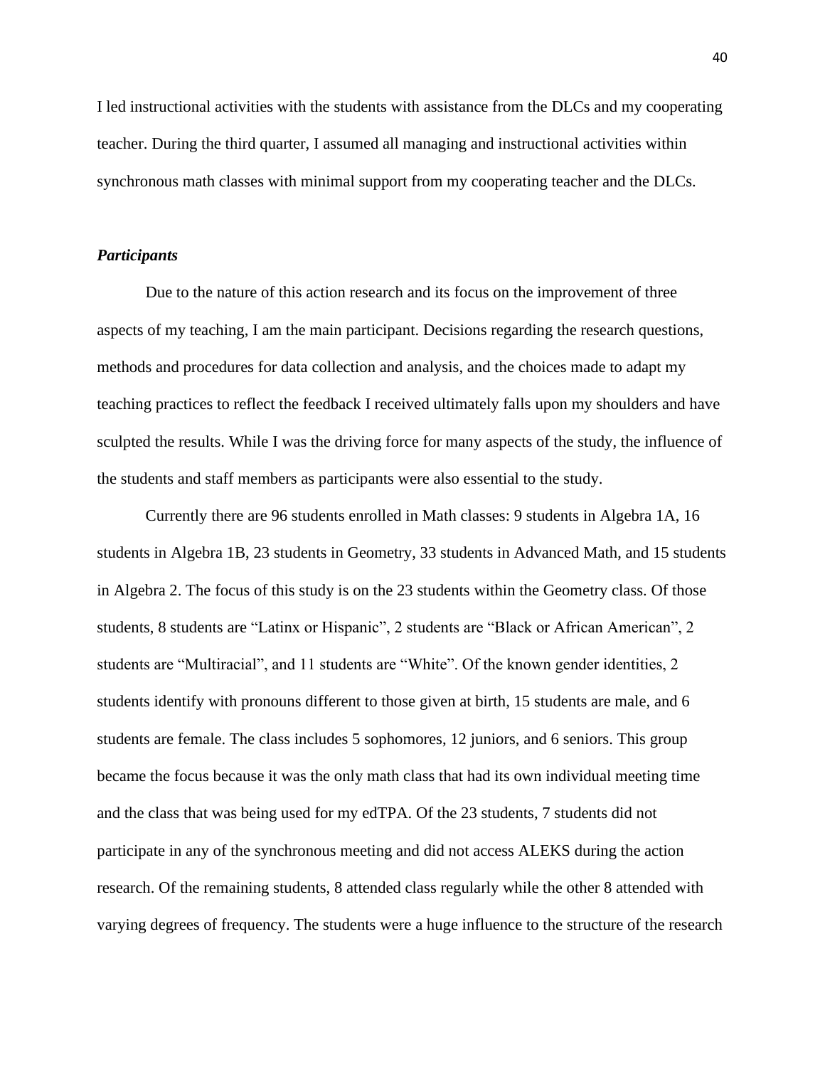I led instructional activities with the students with assistance from the DLCs and my cooperating teacher. During the third quarter, I assumed all managing and instructional activities within synchronous math classes with minimal support from my cooperating teacher and the DLCs.

***Participants***

Due to the nature of this action research and its focus on the improvement of three aspects of my teaching, I am the main participant. Decisions regarding the research questions, methods and procedures for data collection and analysis, and the choices made to adapt my teaching practices to reflect the feedback I received ultimately falls upon my shoulders and have sculpted the results. While I was the driving force for many aspects of the study, the influence of the students and staff members as participants were also essential to the study.

Currently there are 96 students enrolled in Math classes: 9 students in Algebra 1A, 16 students in Algebra 1B, 23 students in Geometry, 33 students in Advanced Math, and 15 students in Algebra 2. The focus of this study is on the 23 students within the Geometry class. Of those students, 8 students are "Latinx or Hispanic", 2 students are "Black or African American", 2 students are "Multiracial", and 11 students are "White". Of the known gender identities, 2 students identify with pronouns different to those given at birth, 15 students are male, and 6 students are female. The class includes 5 sophomores, 12 juniors, and 6 seniors. This group became the focus because it was the only math class that had its own individual meeting time and the class that was being used for my edTPA. Of the 23 students, 7 students did not participate in any of the synchronous meeting and did not access ALEKS during the action research. Of the remaining students, 8 attended class regularly while the other 8 attended with varying degrees of frequency. The students were a huge influence to the structure of the research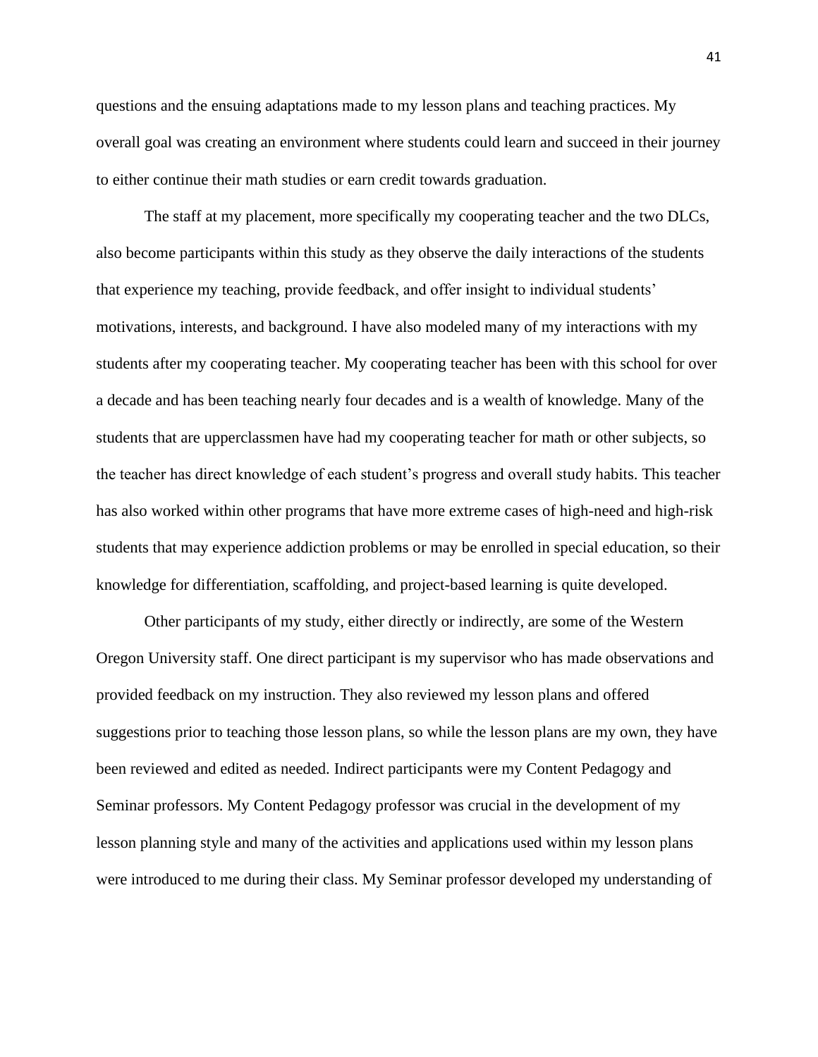questions and the ensuing adaptations made to my lesson plans and teaching practices. My overall goal was creating an environment where students could learn and succeed in their journey to either continue their math studies or earn credit towards graduation.

The staff at my placement, more specifically my cooperating teacher and the two DLCs, also become participants within this study as they observe the daily interactions of the students that experience my teaching, provide feedback, and offer insight to individual students' motivations, interests, and background. I have also modeled many of my interactions with my students after my cooperating teacher. My cooperating teacher has been with this school for over a decade and has been teaching nearly four decades and is a wealth of knowledge. Many of the students that are upperclassmen have had my cooperating teacher for math or other subjects, so the teacher has direct knowledge of each student's progress and overall study habits. This teacher has also worked within other programs that have more extreme cases of high-need and high-risk students that may experience addiction problems or may be enrolled in special education, so their knowledge for differentiation, scaffolding, and project-based learning is quite developed.

Other participants of my study, either directly or indirectly, are some of the Western Oregon University staff. One direct participant is my supervisor who has made observations and provided feedback on my instruction. They also reviewed my lesson plans and offered suggestions prior to teaching those lesson plans, so while the lesson plans are my own, they have been reviewed and edited as needed. Indirect participants were my Content Pedagogy and Seminar professors. My Content Pedagogy professor was crucial in the development of my lesson planning style and many of the activities and applications used within my lesson plans were introduced to me during their class. My Seminar professor developed my understanding of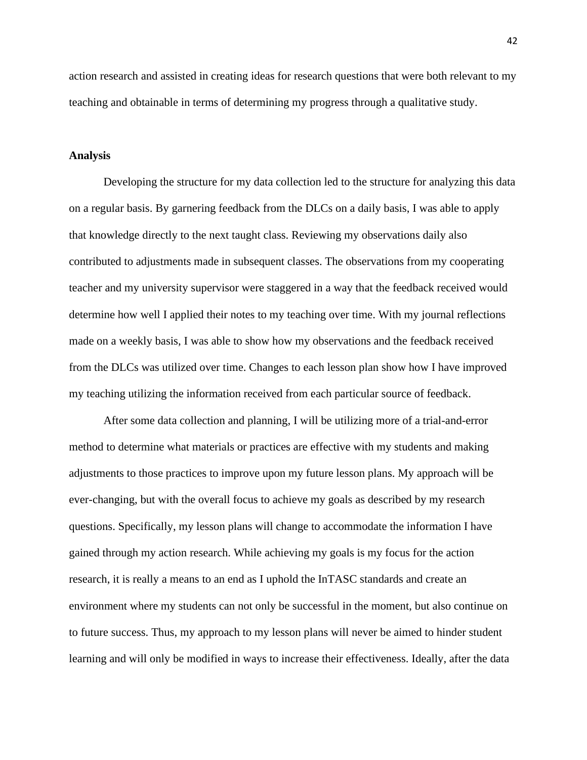action research and assisted in creating ideas for research questions that were both relevant to my teaching and obtainable in terms of determining my progress through a qualitative study.

**Analysis**

Developing the structure for my data collection led to the structure for analyzing this data on a regular basis. By garnering feedback from the DLCs on a daily basis, I was able to apply that knowledge directly to the next taught class. Reviewing my observations daily also contributed to adjustments made in subsequent classes. The observations from my cooperating teacher and my university supervisor were staggered in a way that the feedback received would determine how well I applied their notes to my teaching over time. With my journal reflections made on a weekly basis, I was able to show how my observations and the feedback received from the DLCs was utilized over time. Changes to each lesson plan show how I have improved my teaching utilizing the information received from each particular source of feedback.

After some data collection and planning, I will be utilizing more of a trial-and-error method to determine what materials or practices are effective with my students and making adjustments to those practices to improve upon my future lesson plans. My approach will be ever-changing, but with the overall focus to achieve my goals as described by my research questions. Specifically, my lesson plans will change to accommodate the information I have gained through my action research. While achieving my goals is my focus for the action research, it is really a means to an end as I uphold the InTASC standards and create an environment where my students can not only be successful in the moment, but also continue on to future success. Thus, my approach to my lesson plans will never be aimed to hinder student learning and will only be modified in ways to increase their effectiveness. Ideally, after the data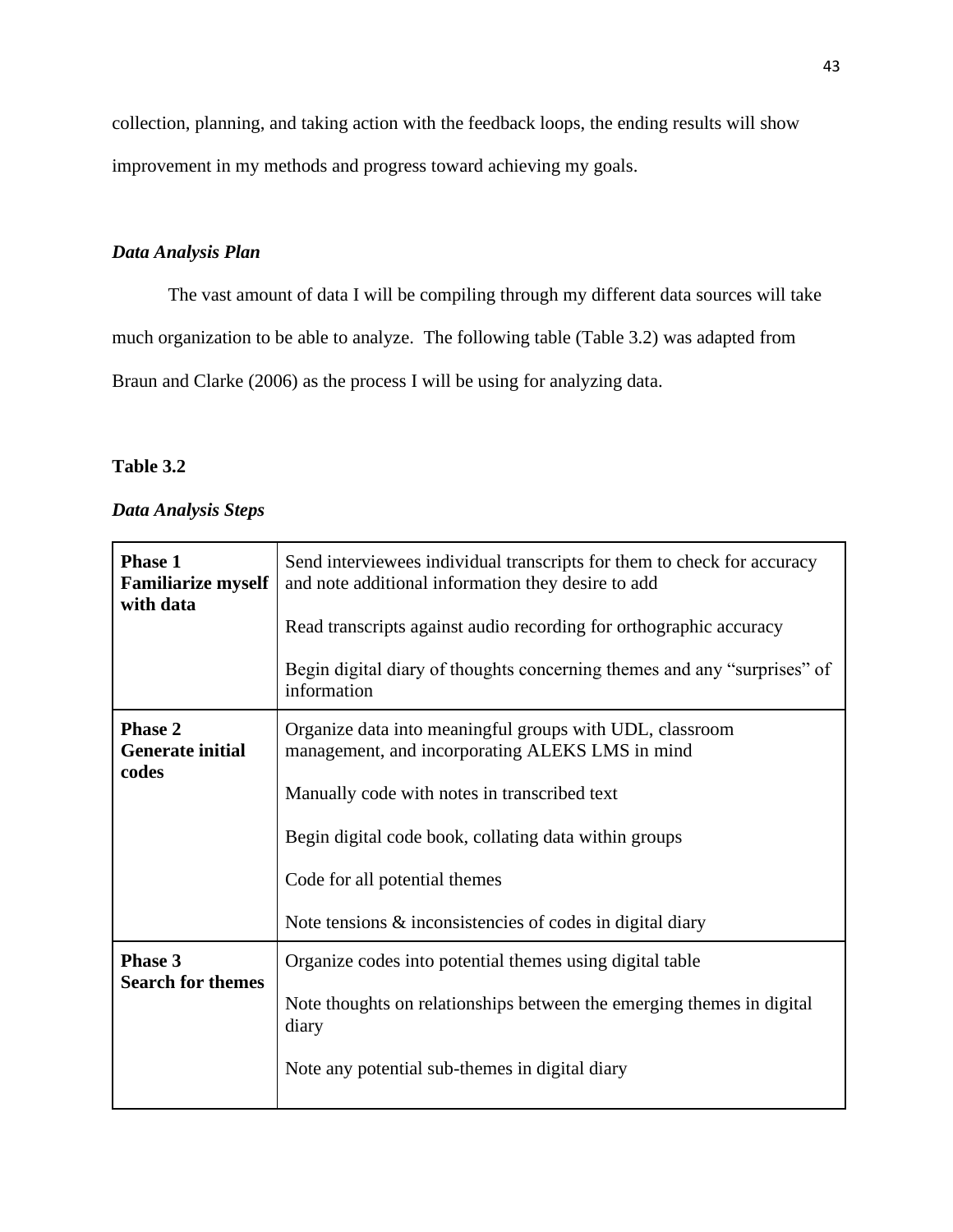collection, planning, and taking action with the feedback loops, the ending results will show improvement in my methods and progress toward achieving my goals.

### *Data Analysis Plan*

The vast amount of data I will be compiling through my different data sources will take much organization to be able to analyze. The following table (Table 3.2) was adapted from Braun and Clarke (2006) as the process I will be using for analyzing data.

**Table 3.2**

*Data Analysis Steps*

| | |
|---|---|
| **Phase 1 Familiarize myself with data** | Send interviewees individual transcripts for them to check for accuracy and note additional information they desire to add<br><br>Read transcripts against audio recording for orthographic accuracy<br><br>Begin digital diary of thoughts concerning themes and any "surprises" of information |
| **Phase 2 Generate initial codes** | Organize data into meaningful groups with UDL, classroom management, and incorporating ALEKS LMS in mind<br><br>Manually code with notes in transcribed text<br><br>Begin digital code book, collating data within groups<br><br>Code for all potential themes<br><br>Note tensions & inconsistencies of codes in digital diary |
| **Phase 3 Search for themes** | Organize codes into potential themes using digital table<br><br>Note thoughts on relationships between the emerging themes in digital diary<br><br>Note any potential sub-themes in digital diary |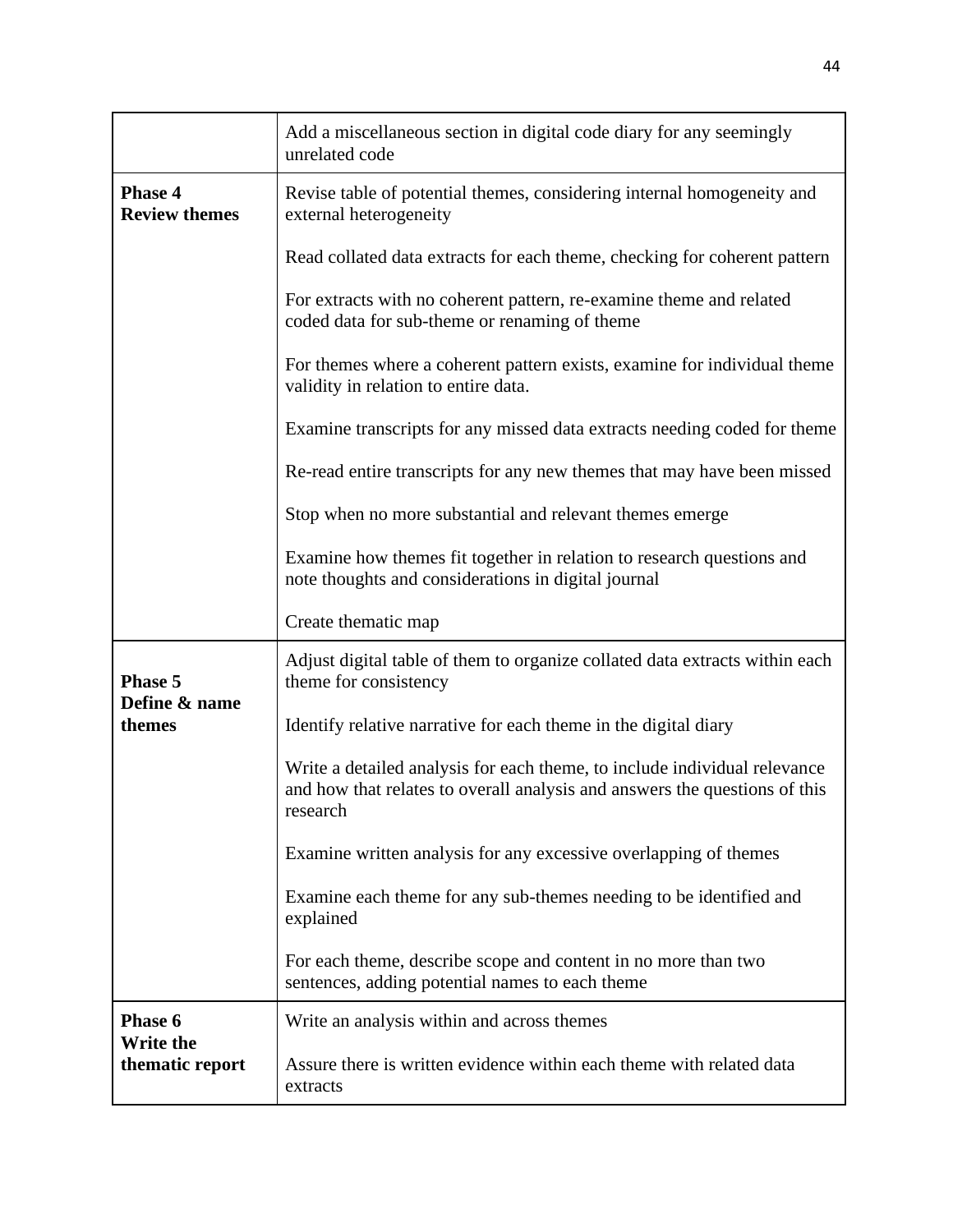| | |
|---|---|
| | Add a miscellaneous section in digital code diary for any seemingly unrelated code |
| **Phase 4 Review themes** | Revise table of potential themes, considering internal homogeneity and external heterogeneity<br><br>Read collated data extracts for each theme, checking for coherent pattern<br><br>For extracts with no coherent pattern, re-examine theme and related coded data for sub-theme or renaming of theme<br><br>For themes where a coherent pattern exists, examine for individual theme validity in relation to entire data.<br><br>Examine transcripts for any missed data extracts needing coded for theme<br><br>Re-read entire transcripts for any new themes that may have been missed<br><br>Stop when no more substantial and relevant themes emerge<br><br>Examine how themes fit together in relation to research questions and note thoughts and considerations in digital journal<br><br>Create thematic map |
| **Phase 5 Define & name themes** | Adjust digital table of them to organize collated data extracts within each theme for consistency<br><br>Identify relative narrative for each theme in the digital diary<br><br>Write a detailed analysis for each theme, to include individual relevance and how that relates to overall analysis and answers the questions of this research<br><br>Examine written analysis for any excessive overlapping of themes<br><br>Examine each theme for any sub-themes needing to be identified and explained<br><br>For each theme, describe scope and content in no more than two sentences, adding potential names to each theme |
| **Phase 6 Write the thematic report** | Write an analysis within and across themes<br><br>Assure there is written evidence within each theme with related data extracts |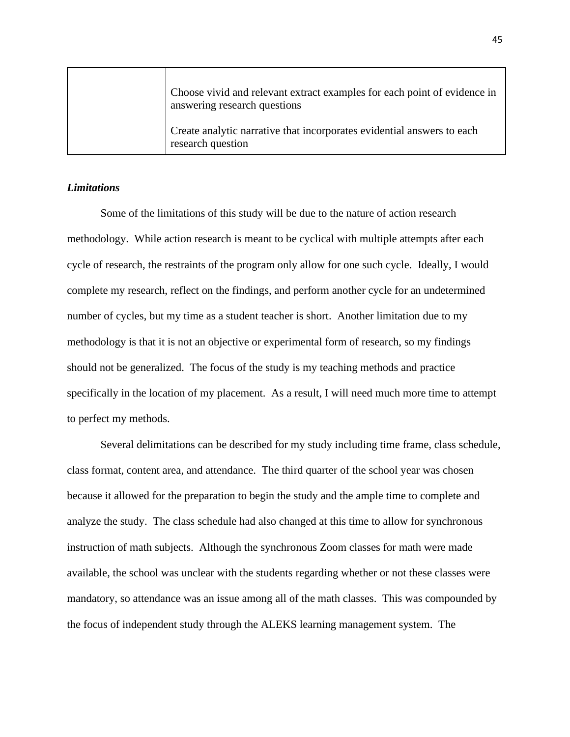| | |
|---|---|
| | Choose vivid and relevant extract examples for each point of evidence in answering research questions<br><br>Create analytic narrative that incorporates evidential answers to each research question |

***Limitations***

Some of the limitations of this study will be due to the nature of action research methodology. While action research is meant to be cyclical with multiple attempts after each cycle of research, the restraints of the program only allow for one such cycle. Ideally, I would complete my research, reflect on the findings, and perform another cycle for an undetermined number of cycles, but my time as a student teacher is short. Another limitation due to my methodology is that it is not an objective or experimental form of research, so my findings should not be generalized. The focus of the study is my teaching methods and practice specifically in the location of my placement. As a result, I will need much more time to attempt to perfect my methods.

Several delimitations can be described for my study including time frame, class schedule, class format, content area, and attendance. The third quarter of the school year was chosen because it allowed for the preparation to begin the study and the ample time to complete and analyze the study. The class schedule had also changed at this time to allow for synchronous instruction of math subjects. Although the synchronous Zoom classes for math were made available, the school was unclear with the students regarding whether or not these classes were mandatory, so attendance was an issue among all of the math classes. This was compounded by the focus of independent study through the ALEKS learning management system. The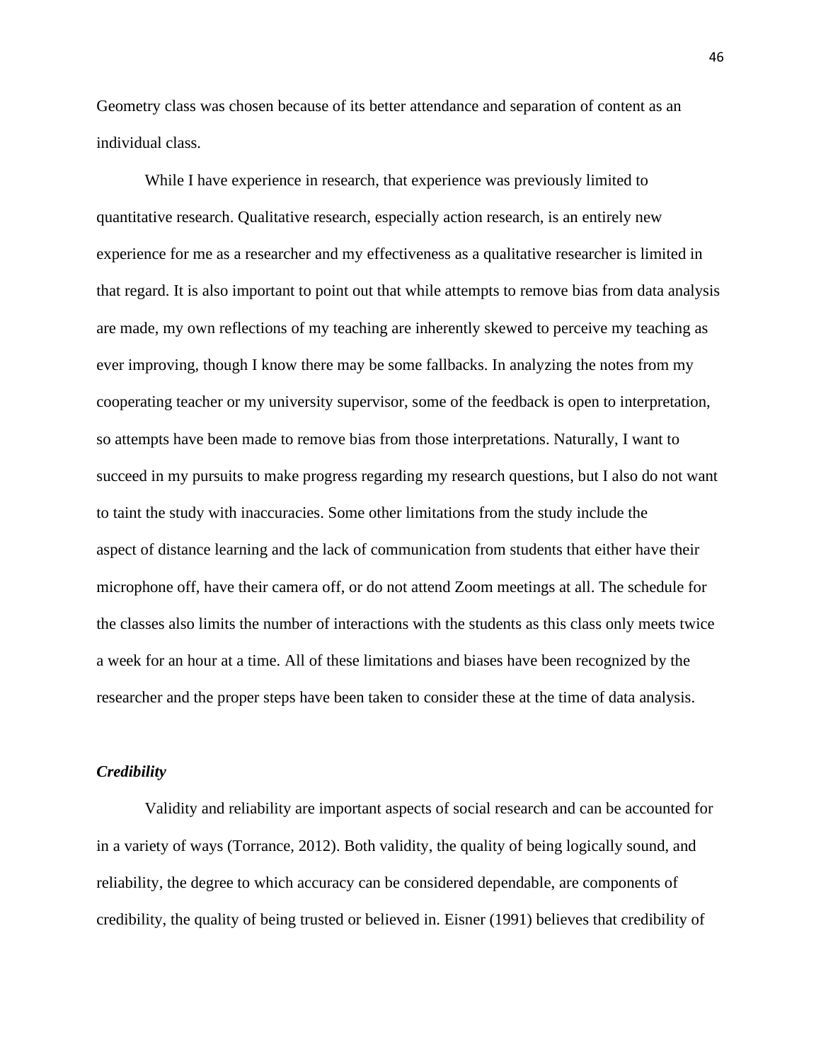Geometry class was chosen because of its better attendance and separation of content as an individual class.

While I have experience in research, that experience was previously limited to quantitative research. Qualitative research, especially action research, is an entirely new experience for me as a researcher and my effectiveness as a qualitative researcher is limited in that regard. It is also important to point out that while attempts to remove bias from data analysis are made, my own reflections of my teaching are inherently skewed to perceive my teaching as ever improving, though I know there may be some fallbacks. In analyzing the notes from my cooperating teacher or my university supervisor, some of the feedback is open to interpretation, so attempts have been made to remove bias from those interpretations. Naturally, I want to succeed in my pursuits to make progress regarding my research questions, but I also do not want to taint the study with inaccuracies. Some other limitations from the study include the aspect of distance learning and the lack of communication from students that either have their microphone off, have their camera off, or do not attend Zoom meetings at all. The schedule for the classes also limits the number of interactions with the students as this class only meets twice a week for an hour at a time. All of these limitations and biases have been recognized by the researcher and the proper steps have been taken to consider these at the time of data analysis.

### *Credibility*

Validity and reliability are important aspects of social research and can be accounted for in a variety of ways (Torrance, 2012). Both validity, the quality of being logically sound, and reliability, the degree to which accuracy can be considered dependable, are components of credibility, the quality of being trusted or believed in. Eisner (1991) believes that credibility of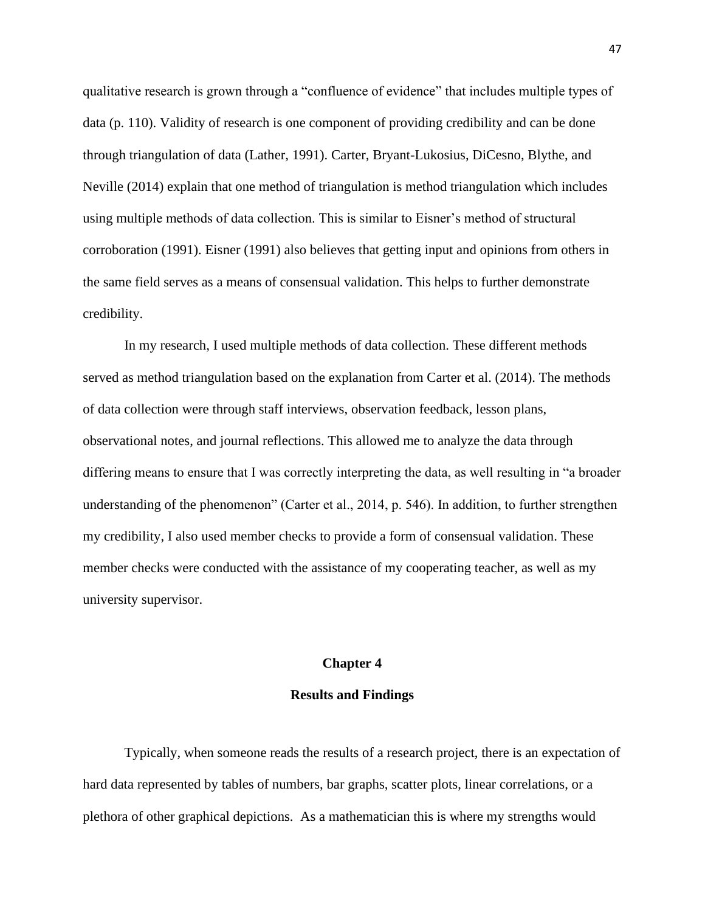qualitative research is grown through a "confluence of evidence" that includes multiple types of data (p. 110). Validity of research is one component of providing credibility and can be done through triangulation of data (Lather, 1991). Carter, Bryant-Lukosius, DiCesno, Blythe, and Neville (2014) explain that one method of triangulation is method triangulation which includes using multiple methods of data collection. This is similar to Eisner's method of structural corroboration (1991). Eisner (1991) also believes that getting input and opinions from others in the same field serves as a means of consensual validation. This helps to further demonstrate credibility.

In my research, I used multiple methods of data collection. These different methods served as method triangulation based on the explanation from Carter et al. (2014). The methods of data collection were through staff interviews, observation feedback, lesson plans, observational notes, and journal reflections. This allowed me to analyze the data through differing means to ensure that I was correctly interpreting the data, as well resulting in "a broader understanding of the phenomenon" (Carter et al., 2014, p. 546). In addition, to further strengthen my credibility, I also used member checks to provide a form of consensual validation. These member checks were conducted with the assistance of my cooperating teacher, as well as my university supervisor.

# Chapter 4

## Results and Findings

Typically, when someone reads the results of a research project, there is an expectation of hard data represented by tables of numbers, bar graphs, scatter plots, linear correlations, or a plethora of other graphical depictions. As a mathematician this is where my strengths would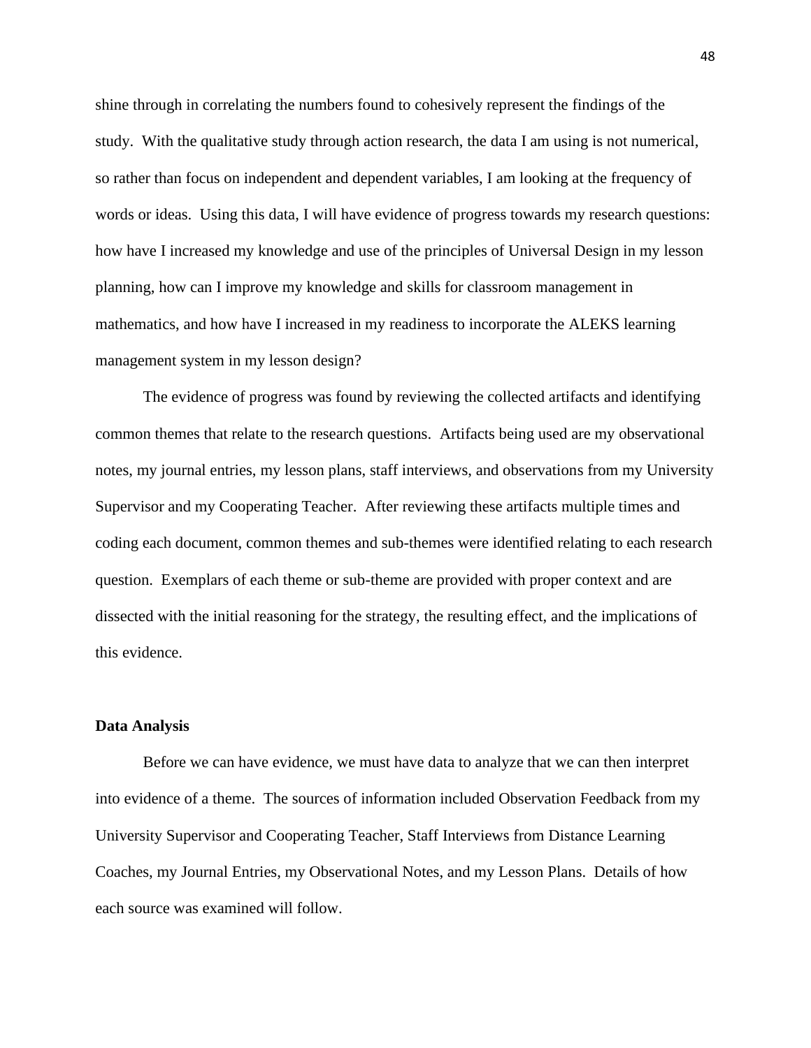shine through in correlating the numbers found to cohesively represent the findings of the study. With the qualitative study through action research, the data I am using is not numerical, so rather than focus on independent and dependent variables, I am looking at the frequency of words or ideas. Using this data, I will have evidence of progress towards my research questions: how have I increased my knowledge and use of the principles of Universal Design in my lesson planning, how can I improve my knowledge and skills for classroom management in mathematics, and how have I increased in my readiness to incorporate the ALEKS learning management system in my lesson design?

The evidence of progress was found by reviewing the collected artifacts and identifying common themes that relate to the research questions. Artifacts being used are my observational notes, my journal entries, my lesson plans, staff interviews, and observations from my University Supervisor and my Cooperating Teacher. After reviewing these artifacts multiple times and coding each document, common themes and sub-themes were identified relating to each research question. Exemplars of each theme or sub-theme are provided with proper context and are dissected with the initial reasoning for the strategy, the resulting effect, and the implications of this evidence.

**Data Analysis**

Before we can have evidence, we must have data to analyze that we can then interpret into evidence of a theme. The sources of information included Observation Feedback from my University Supervisor and Cooperating Teacher, Staff Interviews from Distance Learning Coaches, my Journal Entries, my Observational Notes, and my Lesson Plans. Details of how each source was examined will follow.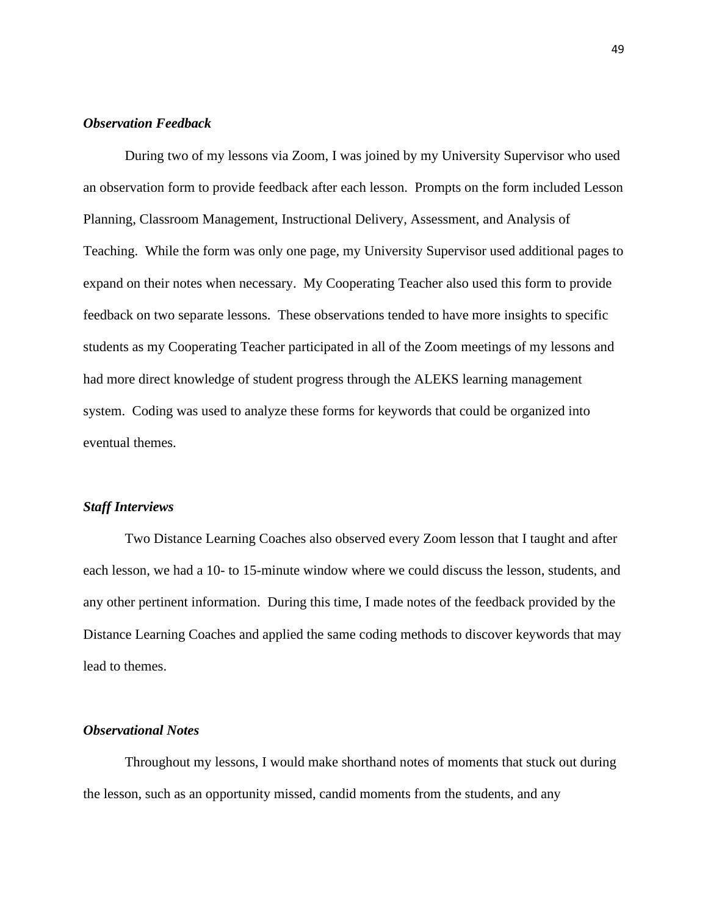### *Observation Feedback*

During two of my lessons via Zoom, I was joined by my University Supervisor who used an observation form to provide feedback after each lesson. Prompts on the form included Lesson Planning, Classroom Management, Instructional Delivery, Assessment, and Analysis of Teaching. While the form was only one page, my University Supervisor used additional pages to expand on their notes when necessary. My Cooperating Teacher also used this form to provide feedback on two separate lessons. These observations tended to have more insights to specific students as my Cooperating Teacher participated in all of the Zoom meetings of my lessons and had more direct knowledge of student progress through the ALEKS learning management system. Coding was used to analyze these forms for keywords that could be organized into eventual themes.

### *Staff Interviews*

Two Distance Learning Coaches also observed every Zoom lesson that I taught and after each lesson, we had a 10- to 15-minute window where we could discuss the lesson, students, and any other pertinent information. During this time, I made notes of the feedback provided by the Distance Learning Coaches and applied the same coding methods to discover keywords that may lead to themes.

### *Observational Notes*

Throughout my lessons, I would make shorthand notes of moments that stuck out during the lesson, such as an opportunity missed, candid moments from the students, and any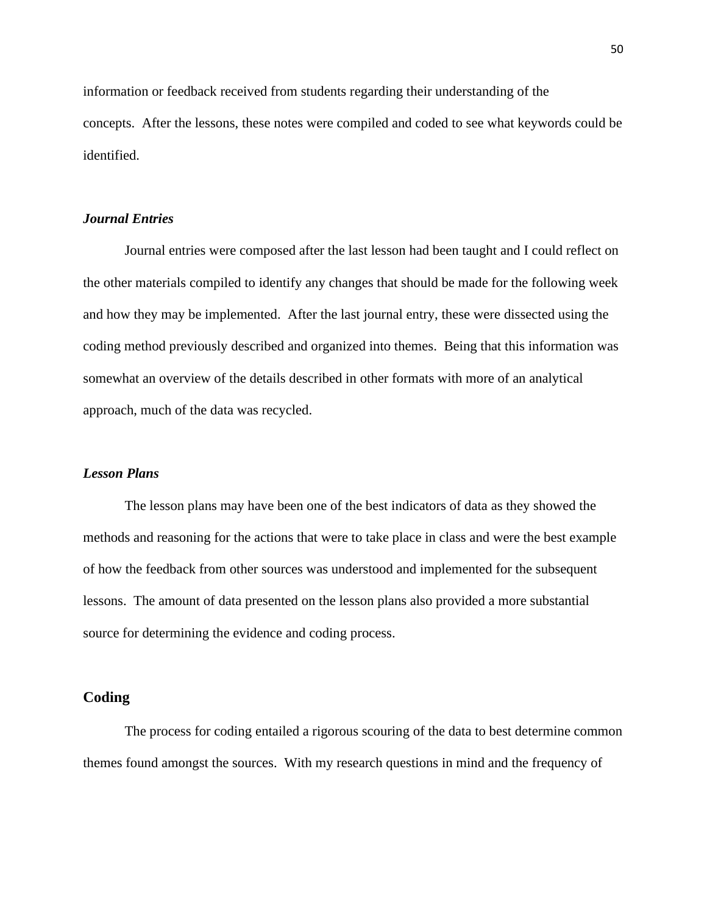information or feedback received from students regarding their understanding of the concepts. After the lessons, these notes were compiled and coded to see what keywords could be identified.

### *Journal Entries*

Journal entries were composed after the last lesson had been taught and I could reflect on the other materials compiled to identify any changes that should be made for the following week and how they may be implemented. After the last journal entry, these were dissected using the coding method previously described and organized into themes. Being that this information was somewhat an overview of the details described in other formats with more of an analytical approach, much of the data was recycled.

### *Lesson Plans*

The lesson plans may have been one of the best indicators of data as they showed the methods and reasoning for the actions that were to take place in class and were the best example of how the feedback from other sources was understood and implemented for the subsequent lessons. The amount of data presented on the lesson plans also provided a more substantial source for determining the evidence and coding process.

## Coding

The process for coding entailed a rigorous scouring of the data to best determine common themes found amongst the sources. With my research questions in mind and the frequency of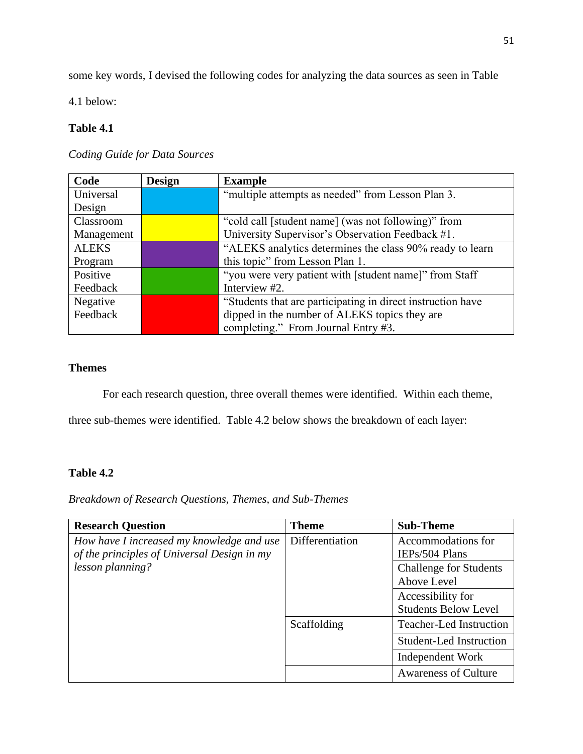some key words, I devised the following codes for analyzing the data sources as seen in Table 4.1 below:

**Table 4.1**

*Coding Guide for Data Sources*

| Code | Design | Example |
|---|---|---|
| Universal Design | | "multiple attempts as needed" from Lesson Plan 3. |
| Classroom Management | | "cold call [student name] (was not following)" from University Supervisor's Observation Feedback #1. |
| ALEKS Program | | "ALEKS analytics determines the class 90% ready to learn this topic" from Lesson Plan 1. |
| Positive Feedback | | "you were very patient with [student name]" from Staff Interview #2. |
| Negative Feedback | | "Students that are participating in direct instruction have dipped in the number of ALEKS topics they are completing." From Journal Entry #3. |

**Themes**

For each research question, three overall themes were identified. Within each theme, three sub-themes were identified. Table 4.2 below shows the breakdown of each layer:

**Table 4.2**

*Breakdown of Research Questions, Themes, and Sub-Themes*

| Research Question | Theme | Sub-Theme |
|---|---|---|
| *How have I increased my knowledge and use of the principles of Universal Design in my lesson planning?* | Differentiation | Accommodations for IEPs/504 Plans |
| | | Challenge for Students Above Level |
| | | Accessibility for Students Below Level |
| | Scaffolding | Teacher-Led Instruction |
| | | Student-Led Instruction |
| | | Independent Work |
| | | Awareness of Culture |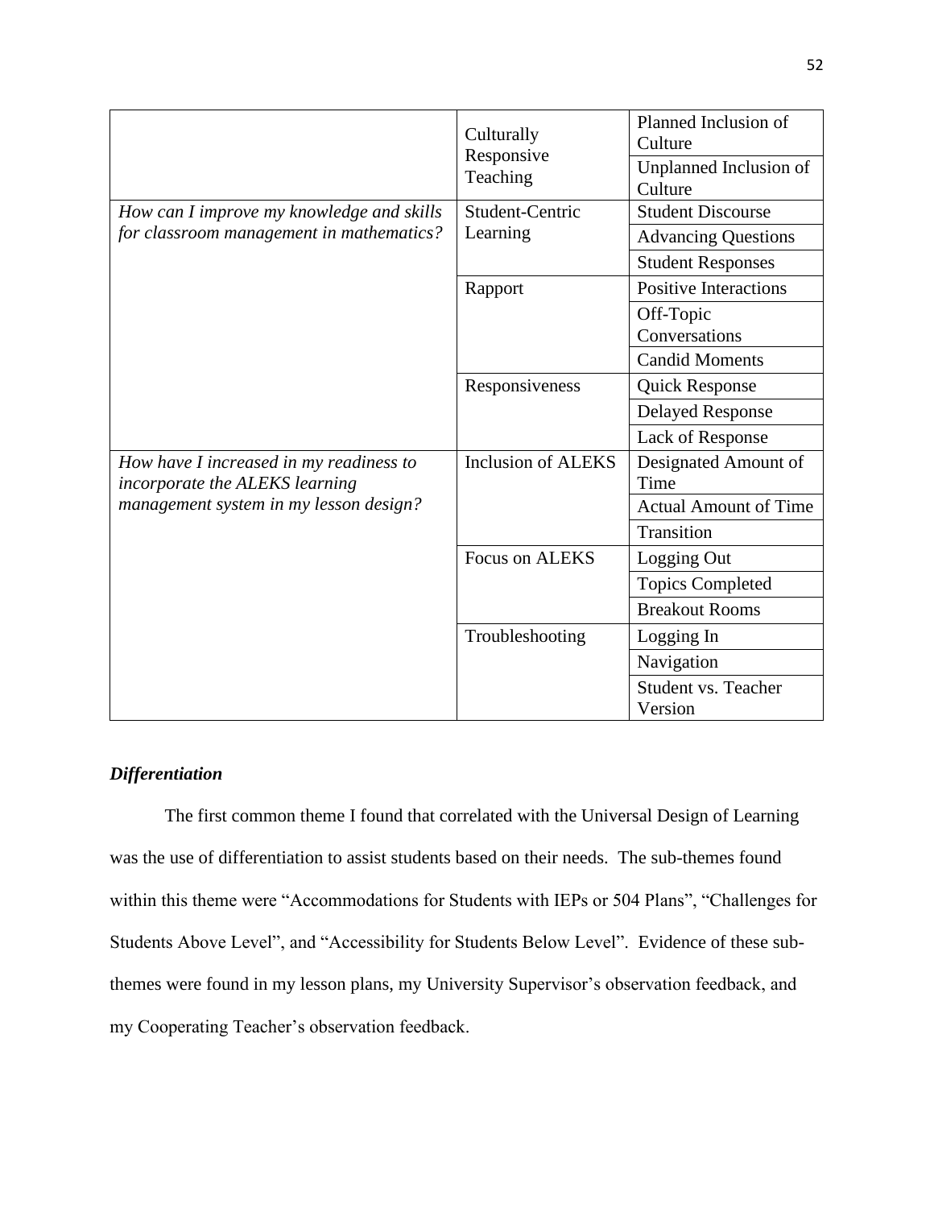| | | |
|---|---|---|
| | Culturally Responsive Teaching | Planned Inclusion of Culture |
| | | Unplanned Inclusion of Culture |
| *How can I improve my knowledge and skills for classroom management in mathematics?* | Student-Centric Learning | Student Discourse |
| | | Advancing Questions |
| | | Student Responses |
| | Rapport | Positive Interactions |
| | | Off-Topic Conversations |
| | | Candid Moments |
| | Responsiveness | Quick Response |
| | | Delayed Response |
| | | Lack of Response |
| *How have I increased in my readiness to incorporate the ALEKS learning management system in my lesson design?* | Inclusion of ALEKS | Designated Amount of Time |
| | | Actual Amount of Time |
| | | Transition |
| | Focus on ALEKS | Logging Out |
| | | Topics Completed |
| | | Breakout Rooms |
| | Troubleshooting | Logging In |
| | | Navigation |
| | | Student vs. Teacher Version |

### *Differentiation*

The first common theme I found that correlated with the Universal Design of Learning was the use of differentiation to assist students based on their needs. The sub-themes found within this theme were "Accommodations for Students with IEPs or 504 Plans", "Challenges for Students Above Level", and "Accessibility for Students Below Level". Evidence of these sub-themes were found in my lesson plans, my University Supervisor's observation feedback, and my Cooperating Teacher's observation feedback.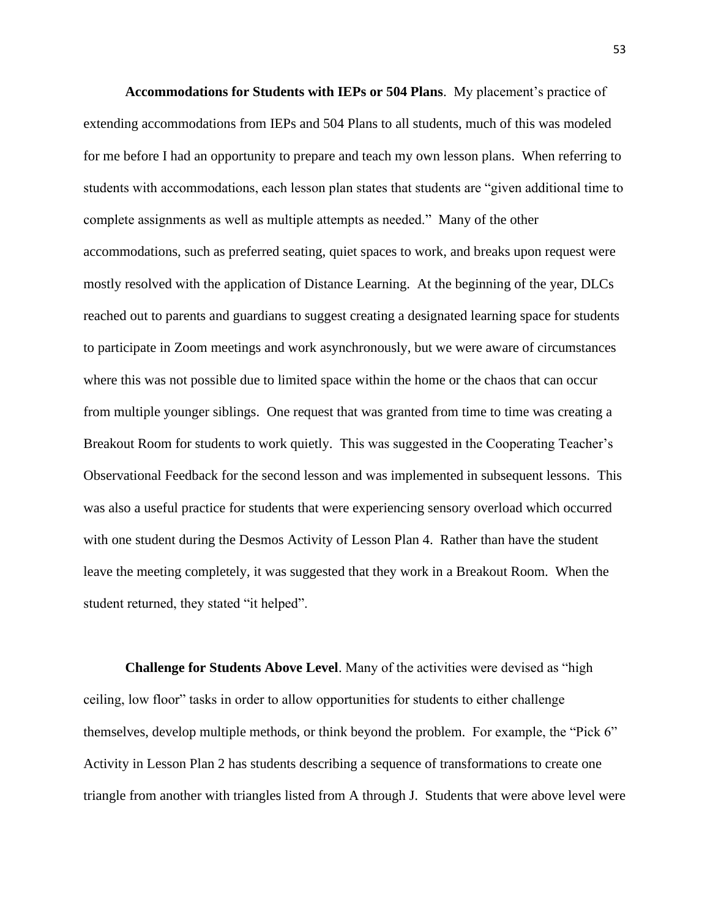**Accommodations for Students with IEPs or 504 Plans**. My placement's practice of extending accommodations from IEPs and 504 Plans to all students, much of this was modeled for me before I had an opportunity to prepare and teach my own lesson plans. When referring to students with accommodations, each lesson plan states that students are "given additional time to complete assignments as well as multiple attempts as needed." Many of the other accommodations, such as preferred seating, quiet spaces to work, and breaks upon request were mostly resolved with the application of Distance Learning. At the beginning of the year, DLCs reached out to parents and guardians to suggest creating a designated learning space for students to participate in Zoom meetings and work asynchronously, but we were aware of circumstances where this was not possible due to limited space within the home or the chaos that can occur from multiple younger siblings. One request that was granted from time to time was creating a Breakout Room for students to work quietly. This was suggested in the Cooperating Teacher's Observational Feedback for the second lesson and was implemented in subsequent lessons. This was also a useful practice for students that were experiencing sensory overload which occurred with one student during the Desmos Activity of Lesson Plan 4. Rather than have the student leave the meeting completely, it was suggested that they work in a Breakout Room. When the student returned, they stated "it helped".

**Challenge for Students Above Level**. Many of the activities were devised as "high ceiling, low floor" tasks in order to allow opportunities for students to either challenge themselves, develop multiple methods, or think beyond the problem. For example, the "Pick 6" Activity in Lesson Plan 2 has students describing a sequence of transformations to create one triangle from another with triangles listed from A through J. Students that were above level were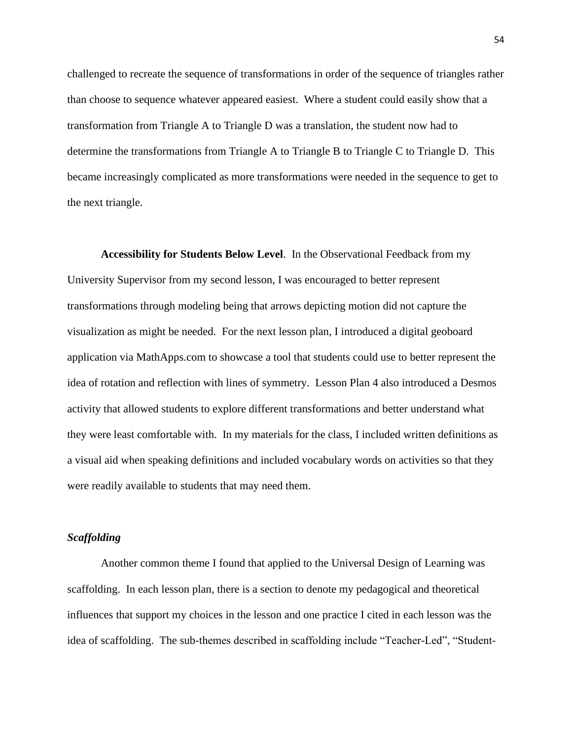challenged to recreate the sequence of transformations in order of the sequence of triangles rather than choose to sequence whatever appeared easiest. Where a student could easily show that a transformation from Triangle A to Triangle D was a translation, the student now had to determine the transformations from Triangle A to Triangle B to Triangle C to Triangle D. This became increasingly complicated as more transformations were needed in the sequence to get to the next triangle.

**Accessibility for Students Below Level**. In the Observational Feedback from my University Supervisor from my second lesson, I was encouraged to better represent transformations through modeling being that arrows depicting motion did not capture the visualization as might be needed. For the next lesson plan, I introduced a digital geoboard application via MathApps.com to showcase a tool that students could use to better represent the idea of rotation and reflection with lines of symmetry. Lesson Plan 4 also introduced a Desmos activity that allowed students to explore different transformations and better understand what they were least comfortable with. In my materials for the class, I included written definitions as a visual aid when speaking definitions and included vocabulary words on activities so that they were readily available to students that may need them.

### *Scaffolding*

Another common theme I found that applied to the Universal Design of Learning was scaffolding. In each lesson plan, there is a section to denote my pedagogical and theoretical influences that support my choices in the lesson and one practice I cited in each lesson was the idea of scaffolding. The sub-themes described in scaffolding include "Teacher-Led", "Student-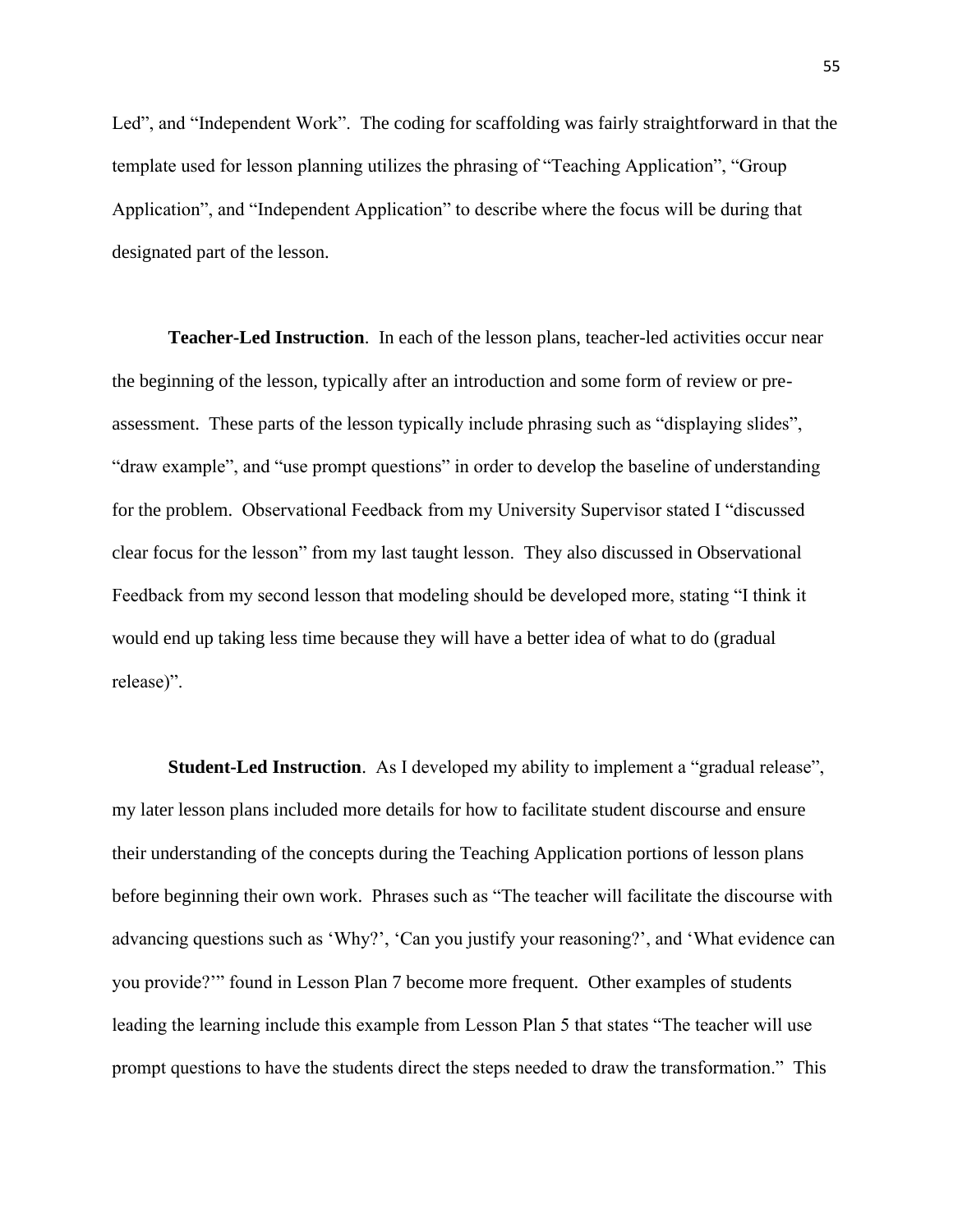Led", and "Independent Work". The coding for scaffolding was fairly straightforward in that the template used for lesson planning utilizes the phrasing of "Teaching Application", "Group Application", and "Independent Application" to describe where the focus will be during that designated part of the lesson.

**Teacher-Led Instruction**. In each of the lesson plans, teacher-led activities occur near the beginning of the lesson, typically after an introduction and some form of review or pre-assessment. These parts of the lesson typically include phrasing such as "displaying slides", "draw example", and "use prompt questions" in order to develop the baseline of understanding for the problem. Observational Feedback from my University Supervisor stated I "discussed clear focus for the lesson" from my last taught lesson. They also discussed in Observational Feedback from my second lesson that modeling should be developed more, stating "I think it would end up taking less time because they will have a better idea of what to do (gradual release)".

**Student-Led Instruction**. As I developed my ability to implement a "gradual release", my later lesson plans included more details for how to facilitate student discourse and ensure their understanding of the concepts during the Teaching Application portions of lesson plans before beginning their own work. Phrases such as "The teacher will facilitate the discourse with advancing questions such as 'Why?', 'Can you justify your reasoning?', and 'What evidence can you provide?'" found in Lesson Plan 7 become more frequent. Other examples of students leading the learning include this example from Lesson Plan 5 that states "The teacher will use prompt questions to have the students direct the steps needed to draw the transformation." This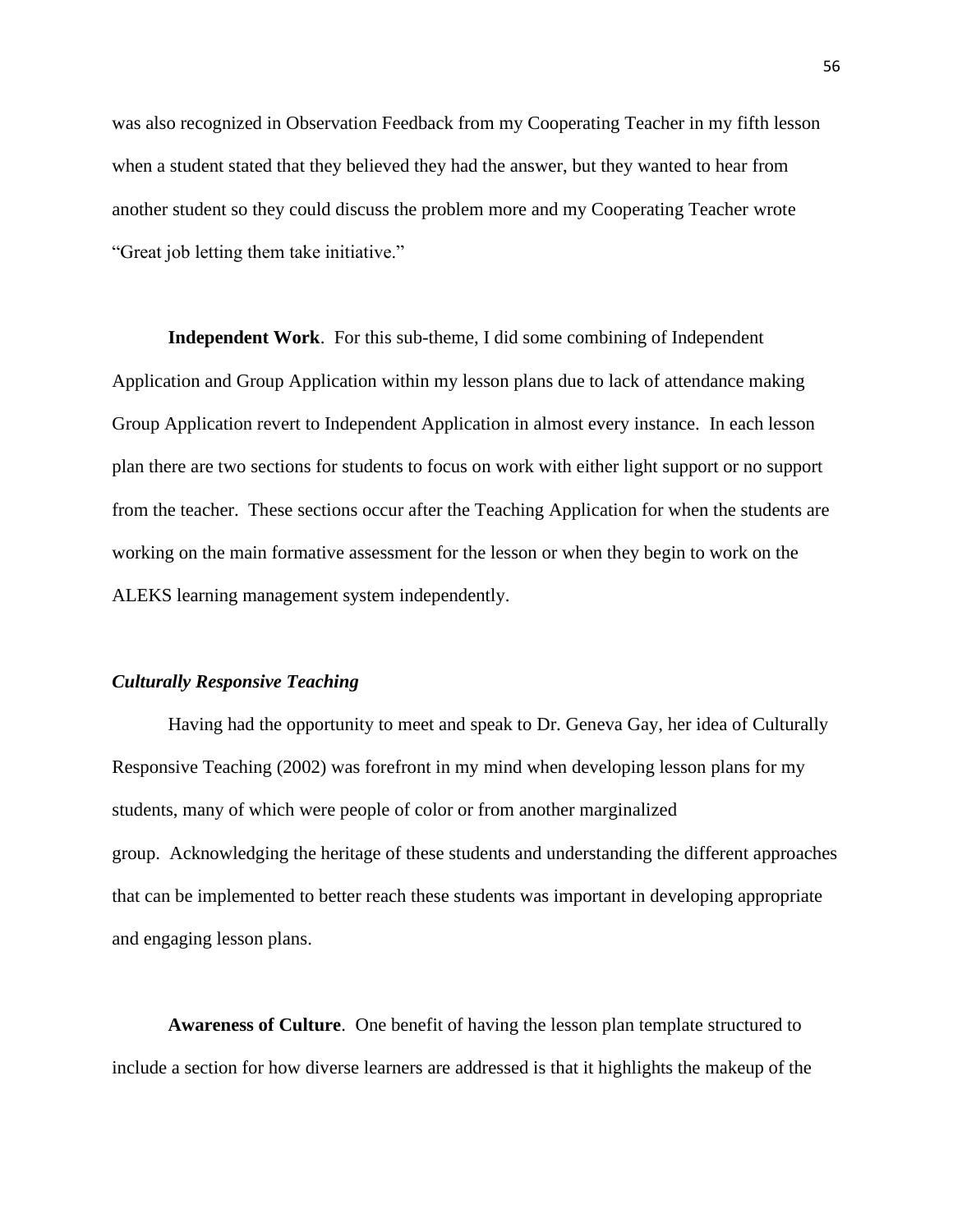was also recognized in Observation Feedback from my Cooperating Teacher in my fifth lesson when a student stated that they believed they had the answer, but they wanted to hear from another student so they could discuss the problem more and my Cooperating Teacher wrote "Great job letting them take initiative."

**Independent Work**. For this sub-theme, I did some combining of Independent Application and Group Application within my lesson plans due to lack of attendance making Group Application revert to Independent Application in almost every instance. In each lesson plan there are two sections for students to focus on work with either light support or no support from the teacher. These sections occur after the Teaching Application for when the students are working on the main formative assessment for the lesson or when they begin to work on the ALEKS learning management system independently.

### *Culturally Responsive Teaching*

Having had the opportunity to meet and speak to Dr. Geneva Gay, her idea of Culturally Responsive Teaching (2002) was forefront in my mind when developing lesson plans for my students, many of which were people of color or from another marginalized group. Acknowledging the heritage of these students and understanding the different approaches that can be implemented to better reach these students was important in developing appropriate and engaging lesson plans.

**Awareness of Culture**. One benefit of having the lesson plan template structured to include a section for how diverse learners are addressed is that it highlights the makeup of the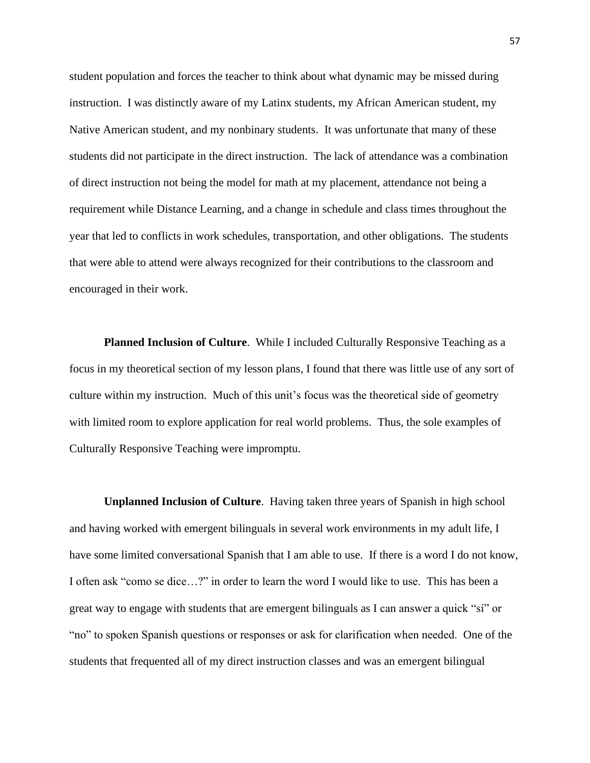student population and forces the teacher to think about what dynamic may be missed during instruction. I was distinctly aware of my Latinx students, my African American student, my Native American student, and my nonbinary students. It was unfortunate that many of these students did not participate in the direct instruction. The lack of attendance was a combination of direct instruction not being the model for math at my placement, attendance not being a requirement while Distance Learning, and a change in schedule and class times throughout the year that led to conflicts in work schedules, transportation, and other obligations. The students that were able to attend were always recognized for their contributions to the classroom and encouraged in their work.

**Planned Inclusion of Culture**. While I included Culturally Responsive Teaching as a focus in my theoretical section of my lesson plans, I found that there was little use of any sort of culture within my instruction. Much of this unit's focus was the theoretical side of geometry with limited room to explore application for real world problems. Thus, the sole examples of Culturally Responsive Teaching were impromptu.

**Unplanned Inclusion of Culture**. Having taken three years of Spanish in high school and having worked with emergent bilinguals in several work environments in my adult life, I have some limited conversational Spanish that I am able to use. If there is a word I do not know, I often ask "como se dice…?" in order to learn the word I would like to use. This has been a great way to engage with students that are emergent bilinguals as I can answer a quick "sí" or "no" to spoken Spanish questions or responses or ask for clarification when needed. One of the students that frequented all of my direct instruction classes and was an emergent bilingual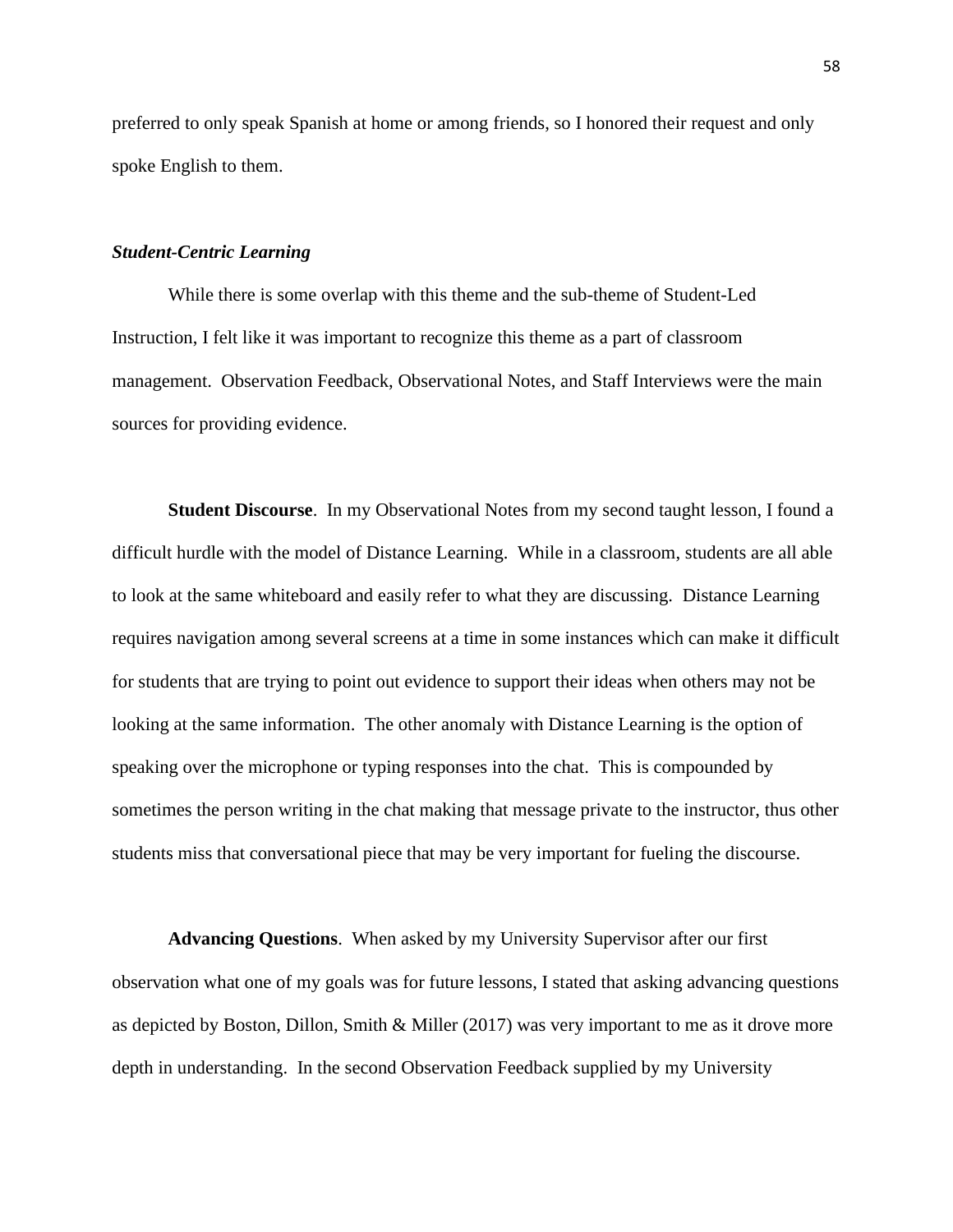preferred to only speak Spanish at home or among friends, so I honored their request and only spoke English to them.

### ***Student-Centric Learning***

While there is some overlap with this theme and the sub-theme of Student-Led Instruction, I felt like it was important to recognize this theme as a part of classroom management. Observation Feedback, Observational Notes, and Staff Interviews were the main sources for providing evidence.

**Student Discourse**. In my Observational Notes from my second taught lesson, I found a difficult hurdle with the model of Distance Learning. While in a classroom, students are all able to look at the same whiteboard and easily refer to what they are discussing. Distance Learning requires navigation among several screens at a time in some instances which can make it difficult for students that are trying to point out evidence to support their ideas when others may not be looking at the same information. The other anomaly with Distance Learning is the option of speaking over the microphone or typing responses into the chat. This is compounded by sometimes the person writing in the chat making that message private to the instructor, thus other students miss that conversational piece that may be very important for fueling the discourse.

**Advancing Questions**. When asked by my University Supervisor after our first observation what one of my goals was for future lessons, I stated that asking advancing questions as depicted by Boston, Dillon, Smith & Miller (2017) was very important to me as it drove more depth in understanding. In the second Observation Feedback supplied by my University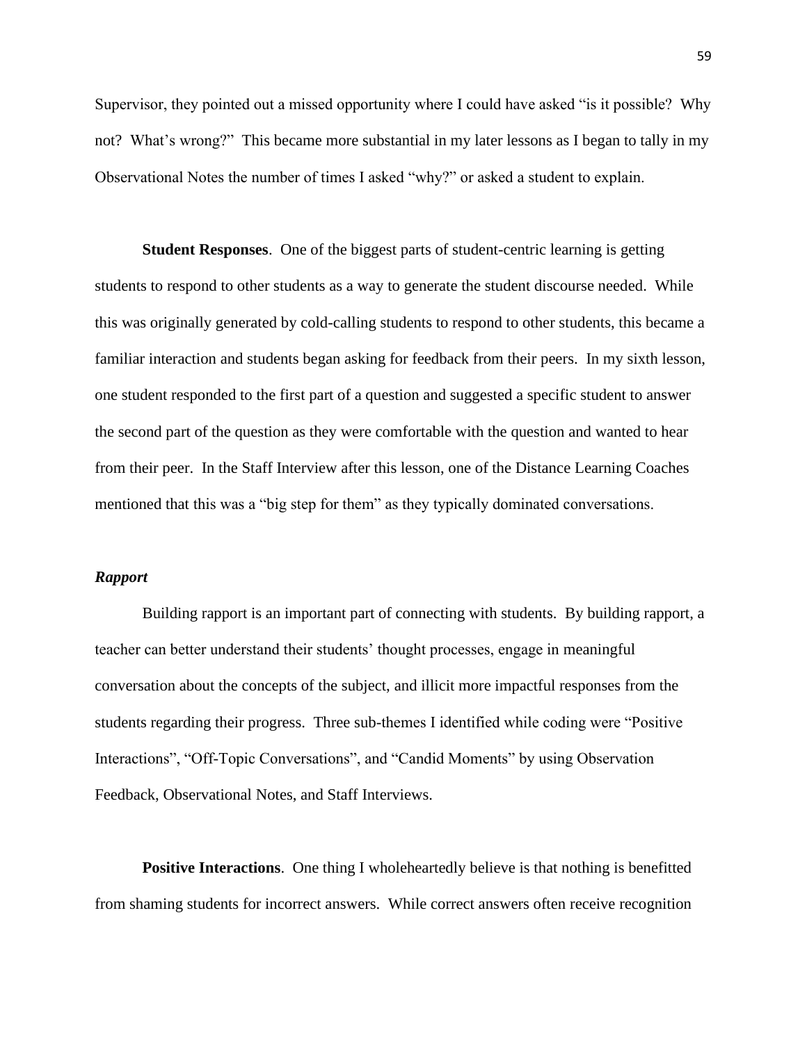Supervisor, they pointed out a missed opportunity where I could have asked "is it possible? Why not? What's wrong?" This became more substantial in my later lessons as I began to tally in my Observational Notes the number of times I asked "why?" or asked a student to explain.

**Student Responses**. One of the biggest parts of student-centric learning is getting students to respond to other students as a way to generate the student discourse needed. While this was originally generated by cold-calling students to respond to other students, this became a familiar interaction and students began asking for feedback from their peers. In my sixth lesson, one student responded to the first part of a question and suggested a specific student to answer the second part of the question as they were comfortable with the question and wanted to hear from their peer. In the Staff Interview after this lesson, one of the Distance Learning Coaches mentioned that this was a "big step for them" as they typically dominated conversations.

### *Rapport*

Building rapport is an important part of connecting with students. By building rapport, a teacher can better understand their students' thought processes, engage in meaningful conversation about the concepts of the subject, and illicit more impactful responses from the students regarding their progress. Three sub-themes I identified while coding were "Positive Interactions", "Off-Topic Conversations", and "Candid Moments" by using Observation Feedback, Observational Notes, and Staff Interviews.

**Positive Interactions**. One thing I wholeheartedly believe is that nothing is benefitted from shaming students for incorrect answers. While correct answers often receive recognition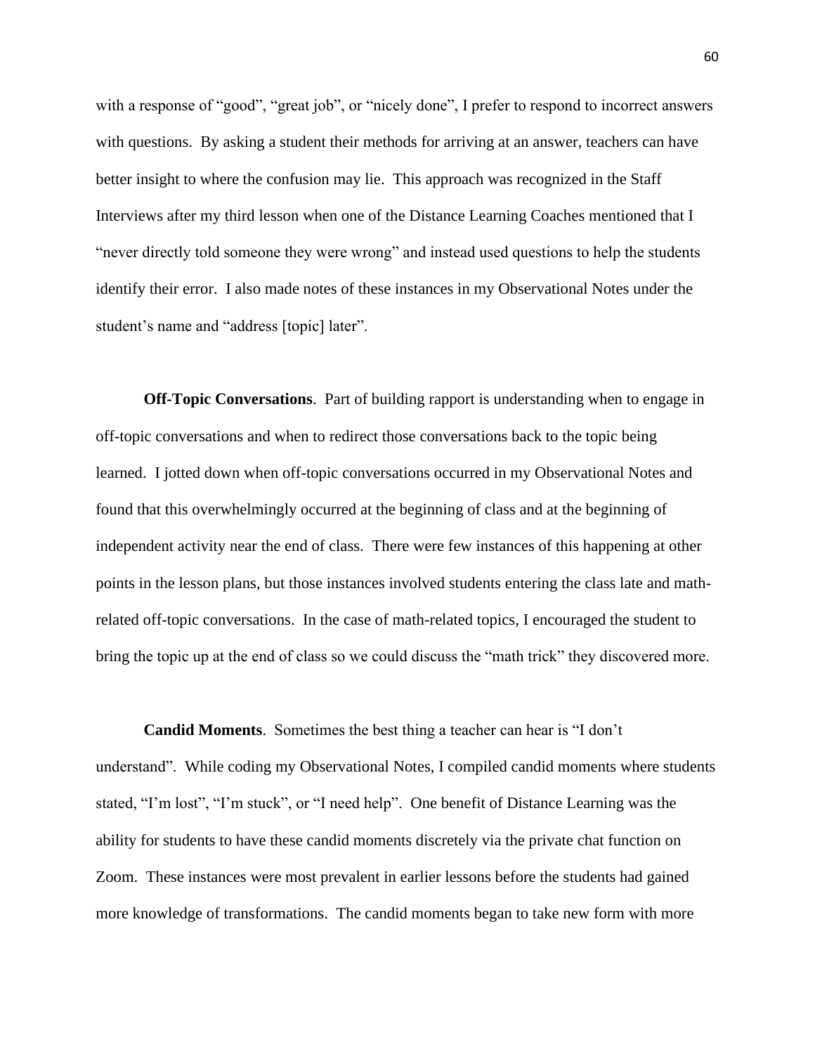with a response of "good", "great job", or "nicely done", I prefer to respond to incorrect answers with questions. By asking a student their methods for arriving at an answer, teachers can have better insight to where the confusion may lie. This approach was recognized in the Staff Interviews after my third lesson when one of the Distance Learning Coaches mentioned that I "never directly told someone they were wrong" and instead used questions to help the students identify their error. I also made notes of these instances in my Observational Notes under the student's name and "address [topic] later".

**Off-Topic Conversations**. Part of building rapport is understanding when to engage in off-topic conversations and when to redirect those conversations back to the topic being learned. I jotted down when off-topic conversations occurred in my Observational Notes and found that this overwhelmingly occurred at the beginning of class and at the beginning of independent activity near the end of class. There were few instances of this happening at other points in the lesson plans, but those instances involved students entering the class late and math-related off-topic conversations. In the case of math-related topics, I encouraged the student to bring the topic up at the end of class so we could discuss the "math trick" they discovered more.

**Candid Moments**. Sometimes the best thing a teacher can hear is "I don't understand". While coding my Observational Notes, I compiled candid moments where students stated, "I'm lost", "I'm stuck", or "I need help". One benefit of Distance Learning was the ability for students to have these candid moments discretely via the private chat function on Zoom. These instances were most prevalent in earlier lessons before the students had gained more knowledge of transformations. The candid moments began to take new form with more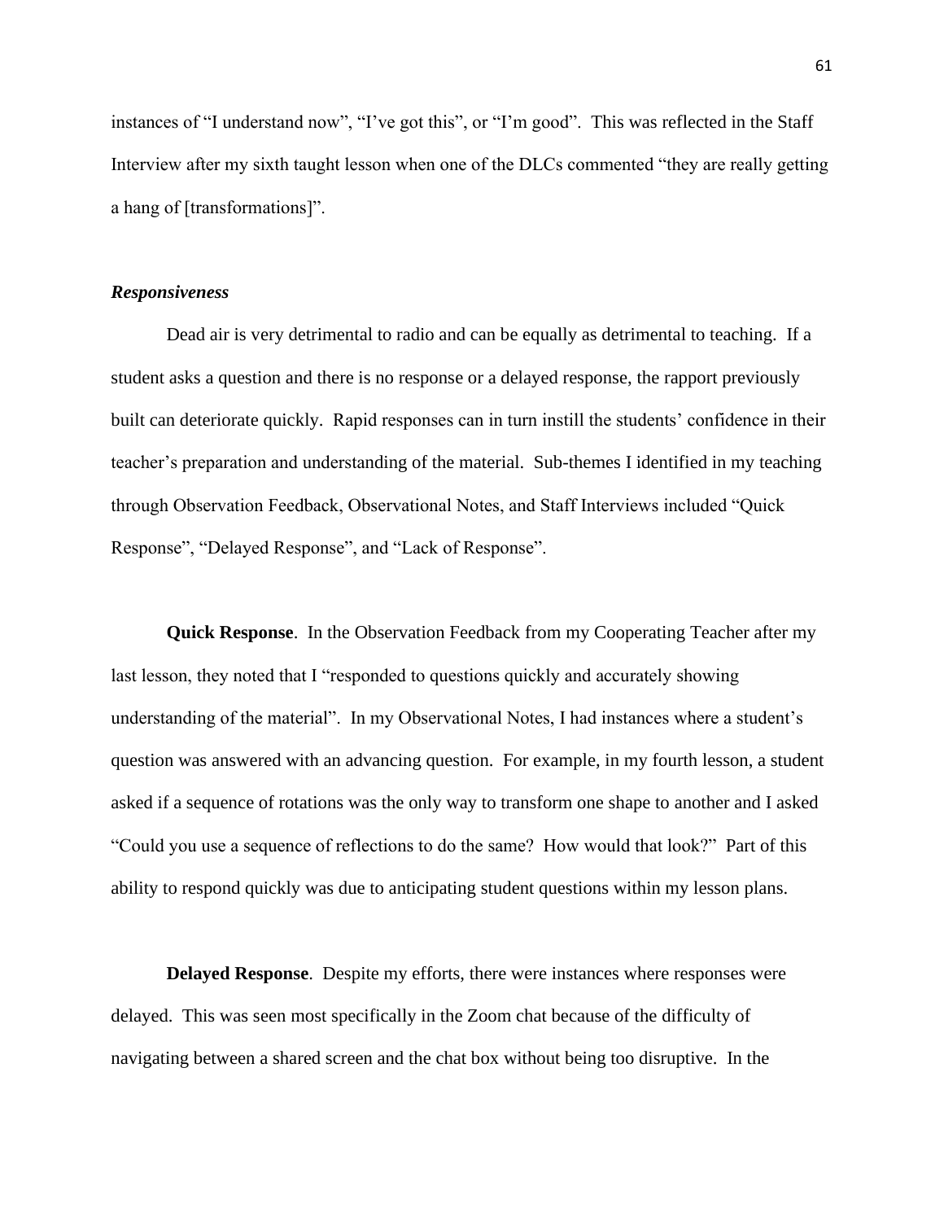instances of “I understand now”, “I’ve got this”, or “I’m good”. This was reflected in the Staff Interview after my sixth taught lesson when one of the DLCs commented “they are really getting a hang of [transformations]”.

### *Responsiveness*

Dead air is very detrimental to radio and can be equally as detrimental to teaching. If a student asks a question and there is no response or a delayed response, the rapport previously built can deteriorate quickly. Rapid responses can in turn instill the students’ confidence in their teacher’s preparation and understanding of the material. Sub-themes I identified in my teaching through Observation Feedback, Observational Notes, and Staff Interviews included “Quick Response”, “Delayed Response”, and “Lack of Response”.

**Quick Response**. In the Observation Feedback from my Cooperating Teacher after my last lesson, they noted that I “responded to questions quickly and accurately showing understanding of the material”. In my Observational Notes, I had instances where a student’s question was answered with an advancing question. For example, in my fourth lesson, a student asked if a sequence of rotations was the only way to transform one shape to another and I asked “Could you use a sequence of reflections to do the same? How would that look?” Part of this ability to respond quickly was due to anticipating student questions within my lesson plans.

**Delayed Response**. Despite my efforts, there were instances where responses were delayed. This was seen most specifically in the Zoom chat because of the difficulty of navigating between a shared screen and the chat box without being too disruptive. In the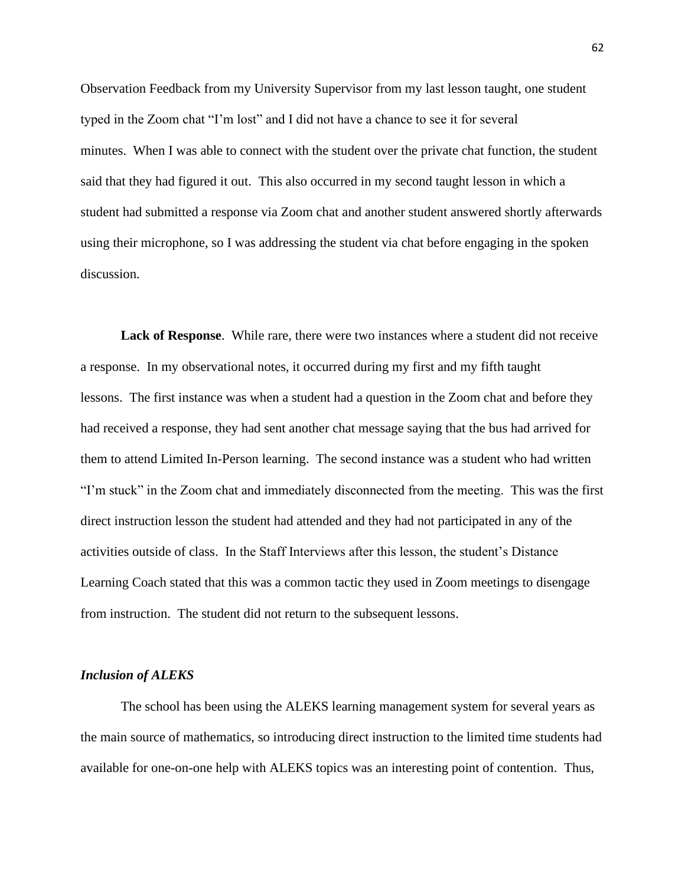Observation Feedback from my University Supervisor from my last lesson taught, one student typed in the Zoom chat "I'm lost" and I did not have a chance to see it for several minutes. When I was able to connect with the student over the private chat function, the student said that they had figured it out. This also occurred in my second taught lesson in which a student had submitted a response via Zoom chat and another student answered shortly afterwards using their microphone, so I was addressing the student via chat before engaging in the spoken discussion.

**Lack of Response**. While rare, there were two instances where a student did not receive a response. In my observational notes, it occurred during my first and my fifth taught lessons. The first instance was when a student had a question in the Zoom chat and before they had received a response, they had sent another chat message saying that the bus had arrived for them to attend Limited In-Person learning. The second instance was a student who had written "I'm stuck" in the Zoom chat and immediately disconnected from the meeting. This was the first direct instruction lesson the student had attended and they had not participated in any of the activities outside of class. In the Staff Interviews after this lesson, the student's Distance Learning Coach stated that this was a common tactic they used in Zoom meetings to disengage from instruction. The student did not return to the subsequent lessons.

***Inclusion of ALEKS***

The school has been using the ALEKS learning management system for several years as the main source of mathematics, so introducing direct instruction to the limited time students had available for one-on-one help with ALEKS topics was an interesting point of contention. Thus,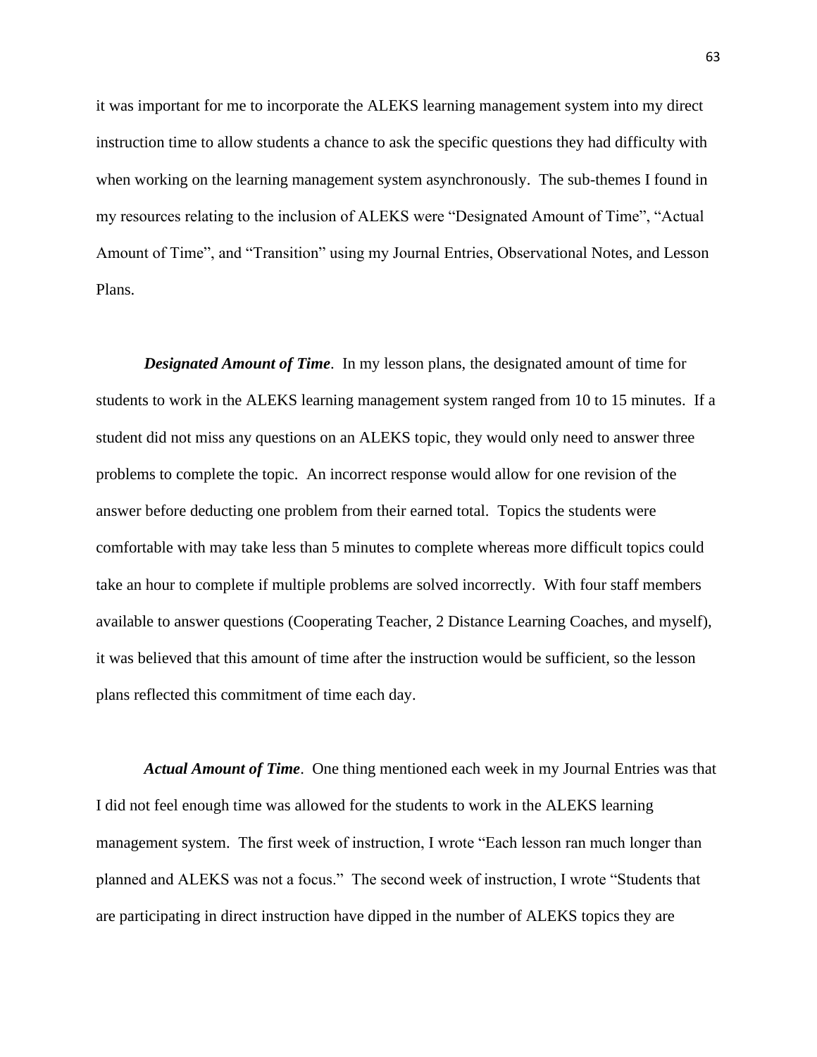it was important for me to incorporate the ALEKS learning management system into my direct instruction time to allow students a chance to ask the specific questions they had difficulty with when working on the learning management system asynchronously. The sub-themes I found in my resources relating to the inclusion of ALEKS were "Designated Amount of Time", "Actual Amount of Time", and "Transition" using my Journal Entries, Observational Notes, and Lesson Plans.

***Designated Amount of Time***. In my lesson plans, the designated amount of time for students to work in the ALEKS learning management system ranged from 10 to 15 minutes. If a student did not miss any questions on an ALEKS topic, they would only need to answer three problems to complete the topic. An incorrect response would allow for one revision of the answer before deducting one problem from their earned total. Topics the students were comfortable with may take less than 5 minutes to complete whereas more difficult topics could take an hour to complete if multiple problems are solved incorrectly. With four staff members available to answer questions (Cooperating Teacher, 2 Distance Learning Coaches, and myself), it was believed that this amount of time after the instruction would be sufficient, so the lesson plans reflected this commitment of time each day.

***Actual Amount of Time***. One thing mentioned each week in my Journal Entries was that I did not feel enough time was allowed for the students to work in the ALEKS learning management system. The first week of instruction, I wrote "Each lesson ran much longer than planned and ALEKS was not a focus." The second week of instruction, I wrote "Students that are participating in direct instruction have dipped in the number of ALEKS topics they are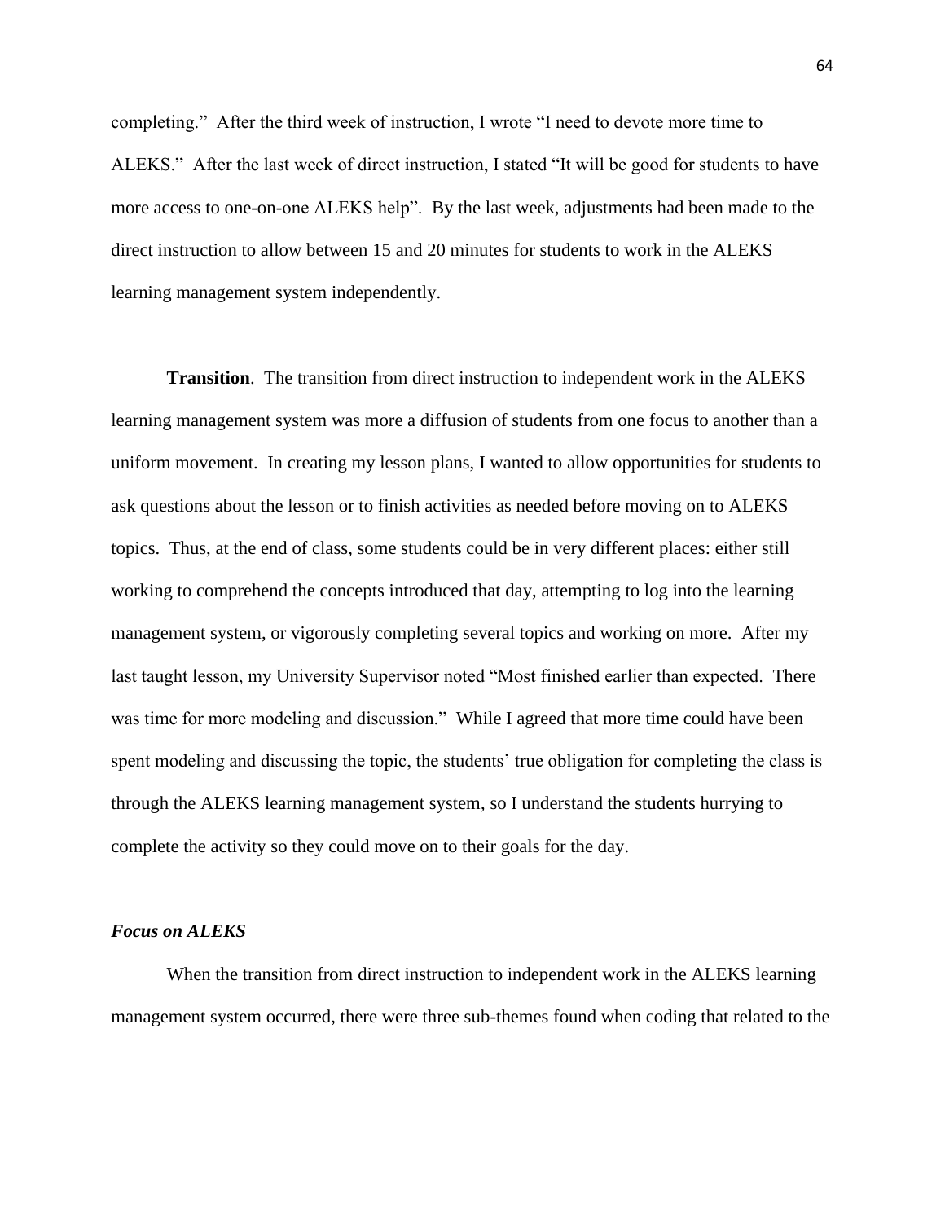completing." After the third week of instruction, I wrote "I need to devote more time to ALEKS." After the last week of direct instruction, I stated "It will be good for students to have more access to one-on-one ALEKS help". By the last week, adjustments had been made to the direct instruction to allow between 15 and 20 minutes for students to work in the ALEKS learning management system independently.

**Transition**. The transition from direct instruction to independent work in the ALEKS learning management system was more a diffusion of students from one focus to another than a uniform movement. In creating my lesson plans, I wanted to allow opportunities for students to ask questions about the lesson or to finish activities as needed before moving on to ALEKS topics. Thus, at the end of class, some students could be in very different places: either still working to comprehend the concepts introduced that day, attempting to log into the learning management system, or vigorously completing several topics and working on more. After my last taught lesson, my University Supervisor noted "Most finished earlier than expected. There was time for more modeling and discussion." While I agreed that more time could have been spent modeling and discussing the topic, the students' true obligation for completing the class is through the ALEKS learning management system, so I understand the students hurrying to complete the activity so they could move on to their goals for the day.

### *Focus on ALEKS*

When the transition from direct instruction to independent work in the ALEKS learning management system occurred, there were three sub-themes found when coding that related to the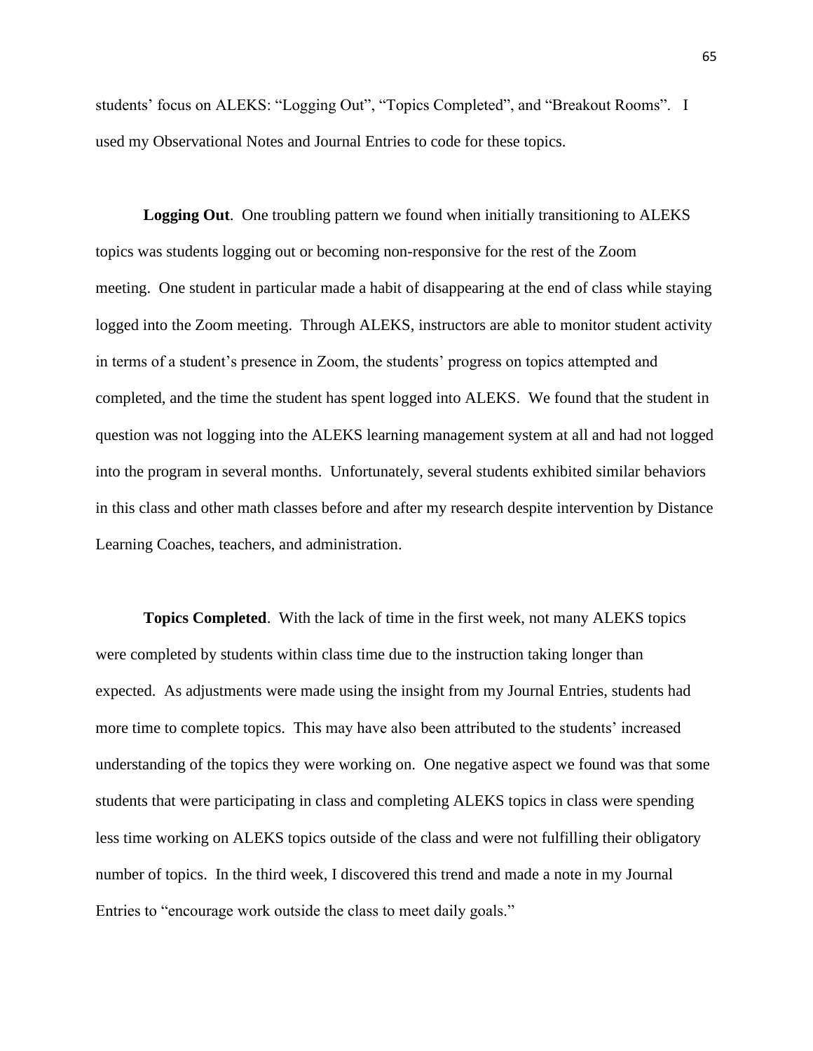students' focus on ALEKS: "Logging Out", "Topics Completed", and "Breakout Rooms". I used my Observational Notes and Journal Entries to code for these topics.

**Logging Out**. One troubling pattern we found when initially transitioning to ALEKS topics was students logging out or becoming non-responsive for the rest of the Zoom meeting. One student in particular made a habit of disappearing at the end of class while staying logged into the Zoom meeting. Through ALEKS, instructors are able to monitor student activity in terms of a student's presence in Zoom, the students' progress on topics attempted and completed, and the time the student has spent logged into ALEKS. We found that the student in question was not logging into the ALEKS learning management system at all and had not logged into the program in several months. Unfortunately, several students exhibited similar behaviors in this class and other math classes before and after my research despite intervention by Distance Learning Coaches, teachers, and administration.

**Topics Completed**. With the lack of time in the first week, not many ALEKS topics were completed by students within class time due to the instruction taking longer than expected. As adjustments were made using the insight from my Journal Entries, students had more time to complete topics. This may have also been attributed to the students' increased understanding of the topics they were working on. One negative aspect we found was that some students that were participating in class and completing ALEKS topics in class were spending less time working on ALEKS topics outside of the class and were not fulfilling their obligatory number of topics. In the third week, I discovered this trend and made a note in my Journal Entries to "encourage work outside the class to meet daily goals."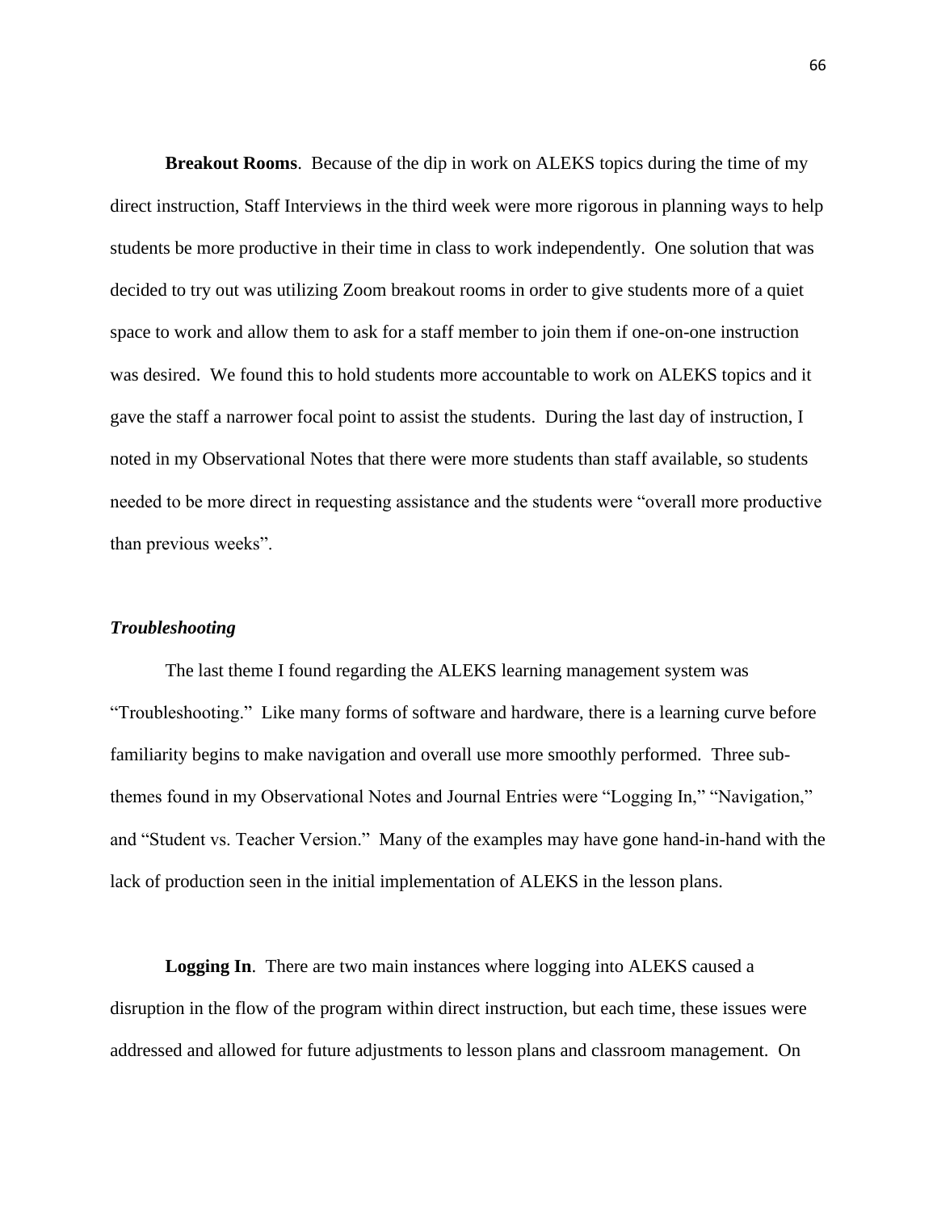**Breakout Rooms**. Because of the dip in work on ALEKS topics during the time of my direct instruction, Staff Interviews in the third week were more rigorous in planning ways to help students be more productive in their time in class to work independently. One solution that was decided to try out was utilizing Zoom breakout rooms in order to give students more of a quiet space to work and allow them to ask for a staff member to join them if one-on-one instruction was desired. We found this to hold students more accountable to work on ALEKS topics and it gave the staff a narrower focal point to assist the students. During the last day of instruction, I noted in my Observational Notes that there were more students than staff available, so students needed to be more direct in requesting assistance and the students were "overall more productive than previous weeks".

### *Troubleshooting*

The last theme I found regarding the ALEKS learning management system was "Troubleshooting." Like many forms of software and hardware, there is a learning curve before familiarity begins to make navigation and overall use more smoothly performed. Three sub-themes found in my Observational Notes and Journal Entries were "Logging In," "Navigation," and "Student vs. Teacher Version." Many of the examples may have gone hand-in-hand with the lack of production seen in the initial implementation of ALEKS in the lesson plans.

**Logging In**. There are two main instances where logging into ALEKS caused a disruption in the flow of the program within direct instruction, but each time, these issues were addressed and allowed for future adjustments to lesson plans and classroom management. On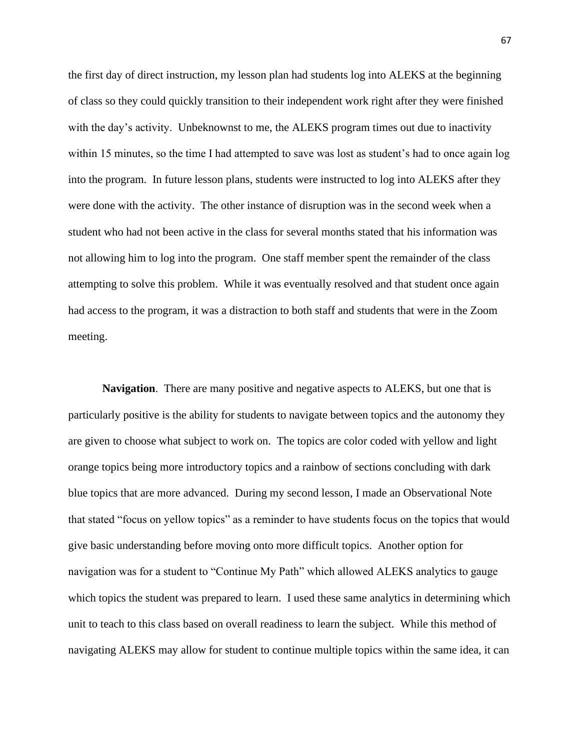the first day of direct instruction, my lesson plan had students log into ALEKS at the beginning of class so they could quickly transition to their independent work right after they were finished with the day's activity. Unbeknownst to me, the ALEKS program times out due to inactivity within 15 minutes, so the time I had attempted to save was lost as student's had to once again log into the program. In future lesson plans, students were instructed to log into ALEKS after they were done with the activity. The other instance of disruption was in the second week when a student who had not been active in the class for several months stated that his information was not allowing him to log into the program. One staff member spent the remainder of the class attempting to solve this problem. While it was eventually resolved and that student once again had access to the program, it was a distraction to both staff and students that were in the Zoom meeting.

**Navigation**. There are many positive and negative aspects to ALEKS, but one that is particularly positive is the ability for students to navigate between topics and the autonomy they are given to choose what subject to work on. The topics are color coded with yellow and light orange topics being more introductory topics and a rainbow of sections concluding with dark blue topics that are more advanced. During my second lesson, I made an Observational Note that stated "focus on yellow topics" as a reminder to have students focus on the topics that would give basic understanding before moving onto more difficult topics. Another option for navigation was for a student to "Continue My Path" which allowed ALEKS analytics to gauge which topics the student was prepared to learn. I used these same analytics in determining which unit to teach to this class based on overall readiness to learn the subject. While this method of navigating ALEKS may allow for student to continue multiple topics within the same idea, it can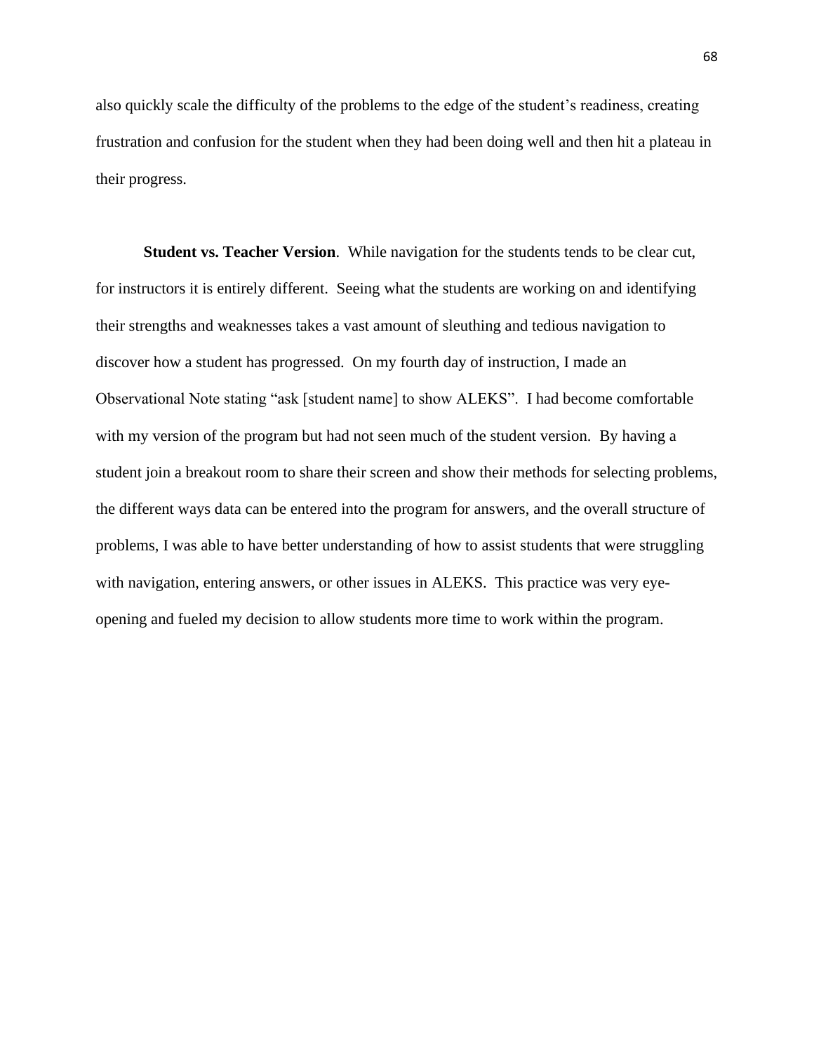also quickly scale the difficulty of the problems to the edge of the student's readiness, creating frustration and confusion for the student when they had been doing well and then hit a plateau in their progress.

**Student vs. Teacher Version**. While navigation for the students tends to be clear cut, for instructors it is entirely different. Seeing what the students are working on and identifying their strengths and weaknesses takes a vast amount of sleuthing and tedious navigation to discover how a student has progressed. On my fourth day of instruction, I made an Observational Note stating "ask [student name] to show ALEKS". I had become comfortable with my version of the program but had not seen much of the student version. By having a student join a breakout room to share their screen and show their methods for selecting problems, the different ways data can be entered into the program for answers, and the overall structure of problems, I was able to have better understanding of how to assist students that were struggling with navigation, entering answers, or other issues in ALEKS. This practice was very eye-opening and fueled my decision to allow students more time to work within the program.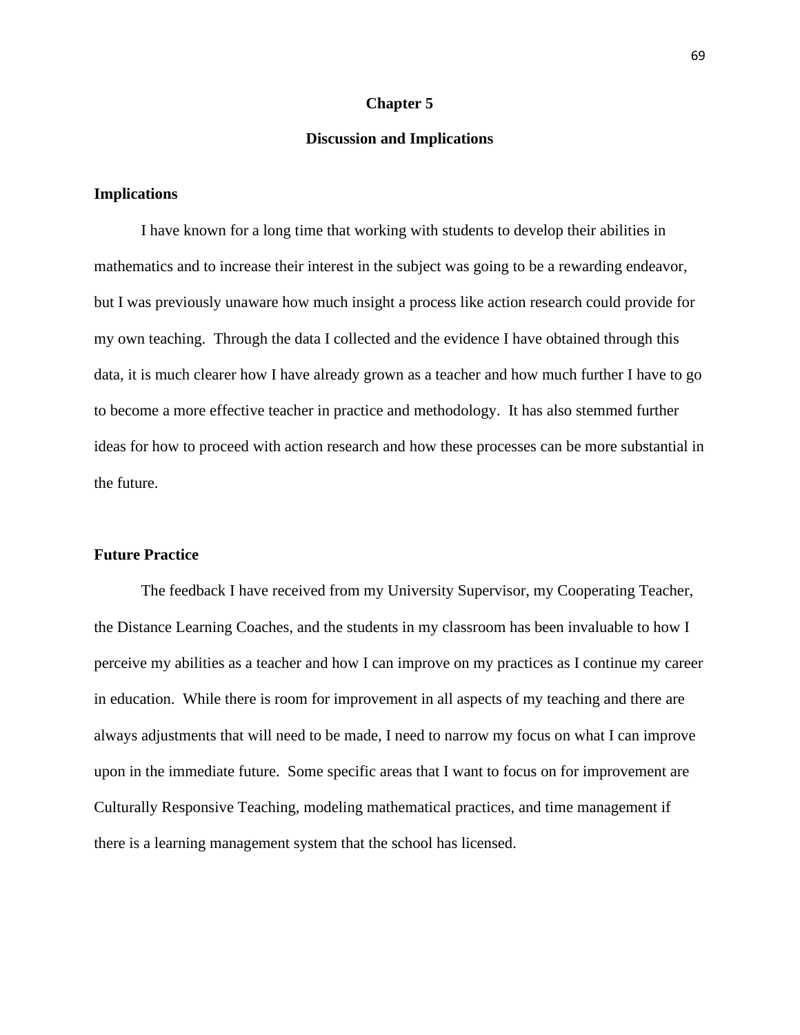# Chapter 5

# Discussion and Implications

## Implications

I have known for a long time that working with students to develop their abilities in mathematics and to increase their interest in the subject was going to be a rewarding endeavor, but I was previously unaware how much insight a process like action research could provide for my own teaching. Through the data I collected and the evidence I have obtained through this data, it is much clearer how I have already grown as a teacher and how much further I have to go to become a more effective teacher in practice and methodology. It has also stemmed further ideas for how to proceed with action research and how these processes can be more substantial in the future.

## Future Practice

The feedback I have received from my University Supervisor, my Cooperating Teacher, the Distance Learning Coaches, and the students in my classroom has been invaluable to how I perceive my abilities as a teacher and how I can improve on my practices as I continue my career in education. While there is room for improvement in all aspects of my teaching and there are always adjustments that will need to be made, I need to narrow my focus on what I can improve upon in the immediate future. Some specific areas that I want to focus on for improvement are Culturally Responsive Teaching, modeling mathematical practices, and time management if there is a learning management system that the school has licensed.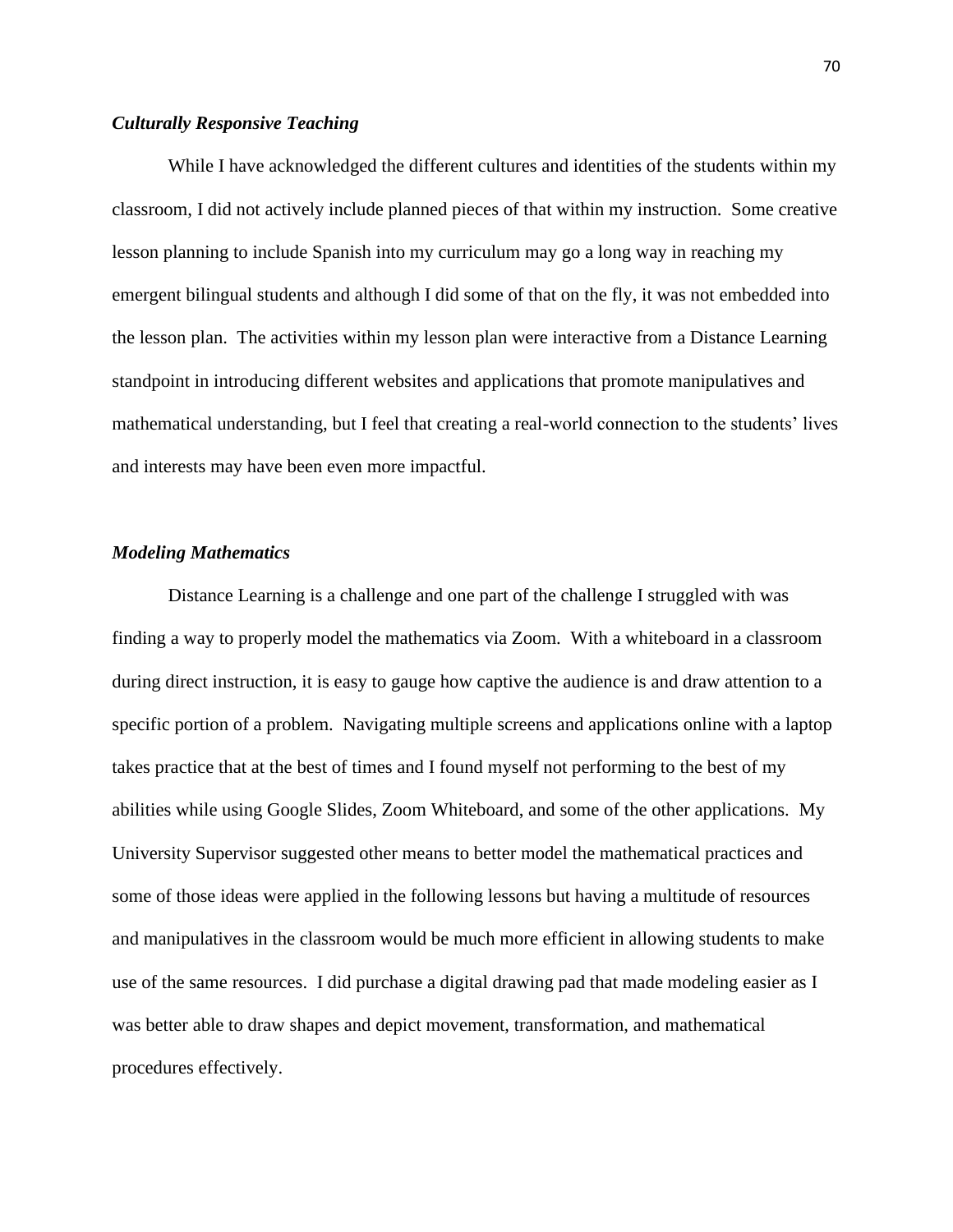### ***Culturally Responsive Teaching***

While I have acknowledged the different cultures and identities of the students within my classroom, I did not actively include planned pieces of that within my instruction. Some creative lesson planning to include Spanish into my curriculum may go a long way in reaching my emergent bilingual students and although I did some of that on the fly, it was not embedded into the lesson plan. The activities within my lesson plan were interactive from a Distance Learning standpoint in introducing different websites and applications that promote manipulatives and mathematical understanding, but I feel that creating a real-world connection to the students' lives and interests may have been even more impactful.

### ***Modeling Mathematics***

Distance Learning is a challenge and one part of the challenge I struggled with was finding a way to properly model the mathematics via Zoom. With a whiteboard in a classroom during direct instruction, it is easy to gauge how captive the audience is and draw attention to a specific portion of a problem. Navigating multiple screens and applications online with a laptop takes practice that at the best of times and I found myself not performing to the best of my abilities while using Google Slides, Zoom Whiteboard, and some of the other applications. My University Supervisor suggested other means to better model the mathematical practices and some of those ideas were applied in the following lessons but having a multitude of resources and manipulatives in the classroom would be much more efficient in allowing students to make use of the same resources. I did purchase a digital drawing pad that made modeling easier as I was better able to draw shapes and depict movement, transformation, and mathematical procedures effectively.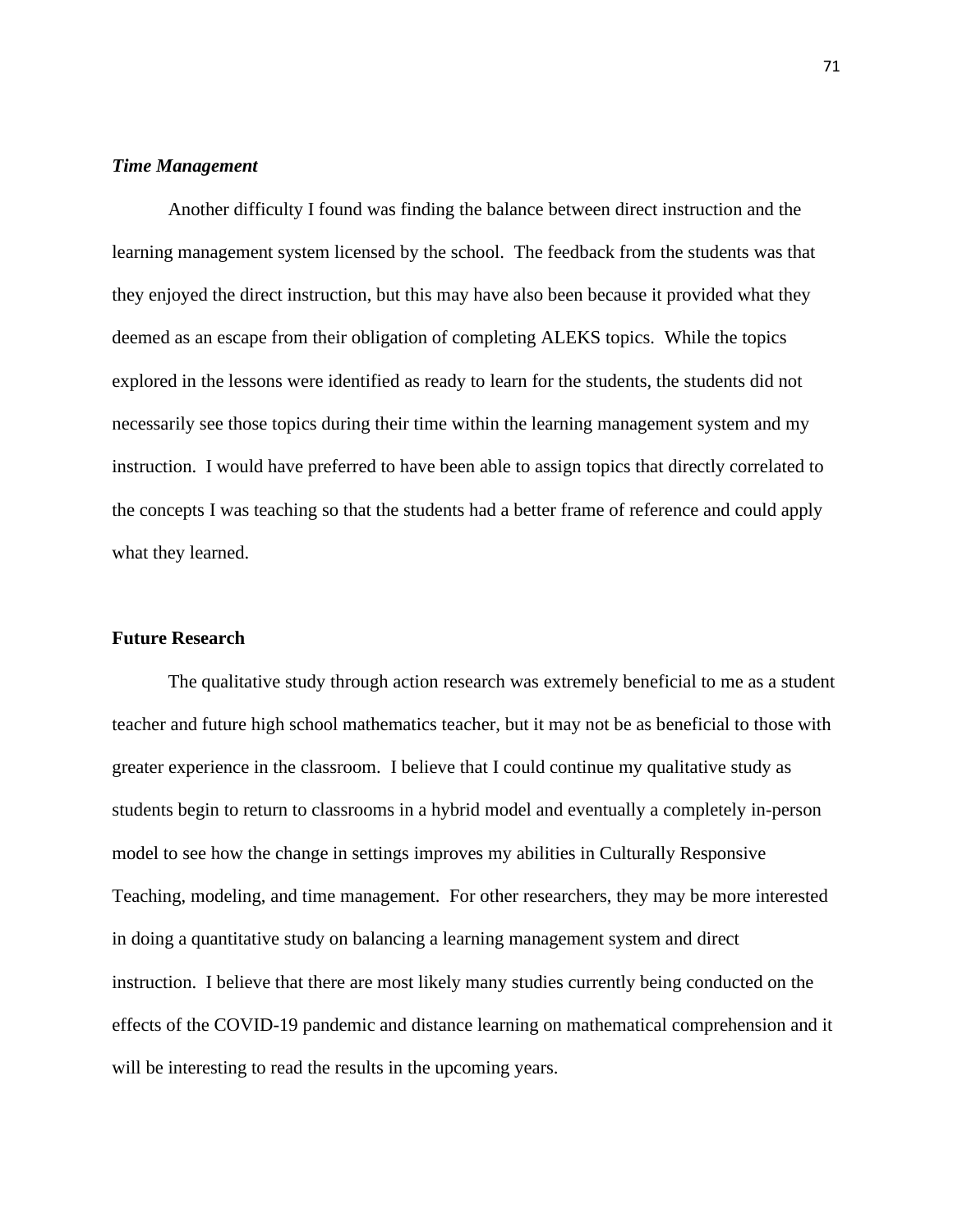### *Time Management*

Another difficulty I found was finding the balance between direct instruction and the learning management system licensed by the school. The feedback from the students was that they enjoyed the direct instruction, but this may have also been because it provided what they deemed as an escape from their obligation of completing ALEKS topics. While the topics explored in the lessons were identified as ready to learn for the students, the students did not necessarily see those topics during their time within the learning management system and my instruction. I would have preferred to have been able to assign topics that directly correlated to the concepts I was teaching so that the students had a better frame of reference and could apply what they learned.

## **Future Research**

The qualitative study through action research was extremely beneficial to me as a student teacher and future high school mathematics teacher, but it may not be as beneficial to those with greater experience in the classroom. I believe that I could continue my qualitative study as students begin to return to classrooms in a hybrid model and eventually a completely in-person model to see how the change in settings improves my abilities in Culturally Responsive Teaching, modeling, and time management. For other researchers, they may be more interested in doing a quantitative study on balancing a learning management system and direct instruction. I believe that there are most likely many studies currently being conducted on the effects of the COVID-19 pandemic and distance learning on mathematical comprehension and it will be interesting to read the results in the upcoming years.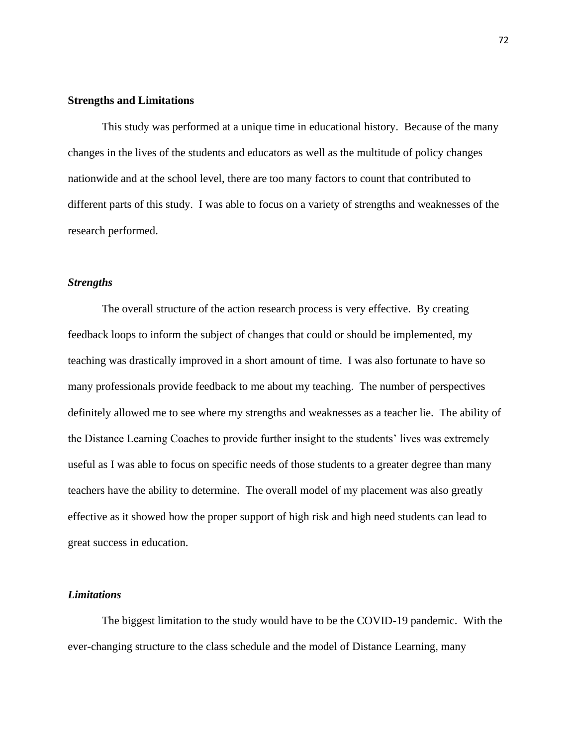## Strengths and Limitations

This study was performed at a unique time in educational history. Because of the many changes in the lives of the students and educators as well as the multitude of policy changes nationwide and at the school level, there are too many factors to count that contributed to different parts of this study. I was able to focus on a variety of strengths and weaknesses of the research performed.

### *Strengths*

The overall structure of the action research process is very effective. By creating feedback loops to inform the subject of changes that could or should be implemented, my teaching was drastically improved in a short amount of time. I was also fortunate to have so many professionals provide feedback to me about my teaching. The number of perspectives definitely allowed me to see where my strengths and weaknesses as a teacher lie. The ability of the Distance Learning Coaches to provide further insight to the students' lives was extremely useful as I was able to focus on specific needs of those students to a greater degree than many teachers have the ability to determine. The overall model of my placement was also greatly effective as it showed how the proper support of high risk and high need students can lead to great success in education.

### *Limitations*

The biggest limitation to the study would have to be the COVID-19 pandemic. With the ever-changing structure to the class schedule and the model of Distance Learning, many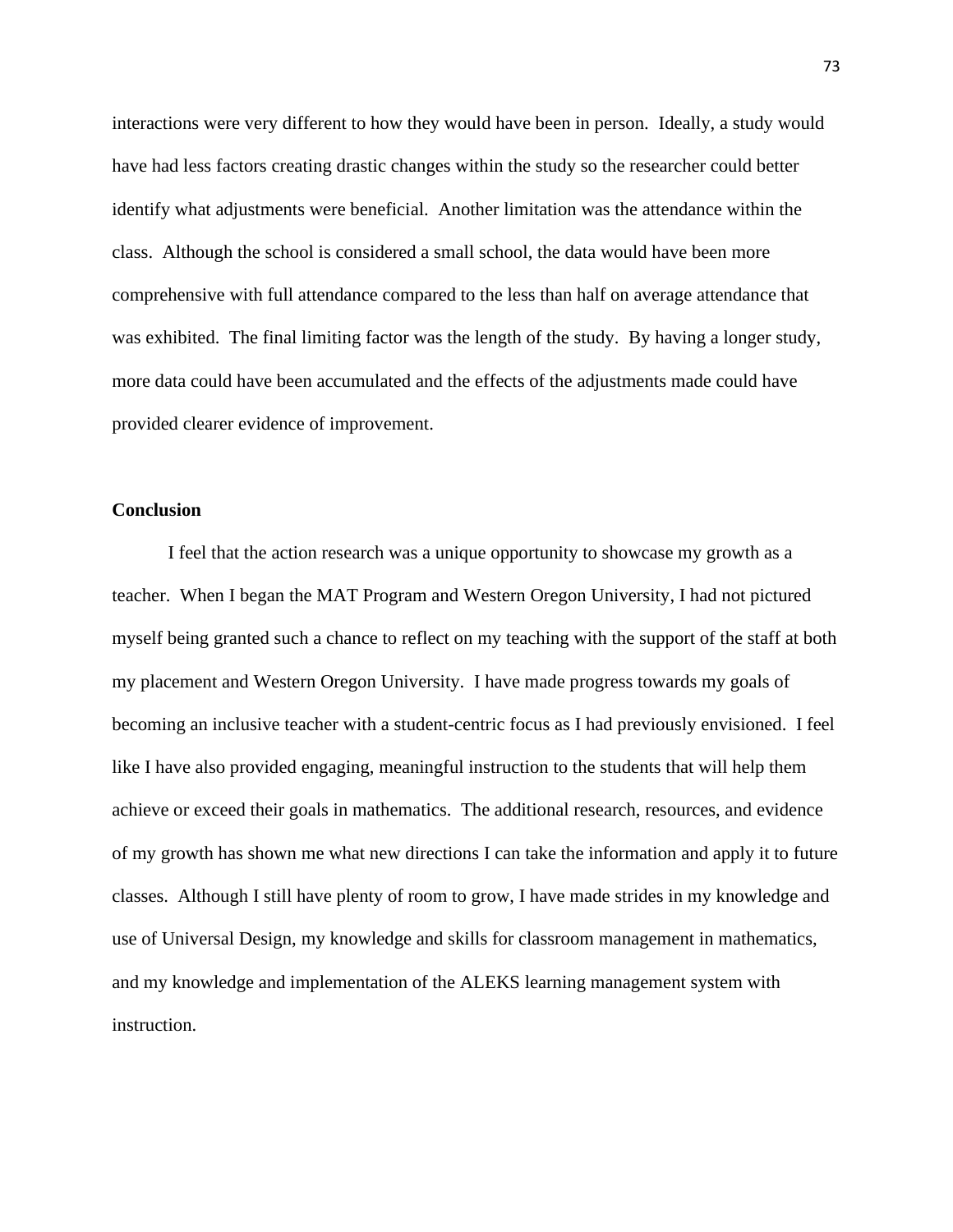interactions were very different to how they would have been in person. Ideally, a study would have had less factors creating drastic changes within the study so the researcher could better identify what adjustments were beneficial. Another limitation was the attendance within the class. Although the school is considered a small school, the data would have been more comprehensive with full attendance compared to the less than half on average attendance that was exhibited. The final limiting factor was the length of the study. By having a longer study, more data could have been accumulated and the effects of the adjustments made could have provided clearer evidence of improvement.

## Conclusion

I feel that the action research was a unique opportunity to showcase my growth as a teacher. When I began the MAT Program and Western Oregon University, I had not pictured myself being granted such a chance to reflect on my teaching with the support of the staff at both my placement and Western Oregon University. I have made progress towards my goals of becoming an inclusive teacher with a student-centric focus as I had previously envisioned. I feel like I have also provided engaging, meaningful instruction to the students that will help them achieve or exceed their goals in mathematics. The additional research, resources, and evidence of my growth has shown me what new directions I can take the information and apply it to future classes. Although I still have plenty of room to grow, I have made strides in my knowledge and use of Universal Design, my knowledge and skills for classroom management in mathematics, and my knowledge and implementation of the ALEKS learning management system with instruction.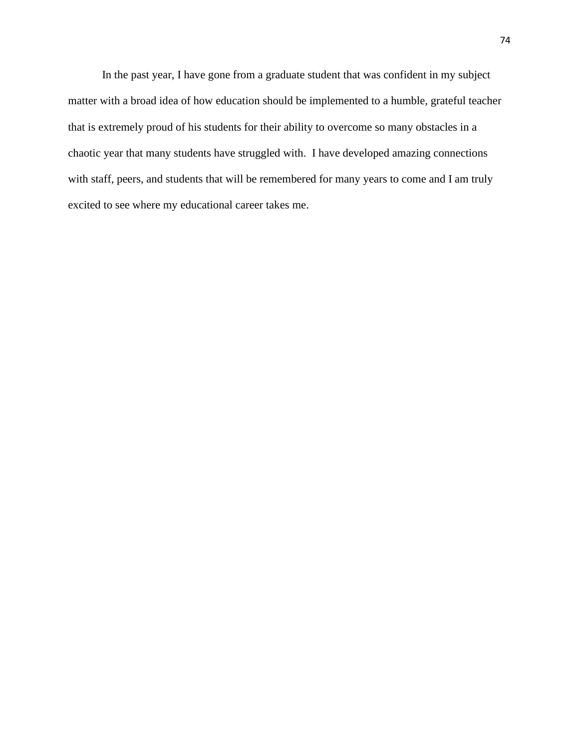In the past year, I have gone from a graduate student that was confident in my subject matter with a broad idea of how education should be implemented to a humble, grateful teacher that is extremely proud of his students for their ability to overcome so many obstacles in a chaotic year that many students have struggled with. I have developed amazing connections with staff, peers, and students that will be remembered for many years to come and I am truly excited to see where my educational career takes me.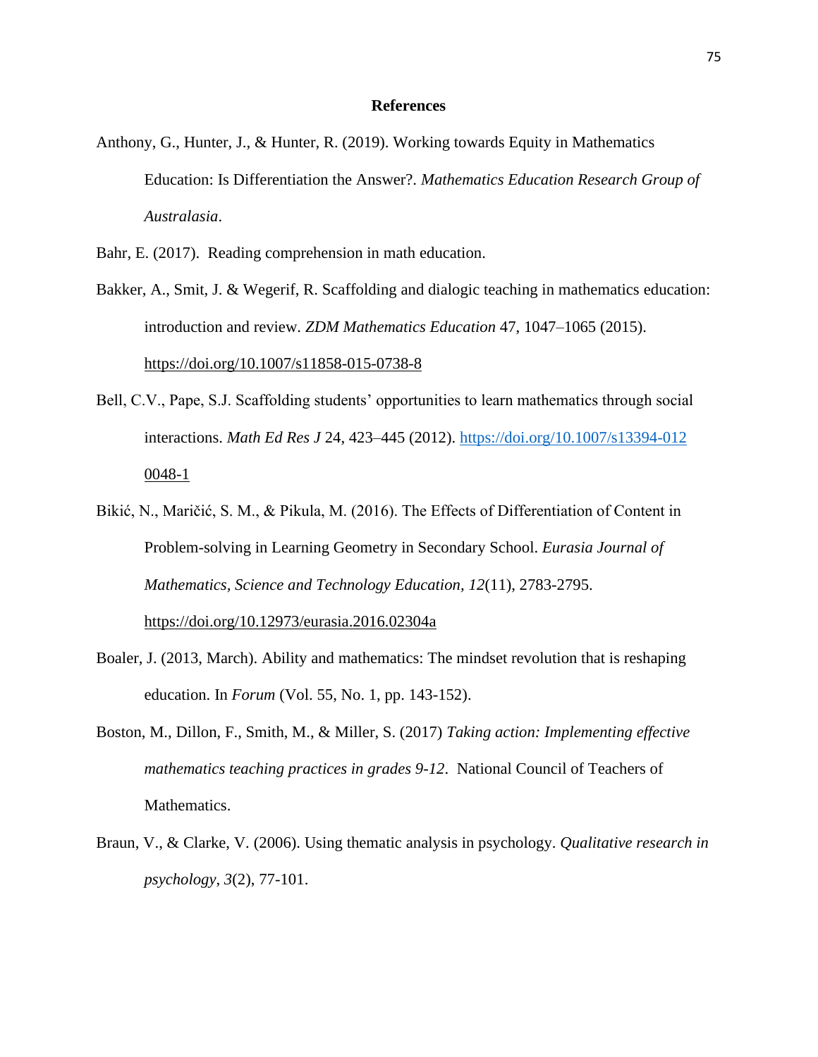# References

Anthony, G., Hunter, J., & Hunter, R. (2019). Working towards Equity in Mathematics Education: Is Differentiation the Answer?. *Mathematics Education Research Group of Australasia*.

Bahr, E. (2017). Reading comprehension in math education.

Bakker, A., Smit, J. & Wegerif, R. Scaffolding and dialogic teaching in mathematics education: introduction and review. *ZDM Mathematics Education* 47, 1047–1065 (2015). https://doi.org/10.1007/s11858-015-0738-8

Bell, C.V., Pape, S.J. Scaffolding students' opportunities to learn mathematics through social interactions. *Math Ed Res J* 24, 423–445 (2012). https://doi.org/10.1007/s13394-012 0048-1

Bikić, N., Maričić, S. M., & Pikula, M. (2016). The Effects of Differentiation of Content in Problem-solving in Learning Geometry in Secondary School. *Eurasia Journal of Mathematics, Science and Technology Education, 12*(11), 2783-2795. https://doi.org/10.12973/eurasia.2016.02304a

Boaler, J. (2013, March). Ability and mathematics: The mindset revolution that is reshaping education. In *Forum* (Vol. 55, No. 1, pp. 143-152).

Boston, M., Dillon, F., Smith, M., & Miller, S. (2017) *Taking action: Implementing effective mathematics teaching practices in grades 9-12*. National Council of Teachers of Mathematics.

Braun, V., & Clarke, V. (2006). Using thematic analysis in psychology. *Qualitative research in psychology*, *3*(2), 77-101.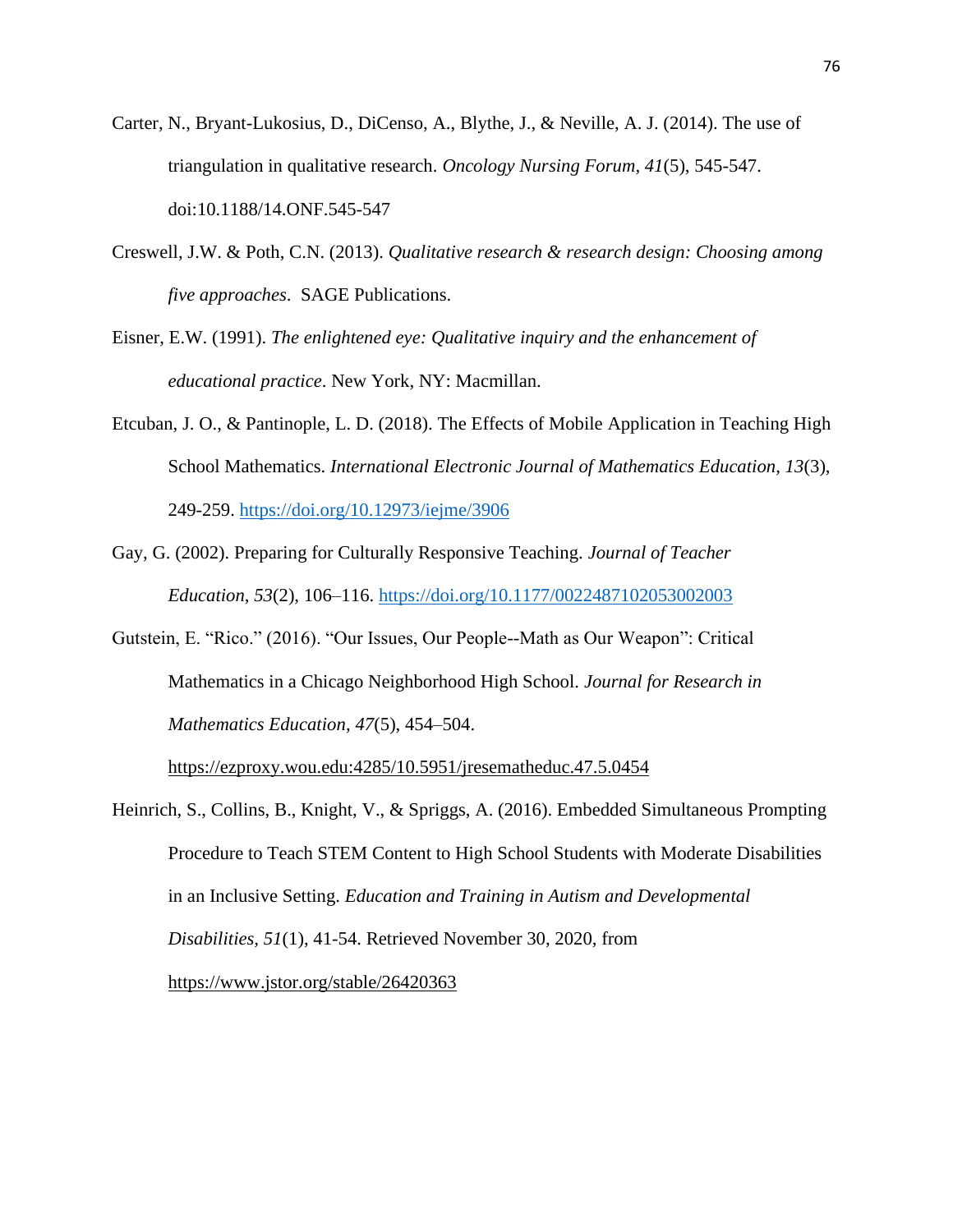Carter, N., Bryant-Lukosius, D., DiCenso, A., Blythe, J., & Neville, A. J. (2014). The use of triangulation in qualitative research. *Oncology Nursing Forum, 41*(5), 545-547. doi:10.1188/14.ONF.545-547

Creswell, J.W. & Poth, C.N. (2013). *Qualitative research & research design: Choosing among five approaches*. SAGE Publications.

Eisner, E.W. (1991). *The enlightened eye: Qualitative inquiry and the enhancement of educational practice*. New York, NY: Macmillan.

Etcuban, J. O., & Pantinople, L. D. (2018). The Effects of Mobile Application in Teaching High School Mathematics. *International Electronic Journal of Mathematics Education, 13*(3), 249-259. https://doi.org/10.12973/iejme/3906

Gay, G. (2002). Preparing for Culturally Responsive Teaching. *Journal of Teacher Education*, *53*(2), 106–116. https://doi.org/10.1177/0022487102053002003

Gutstein, E. "Rico." (2016). "Our Issues, Our People--Math as Our Weapon": Critical Mathematics in a Chicago Neighborhood High School. *Journal for Research in Mathematics Education*, *47*(5), 454–504. https://ezproxy.wou.edu:4285/10.5951/jresematheduc.47.5.0454

Heinrich, S., Collins, B., Knight, V., & Spriggs, A. (2016). Embedded Simultaneous Prompting Procedure to Teach STEM Content to High School Students with Moderate Disabilities in an Inclusive Setting. *Education and Training in Autism and Developmental Disabilities, 51*(1), 41-54. Retrieved November 30, 2020, from https://www.jstor.org/stable/26420363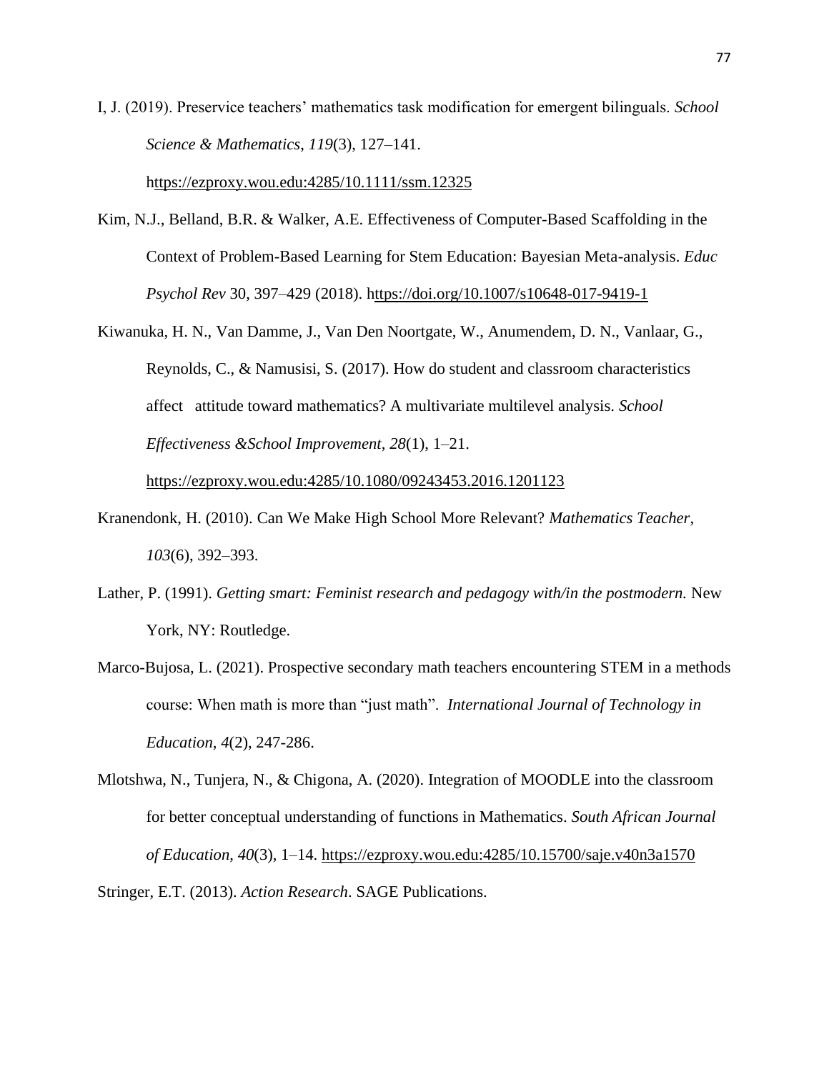I, J. (2019). Preservice teachers' mathematics task modification for emergent bilinguals. *School Science & Mathematics*, *119*(3), 127–141. https://ezproxy.wou.edu:4285/10.1111/ssm.12325

Kim, N.J., Belland, B.R. & Walker, A.E. Effectiveness of Computer-Based Scaffolding in the Context of Problem-Based Learning for Stem Education: Bayesian Meta-analysis. *Educ Psychol Rev* 30, 397–429 (2018). https://doi.org/10.1007/s10648-017-9419-1

Kiwanuka, H. N., Van Damme, J., Van Den Noortgate, W., Anumendem, D. N., Vanlaar, G., Reynolds, C., & Namusisi, S. (2017). How do student and classroom characteristics affect attitude toward mathematics? A multivariate multilevel analysis. *School Effectiveness &School Improvement*, *28*(1), 1–21. https://ezproxy.wou.edu:4285/10.1080/09243453.2016.1201123

Kranendonk, H. (2010). Can We Make High School More Relevant? *Mathematics Teacher*, *103*(6), 392–393.

Lather, P. (1991). *Getting smart: Feminist research and pedagogy with/in the postmodern.* New York, NY: Routledge.

Marco-Bujosa, L. (2021). Prospective secondary math teachers encountering STEM in a methods course: When math is more than "just math". *International Journal of Technology in Education, 4*(2), 247-286.

Mlotshwa, N., Tunjera, N., & Chigona, A. (2020). Integration of MOODLE into the classroom for better conceptual understanding of functions in Mathematics. *South African Journal of Education*, *40*(3), 1–14. https://ezproxy.wou.edu:4285/10.15700/saje.v40n3a1570

Stringer, E.T. (2013). *Action Research*. SAGE Publications.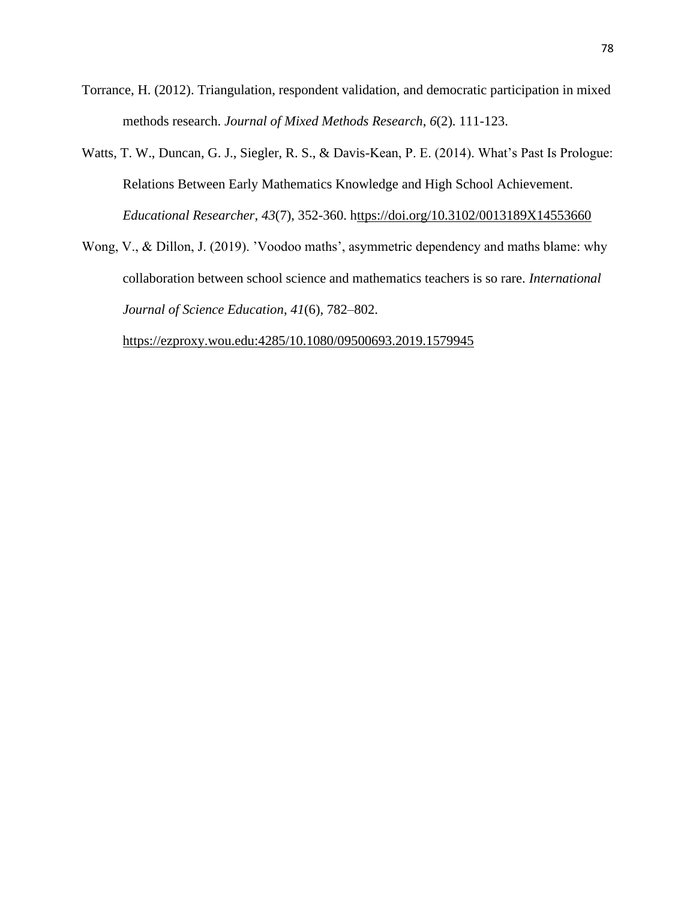Torrance, H. (2012). Triangulation, respondent validation, and democratic participation in mixed methods research. *Journal of Mixed Methods Research*, *6*(2). 111-123.

Watts, T. W., Duncan, G. J., Siegler, R. S., & Davis-Kean, P. E. (2014). What's Past Is Prologue: Relations Between Early Mathematics Knowledge and High School Achievement. *Educational Researcher*, *43*(7), 352-360. https://doi.org/10.3102/0013189X14553660

Wong, V., & Dillon, J. (2019). 'Voodoo maths', asymmetric dependency and maths blame: why collaboration between school science and mathematics teachers is so rare. *International Journal of Science Education*, *41*(6), 782–802. https://ezproxy.wou.edu:4285/10.1080/09500693.2019.1579945